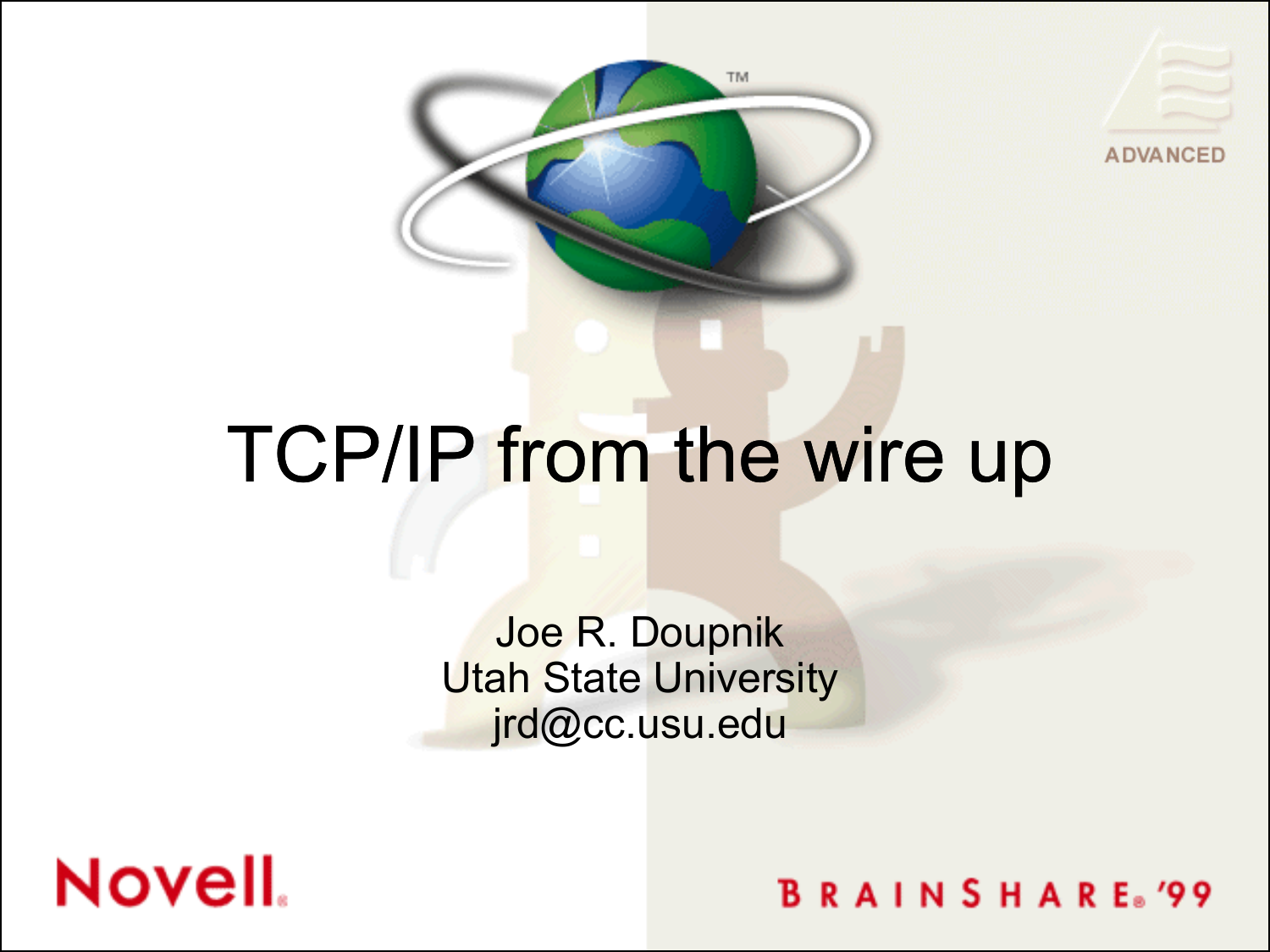# TCP/IP from the wire up

Joe R. Doupnik
Utah State University
jrd@cc.usu.edu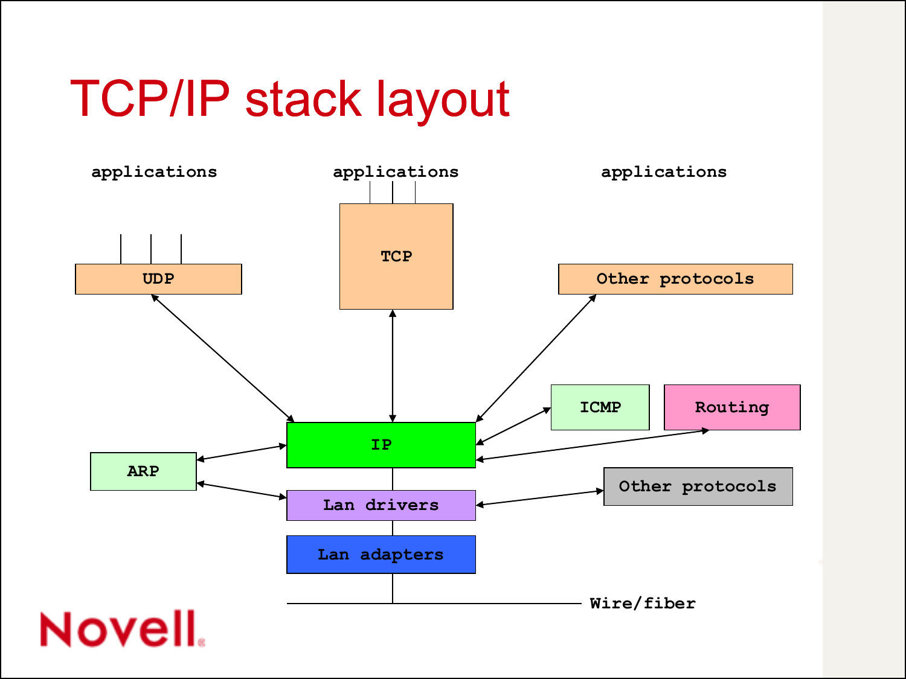# TCP/IP stack layout

applications

applications

applications

UDP

TCP

Other protocols

ICMP

Routing

IP

ARP

Lan drivers

Other protocols

Lan adapters

Wire/fiber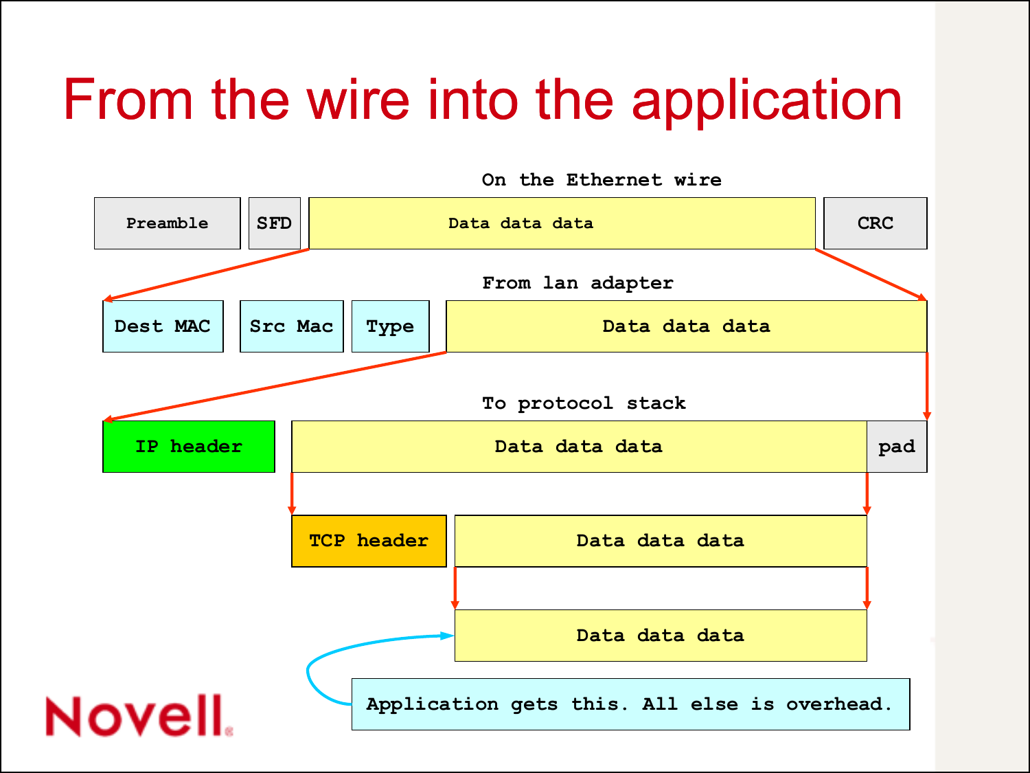# From the wire into the application

**On the Ethernet wire**

| Preamble | SFD | Data data data | CRC |
|---|---|---|---|

**From lan adapter**

| Dest MAC | Src Mac | Type | Data data data |
|---|---|---|---|

**To protocol stack**

| IP header | Data data data | pad |
|---|---|---|

| TCP header | Data data data |
|---|---|

| Data data data |
|---|

Application gets this. All else is overhead.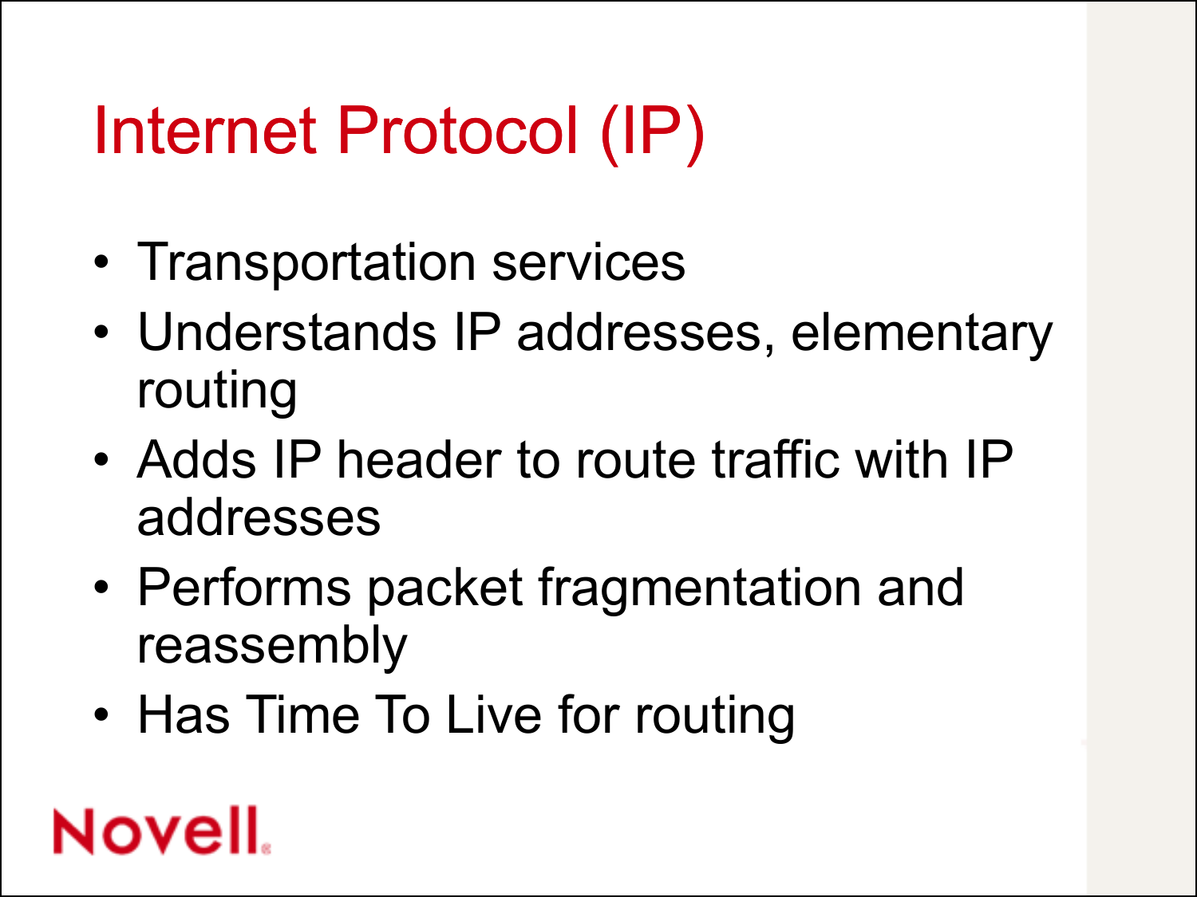# Internet Protocol (IP)

- Transportation services
- Understands IP addresses, elementary routing
- Adds IP header to route traffic with IP addresses
- Performs packet fragmentation and reassembly
- Has Time To Live for routing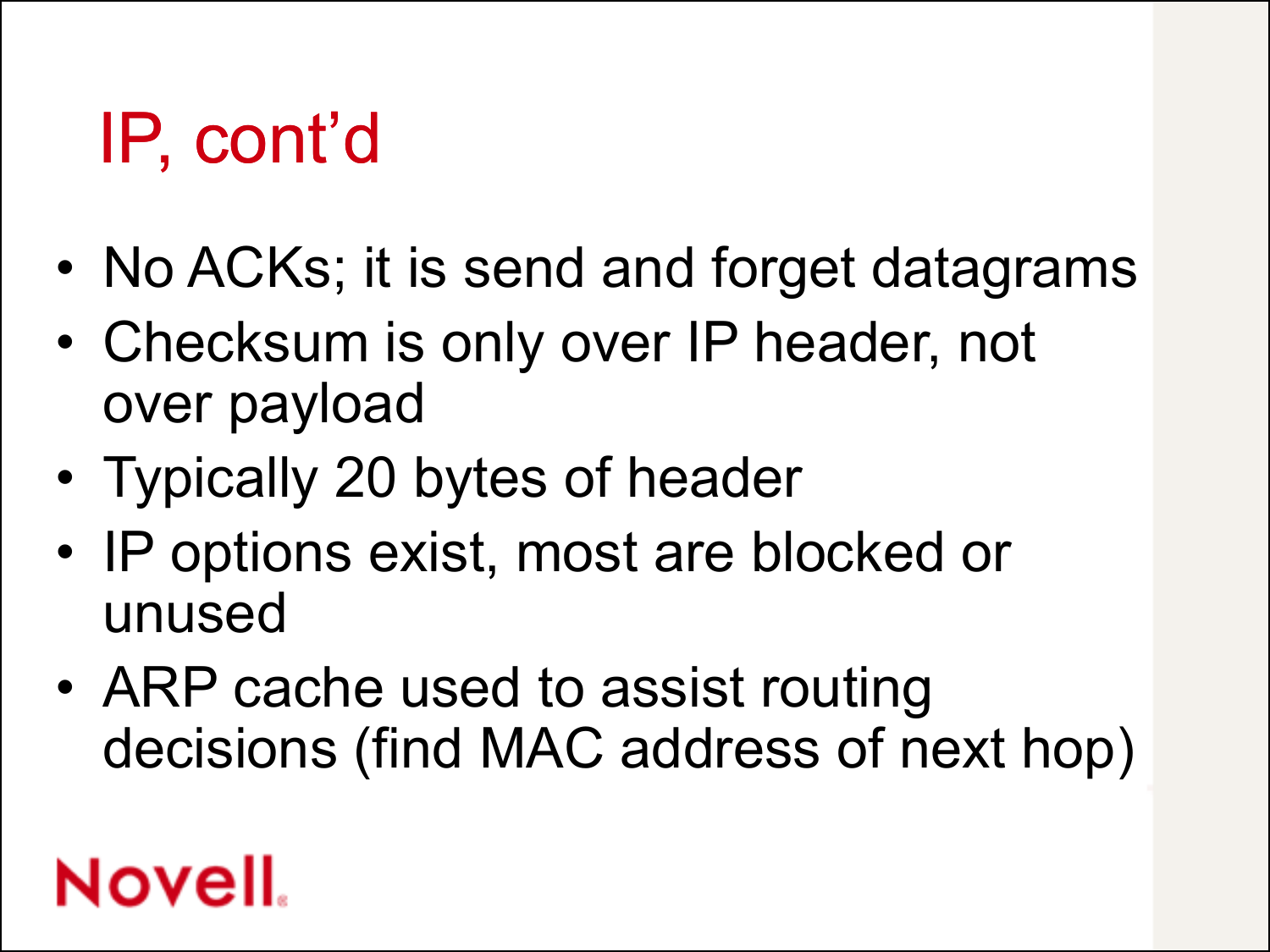# IP, cont'd

- No ACKs; it is send and forget datagrams
- Checksum is only over IP header, not over payload
- Typically 20 bytes of header
- IP options exist, most are blocked or unused
- ARP cache used to assist routing decisions (find MAC address of next hop)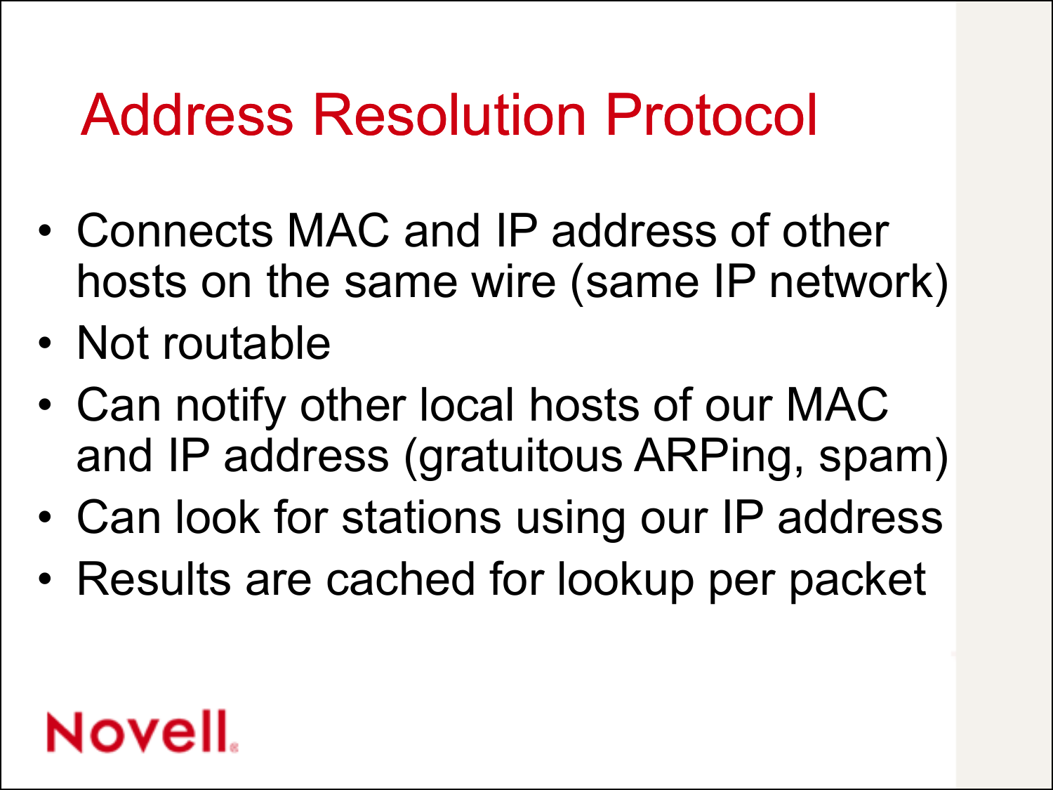# Address Resolution Protocol

- Connects MAC and IP address of other hosts on the same wire (same IP network)
- Not routable
- Can notify other local hosts of our MAC and IP address (gratuitous ARPing, spam)
- Can look for stations using our IP address
- Results are cached for lookup per packet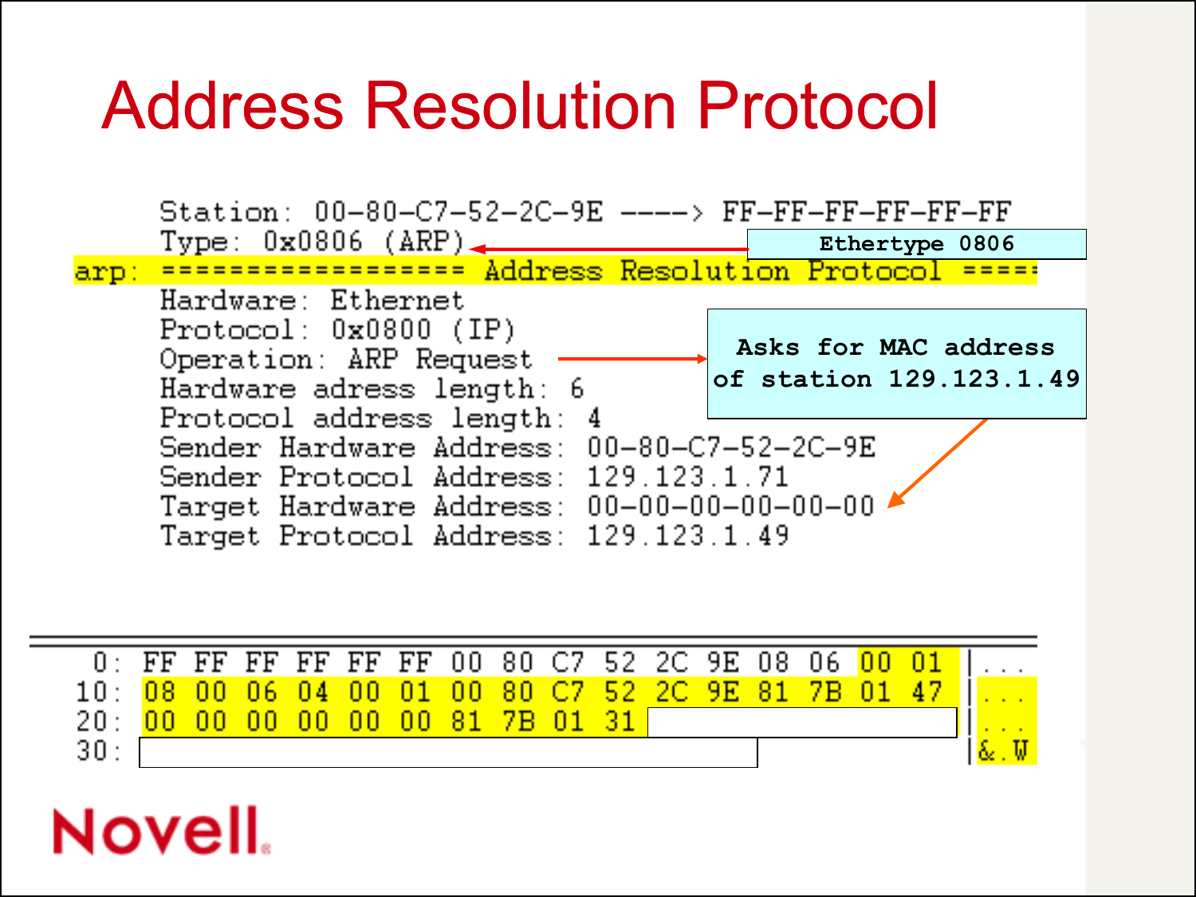# Address Resolution Protocol

```
    Station: 00-80-C7-52-2C-9E ----> FF-FF-FF-FF-FF-FF
    Type: 0x0806 (ARP)
arp: =================== Address Resolution Protocol =====
    Hardware: Ethernet
    Protocol: 0x0800 (IP)
    Operation: ARP Request
    Hardware adress length: 6
    Protocol address length: 4
    Sender Hardware Address: 00-80-C7-52-2C-9E
    Sender Protocol Address: 129.123.1.71
    Target Hardware Address: 00-00-00-00-00-00
    Target Protocol Address: 129.123.1.49
```

Ethertype 0806

Asks for MAC address of station 129.123.1.49

```
 0: FF FF FF FF FF FF 00 80 C7 52 2C 9E 08 06 00 01 |...
10: 08 00 06 04 00 01 00 80 C7 52 2C 9E 81 7B 01 47 |...
20: 00 00 00 00 00 00 81 7B 01 31                   |...
30:                                                 |&.W
```

Novell.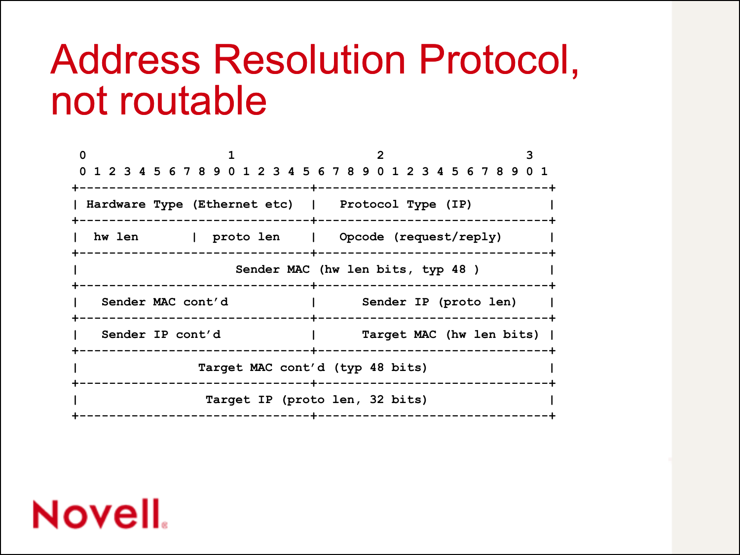# Address Resolution Protocol, not routable

```
 0                   1                   2                   3
 0 1 2 3 4 5 6 7 8 9 0 1 2 3 4 5 6 7 8 9 0 1 2 3 4 5 6 7 8 9 0 1
+-------------------------------+-------------------------------+
| Hardware Type (Ethernet etc)  |   Protocol Type (IP)          |
+-------------------------------+-------------------------------+
|  hw len       |  proto len    |   Opcode (request/reply)      |
+-------------------------------+-------------------------------+
|                     Sender MAC (hw len bits, typ 48 )         |
+-------------------------------+-------------------------------+
|   Sender MAC cont'd           |      Sender IP (proto len)    |
+-------------------------------+-------------------------------+
|   Sender IP cont'd            |      Target MAC (hw len bits) |
+-------------------------------+-------------------------------+
|                Target MAC cont'd (typ 48 bits)                |
+-------------------------------+-------------------------------+
|                 Target IP (proto len, 32 bits)                |
+-------------------------------+-------------------------------+
```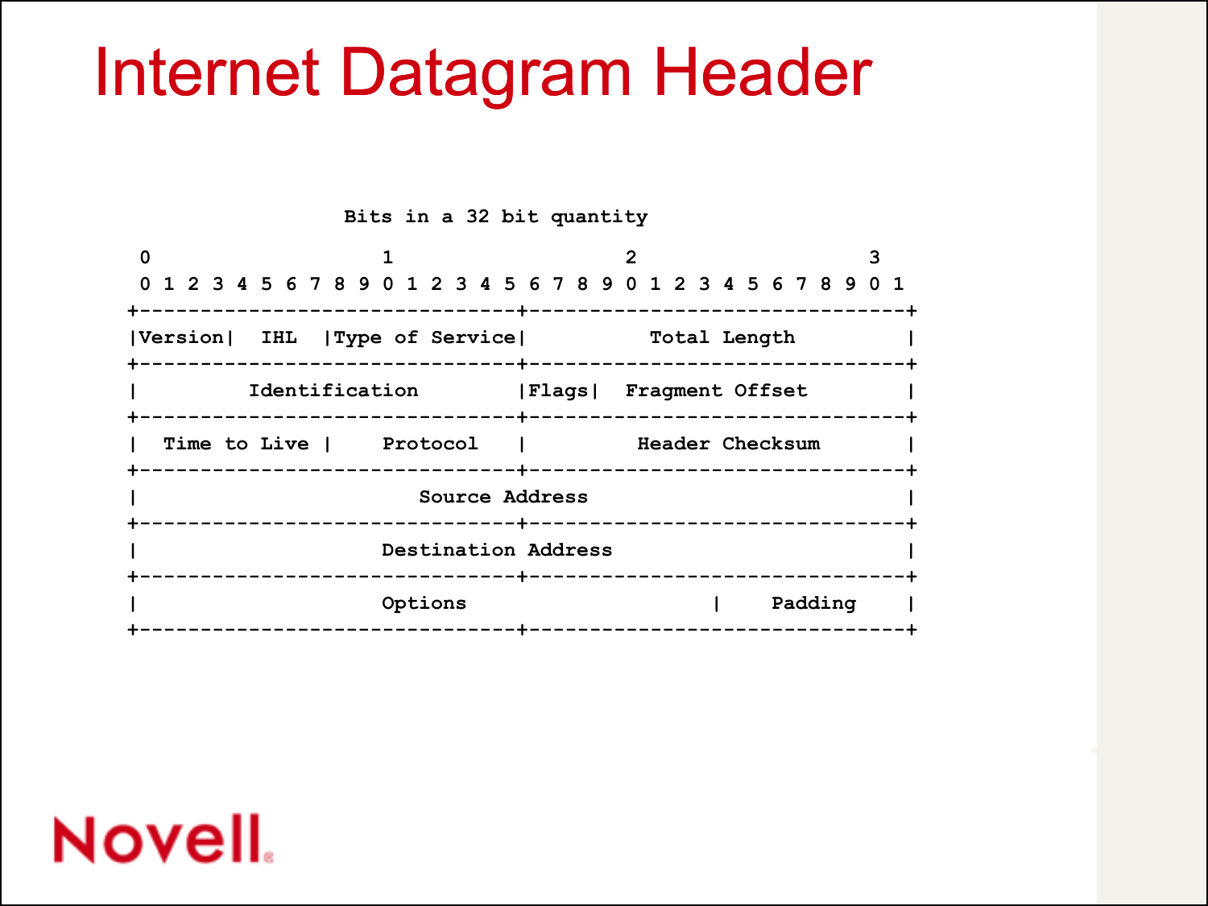# Internet Datagram Header

```
                    Bits in a 32 bit quantity

  0                   1                   2                   3
  0 1 2 3 4 5 6 7 8 9 0 1 2 3 4 5 6 7 8 9 0 1 2 3 4 5 6 7 8 9 0 1
 +-------------------------------+-------------------------------+
 |Version|  IHL  |Type of Service|          Total Length         |
 +-------------------------------+-------------------------------+
 |         Identification        |Flags|   Fragment Offset       |
 +-------------------------------+-------------------------------+
 |  Time to Live |    Protocol   |         Header Checksum       |
 +-------------------------------+-------------------------------+
 |                       Source Address                          |
 +-------------------------------+-------------------------------+
 |                    Destination Address                        |
 +-------------------------------+-------------------------------+
 |                    Options                    |    Padding    |
 +-------------------------------+-------------------------------+
```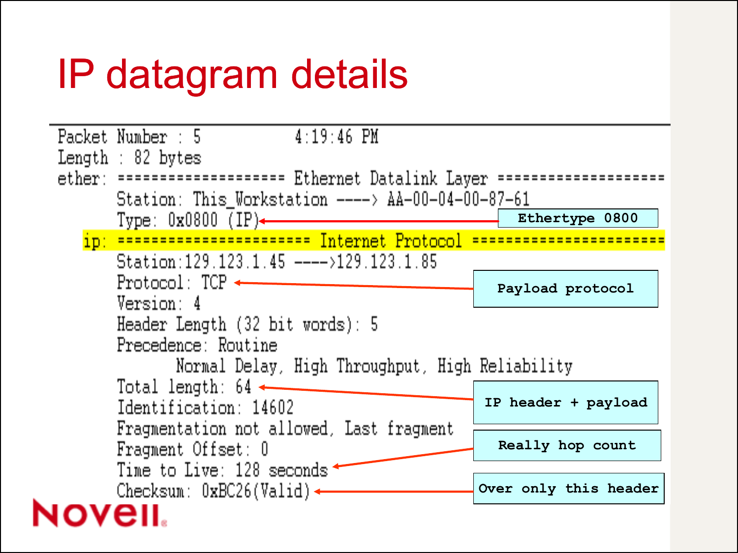# IP datagram details

```
Packet Number : 5          4:19:46 PM
Length : 82 bytes
ether: ==================== Ethernet Datalink Layer ====================
      Station: This_Workstation ----> AA-00-04-00-87-61
      Type: 0x0800 (IP)
  ip: ======================= Internet Protocol =======================
      Station:129.123.1.45 ---->129.123.1.85
      Protocol: TCP
      Version: 4
      Header Length (32 bit words): 5
      Precedence: Routine
            Normal Delay, High Throughput, High Reliability
      Total length: 64
      Identification: 14602
      Fragmentation not allowed, Last fragment
      Fragment Offset: 0
      Time to Live: 128 seconds
      Checksum: 0xBC26(Valid)
```

- Type: 0x0800 (IP) ← **Ethertype 0800**
- Protocol: TCP ← **Payload protocol**
- Total length: 64 ← **IP header + payload**
- Time to Live: 128 seconds ← **Really hop count**
- Checksum: 0xBC26(Valid) ← **Over only this header**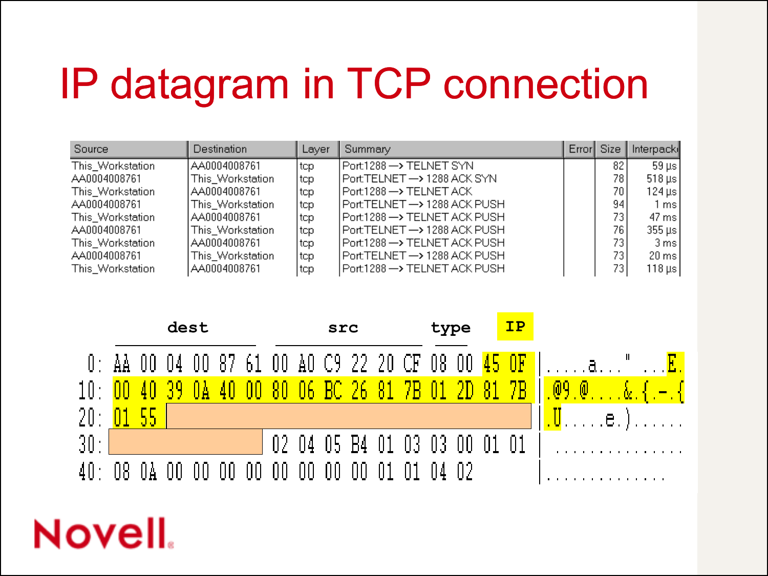# IP datagram in TCP connection

| Source | Destination | Layer | Summary | Error | Size | Interpacket |
|---|---|---|---|---|---|---|
| This_Workstation | AA0004008761 | tcp | Port:1288 —> TELNET SYN | | 82 | 59 µs |
| AA0004008761 | This_Workstation | tcp | Port:TELNET —> 1288 ACK SYN | | 78 | 518 µs |
| This_Workstation | AA0004008761 | tcp | Port:1288 —> TELNET ACK | | 70 | 124 µs |
| AA0004008761 | This_Workstation | tcp | Port:TELNET —> 1288 ACK PUSH | | 94 | 1 ms |
| This_Workstation | AA0004008761 | tcp | Port:1288 —> TELNET ACK PUSH | | 73 | 47 ms |
| AA0004008761 | This_Workstation | tcp | Port:TELNET —> 1288 ACK PUSH | | 76 | 355 µs |
| This_Workstation | AA0004008761 | tcp | Port:1288 —> TELNET ACK PUSH | | 73 | 3 ms |
| AA0004008761 | This_Workstation | tcp | Port:TELNET —> 1288 ACK PUSH | | 73 | 20 ms |
| This_Workstation | AA0004008761 | tcp | Port:1288 —> TELNET ACK PUSH | | 73 | 118 µs |

```
             dest                 src            type   IP
 0: AA 00 04 00 87 61 00 A0 C9 22 20 CF 08 00 45 0F  |.....a..." ...E.
10: 00 40 39 0A 40 00 80 06 BC 26 81 7B 01 2D 81 7B  |.@9.@....&.{.-.{
20: 01 55                                            |.U.....e.)......
30:                   02 04 05 B4 01 03 03 00 01 01  | ................
40: 08 0A 00 00 00 00 00 00 00 00 01 01 04 02        |..............
```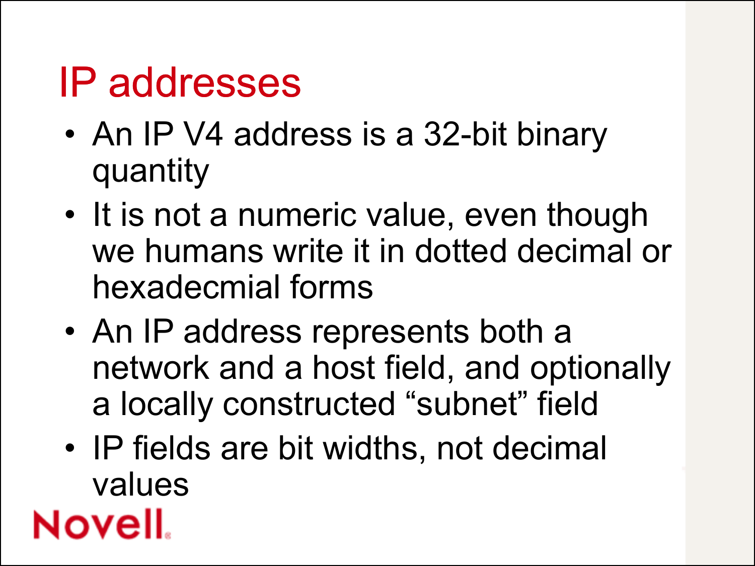# IP addresses

- An IP V4 address is a 32-bit binary quantity
- It is not a numeric value, even though we humans write it in dotted decimal or hexadecmial forms
- An IP address represents both a network and a host field, and optionally a locally constructed "subnet" field
- IP fields are bit widths, not decimal values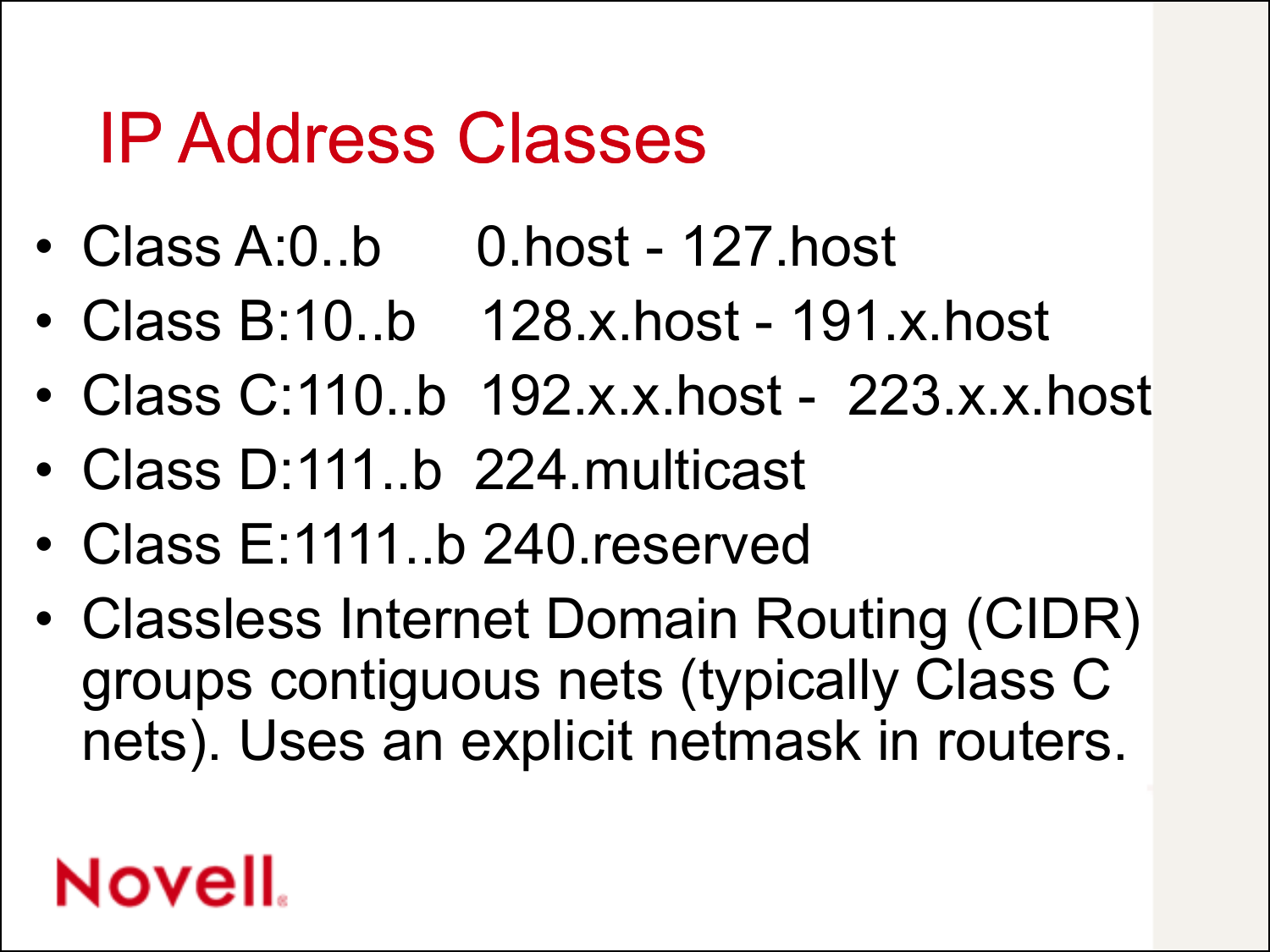# IP Address Classes

- Class A:0..b 0.host - 127.host
- Class B:10..b 128.x.host - 191.x.host
- Class C:110..b 192.x.x.host - 223.x.x.host
- Class D:111..b 224.multicast
- Class E:1111..b 240.reserved
- Classless Internet Domain Routing (CIDR) groups contiguous nets (typically Class C nets). Uses an explicit netmask in routers.

Novell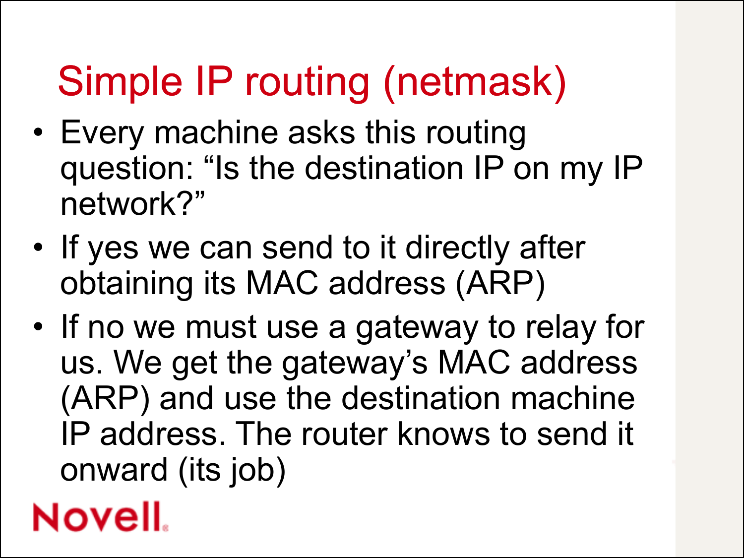# Simple IP routing (netmask)

- Every machine asks this routing question: “Is the destination IP on my IP network?”
- If yes we can send to it directly after obtaining its MAC address (ARP)
- If no we must use a gateway to relay for us. We get the gateway’s MAC address (ARP) and use the destination machine IP address. The router knows to send it onward (its job)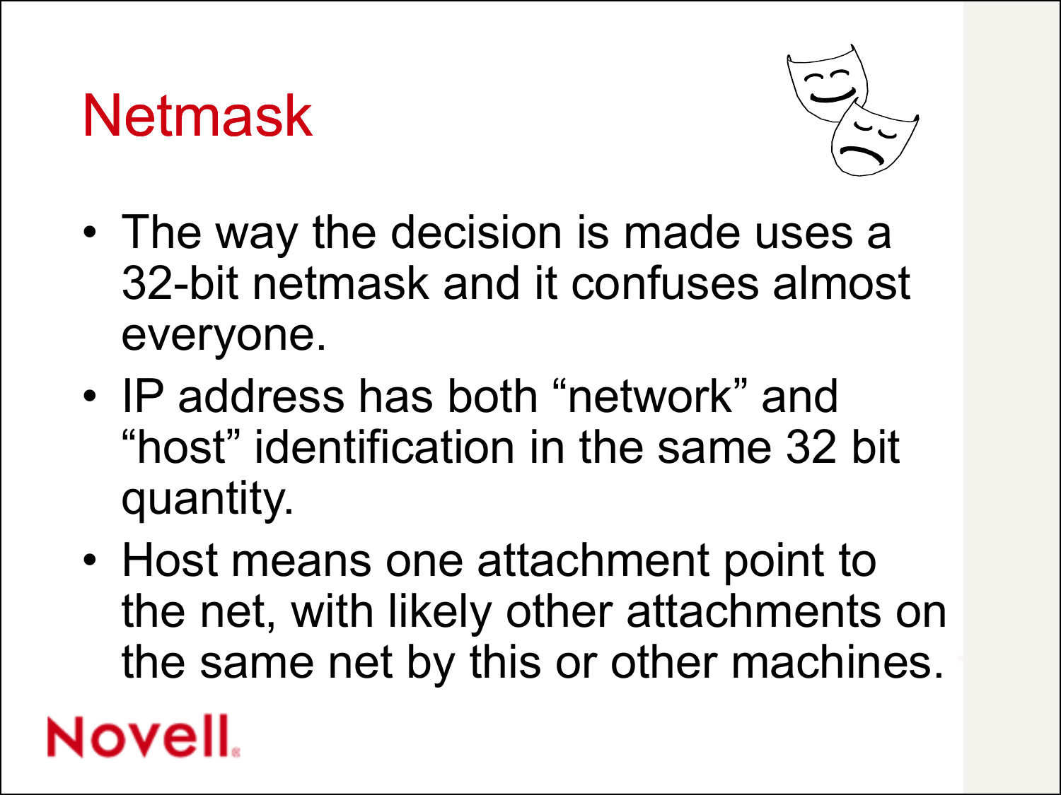# Netmask

- The way the decision is made uses a 32-bit netmask and it confuses almost everyone.
- IP address has both “network” and “host” identification in the same 32 bit quantity.
- Host means one attachment point to the net, with likely other attachments on the same net by this or other machines.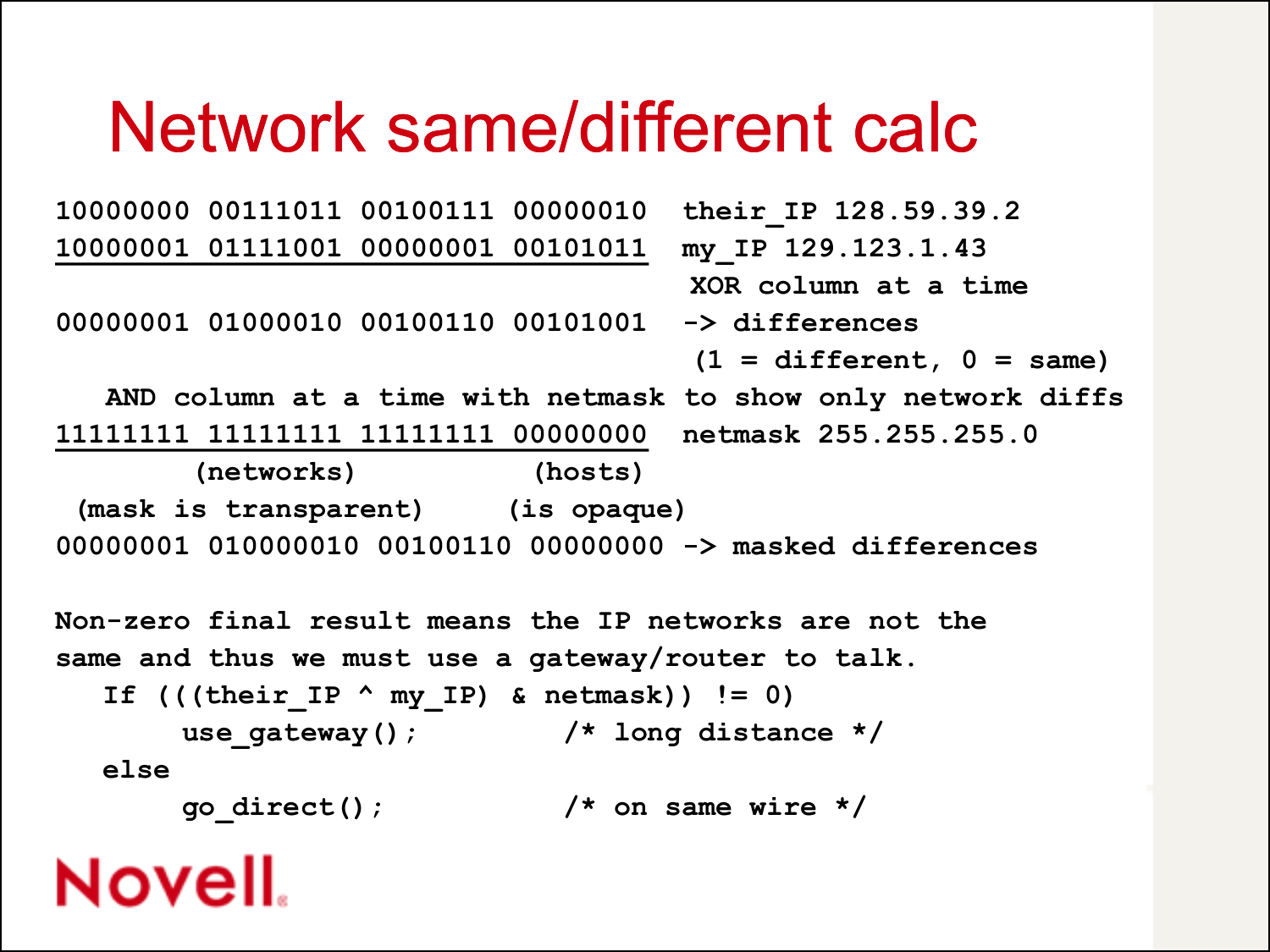# Network same/different calc

```
10000000 00111011 00100111 00000010  their_IP 128.59.39.2
10000001 01111001 00000001 00101011  my_IP 129.123.1.43
                                      XOR column at a time
00000001 01000010 00100110 00101001  -> differences
                                      (1 = different, 0 = same)
   AND column at a time with netmask to show only network diffs
11111111 11111111 11111111 00000000  netmask 255.255.255.0
        (networks)           (hosts)
 (mask is transparent)     (is opaque)
00000001 010000010 00100110 00000000 -> masked differences

Non-zero final result means the IP networks are not the
same and thus we must use a gateway/router to talk.
   If (((their_IP ^ my_IP) & netmask)) != 0)
        use_gateway();          /* long distance */
   else
        go_direct();            /* on same wire */
```

Novell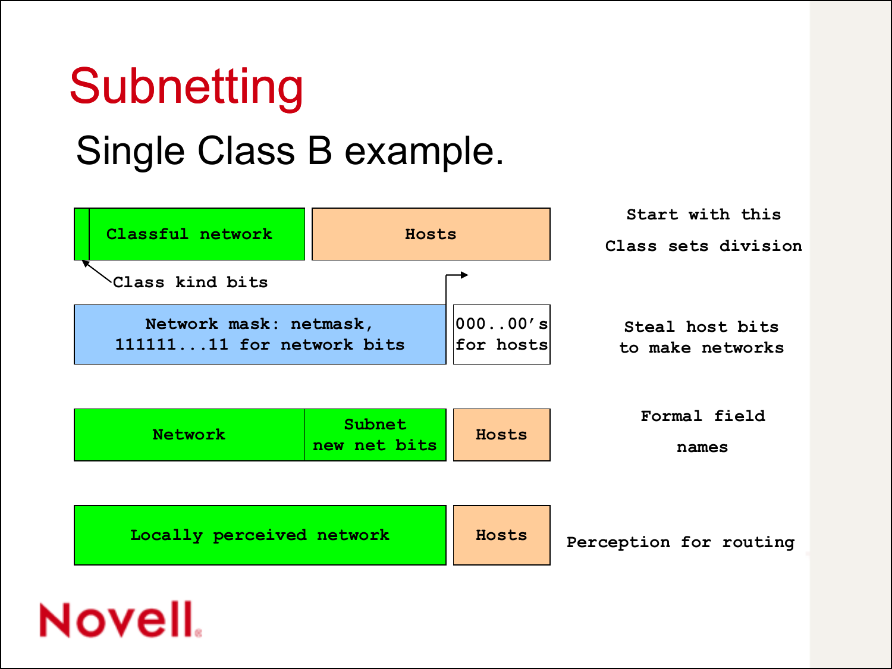# Subnetting

## Single Class B example.

| Classful network | Hosts | Start with this / Class sets division |
|---|---|---|

Class kind bits

| Network mask: netmask, 111111...11 for network bits | 000..00's for hosts | Steal host bits to make networks |
|---|---|---|

| Network | Subnet new net bits | Hosts | Formal field names |
|---|---|---|---|

| Locally perceived network | Hosts | Perception for routing |
|---|---|---|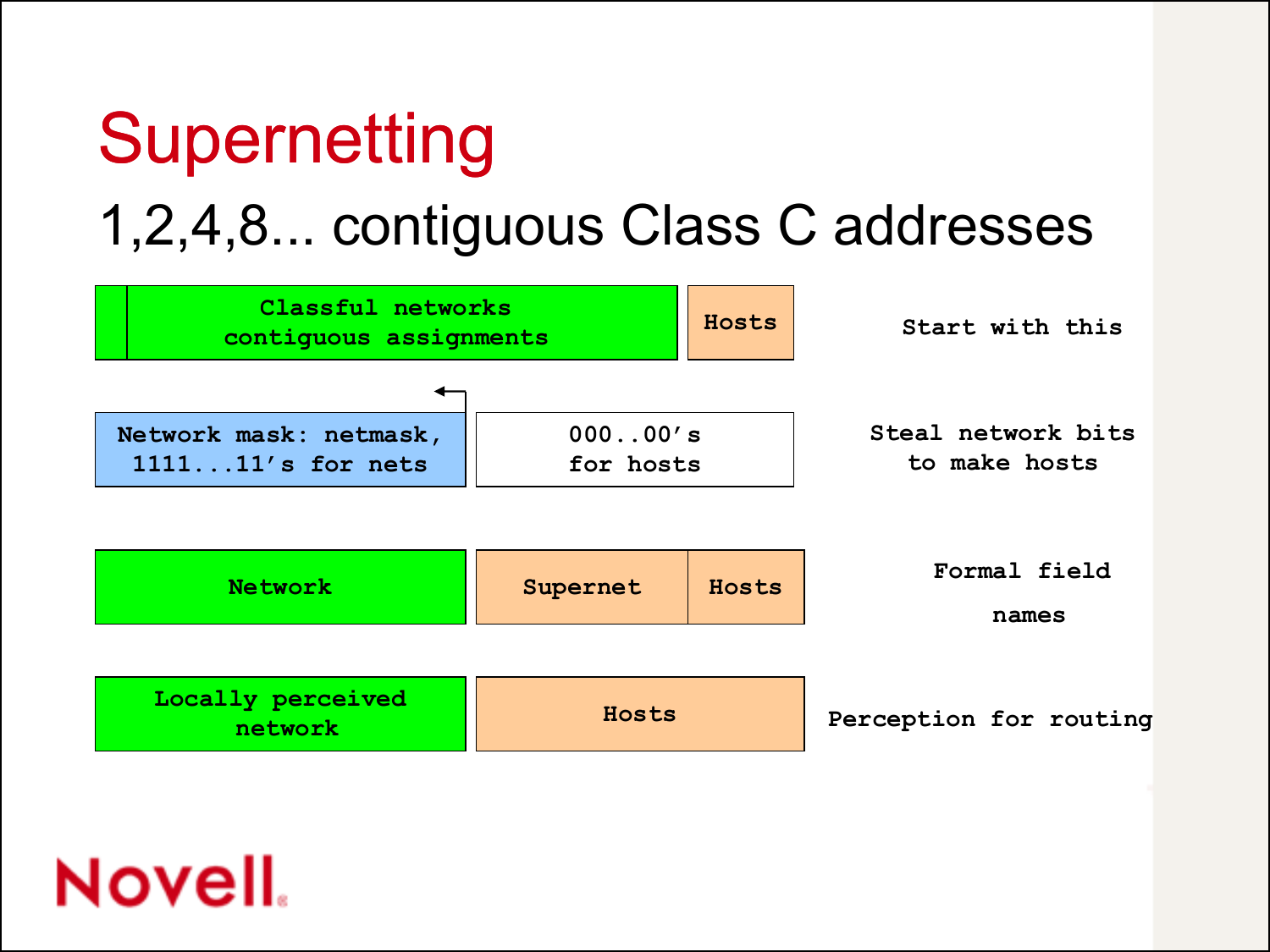# Supernetting

## 1,2,4,8... contiguous Class C addresses

| Field layout | | | Description |
|---|---|---|---|
| Classful networks contiguous assignments | | Hosts | Start with this |
| Network mask: netmask, 1111...11's for nets | 000..00's for hosts | | Steal network bits to make hosts |
| Network | Supernet | Hosts | Formal field names |
| Locally perceived network | Hosts | | Perception for routing |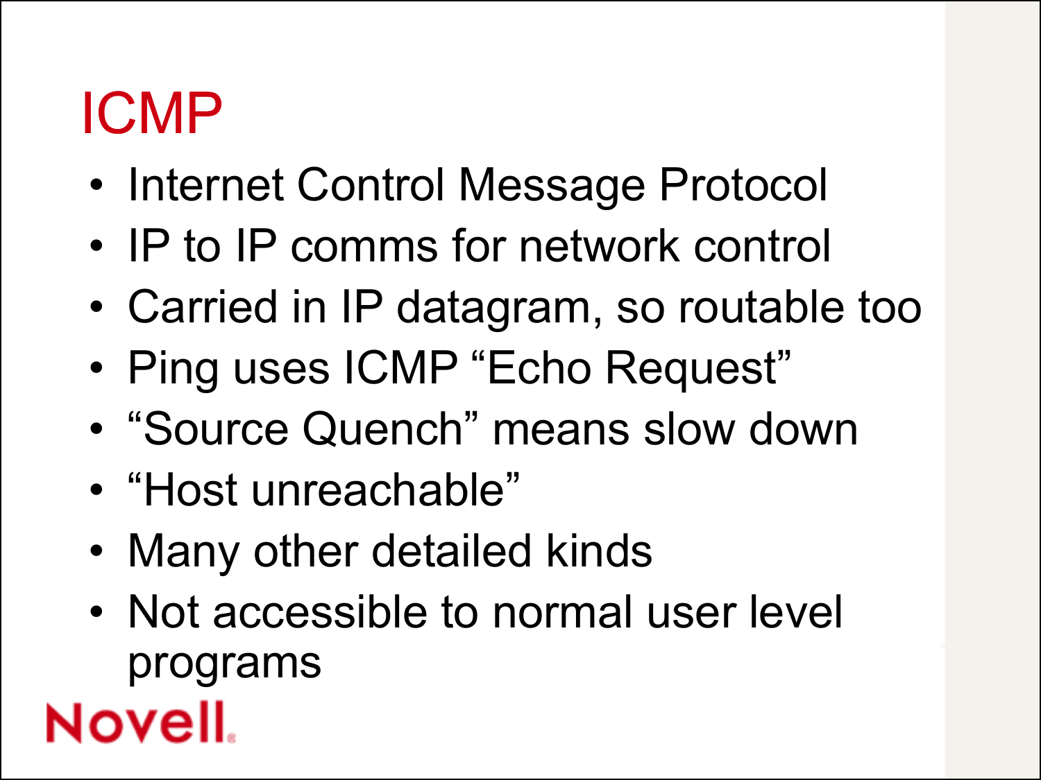# ICMP

- Internet Control Message Protocol
- IP to IP comms for network control
- Carried in IP datagram, so routable too
- Ping uses ICMP “Echo Request”
- “Source Quench” means slow down
- “Host unreachable”
- Many other detailed kinds
- Not accessible to normal user level programs

Novell.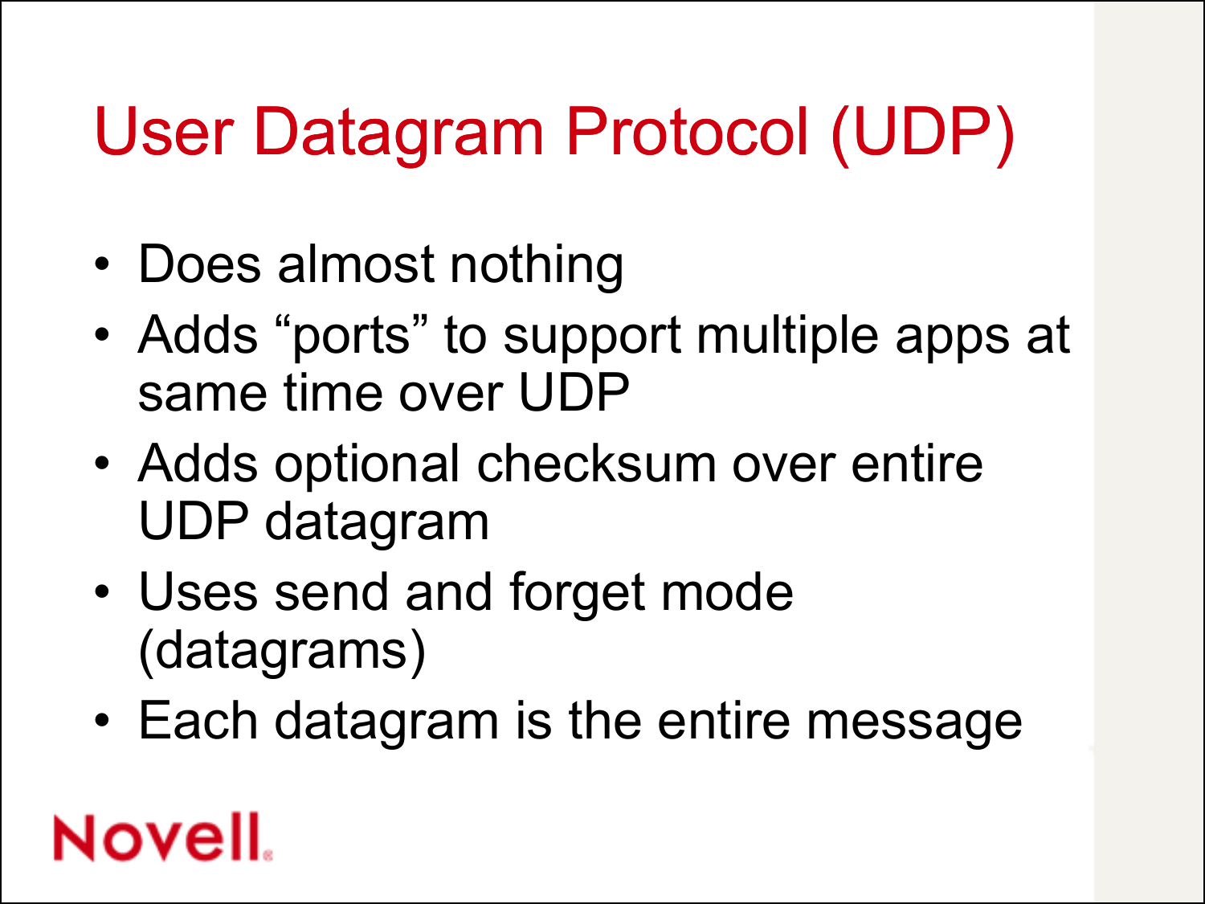# User Datagram Protocol (UDP)

- Does almost nothing
- Adds “ports” to support multiple apps at same time over UDP
- Adds optional checksum over entire UDP datagram
- Uses send and forget mode (datagrams)
- Each datagram is the entire message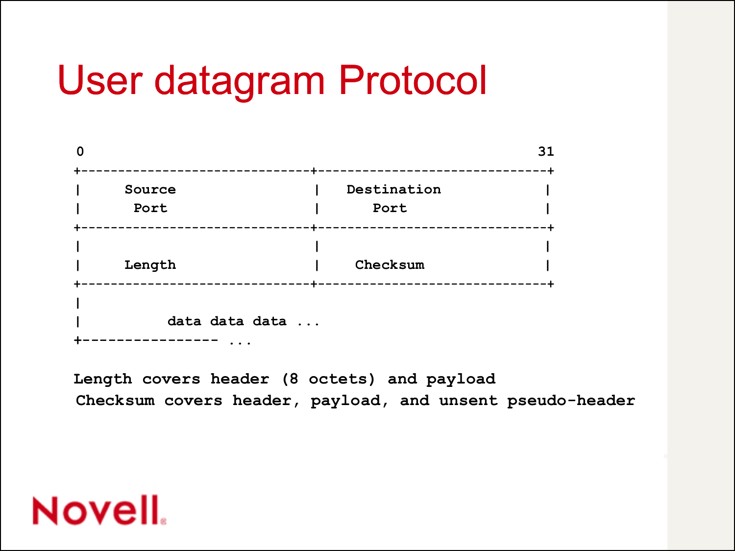# User datagram Protocol

```
0                                                          31
+------------------------------+------------------------------+
|      Source                  |    Destination               |
|       Port                   |       Port                   |
+------------------------------+------------------------------+
|                              |                              |
|      Length                  |     Checksum                 |
+------------------------------+------------------------------+
|
|           data data data ...
+----------------- ...
```

```
Length covers header (8 octets) and payload
Checksum covers header, payload, and unsent pseudo-header
```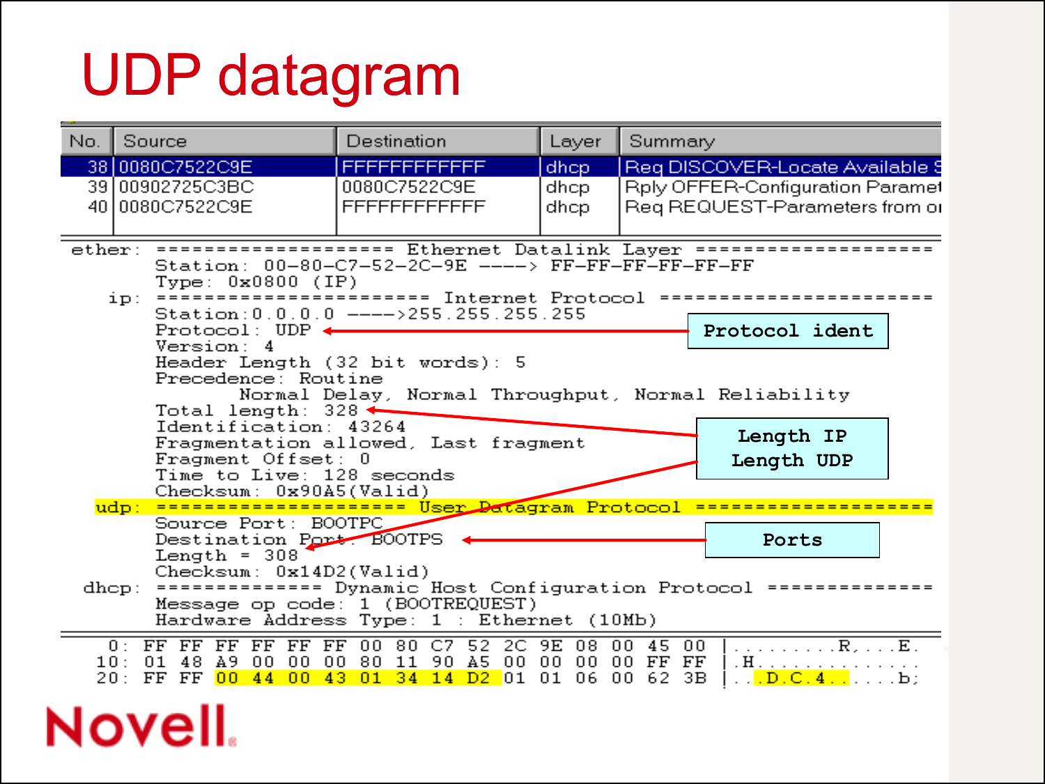# UDP datagram

| No. | Source | Destination | Layer | Summary |
|---|---|---|---|---|
| 38 | 0080C7522C9E | FFFFFFFFFFFF | dhcp | Req DISCOVER-Locate Available S |
| 39 | 00902725C3BC | 0080C7522C9E | dhcp | Rply OFFER-Configuration Paramet |
| 40 | 0080C7522C9E | FFFFFFFFFFFF | dhcp | Req REQUEST-Parameters from o |

```
ether: =================== Ethernet Datalink Layer ===================
       Station: 00-80-C7-52-2C-9E ----> FF-FF-FF-FF-FF-FF
       Type: 0x0800 (IP)
   ip: ===================== Internet Protocol =====================
       Station:0.0.0.0 ---->255.255.255.255
       Protocol: UDP
       Version: 4
       Header Length (32 bit words): 5
       Precedence: Routine
               Normal Delay, Normal Throughput, Normal Reliability
       Total length: 328
       Identification: 43264
       Fragmentation allowed, Last fragment
       Fragment Offset: 0
       Time to Live: 128 seconds
       Checksum: 0x90A5(Valid)
  udp: ==================== User Datagram Protocol ====================
       Source Port: BOOTPC
       Destination Port: BOOTPS
       Length = 308
       Checksum: 0x14D2(Valid)
 dhcp: ============= Dynamic Host Configuration Protocol =============
       Message op code: 1 (BOOTREQUEST)
       Hardware Address Type: 1 : Ethernet (10Mb)

  0: FF FF FF FF FF FF 00 80 C7 52 2C 9E 08 00 45 00 |.........R,...E.
 10: 01 48 A9 00 00 00 80 11 90 A5 00 00 00 00 FF FF |.H..............
 20: FF FF 00 44 00 43 01 34 14 D2 01 01 06 00 62 3B |...D.C.4......b;
```

Protocol ident

Length IP
Length UDP

Ports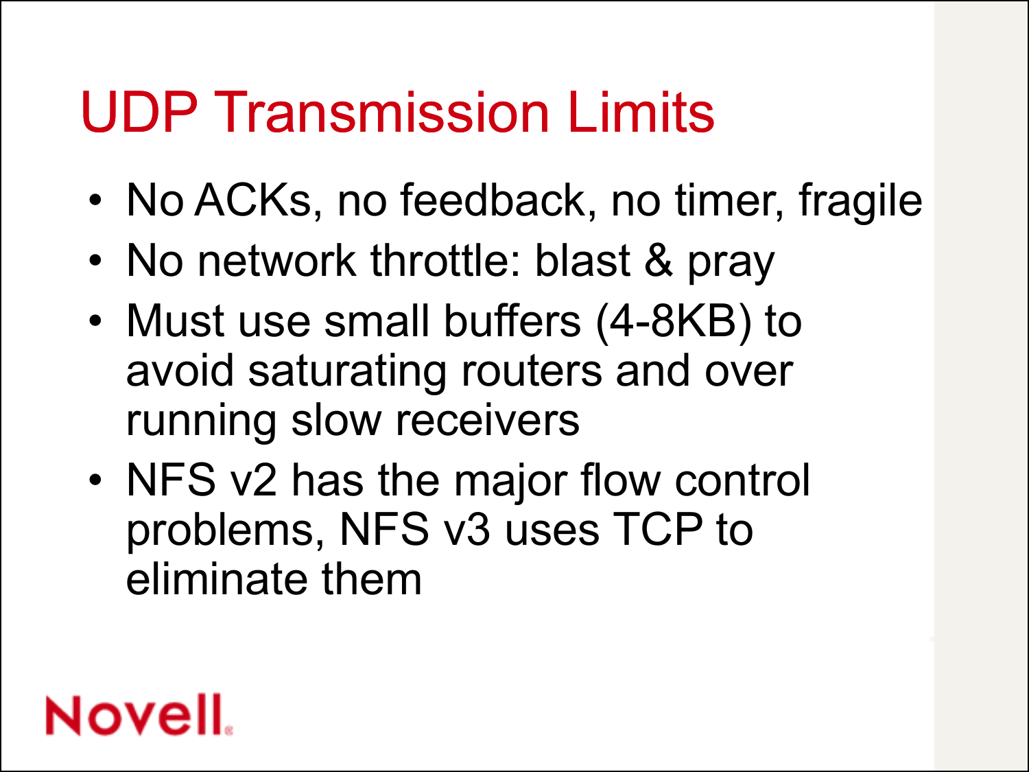# UDP Transmission Limits

- No ACKs, no feedback, no timer, fragile
- No network throttle: blast & pray
- Must use small buffers (4-8KB) to avoid saturating routers and over running slow receivers
- NFS v2 has the major flow control problems, NFS v3 uses TCP to eliminate them

Novell.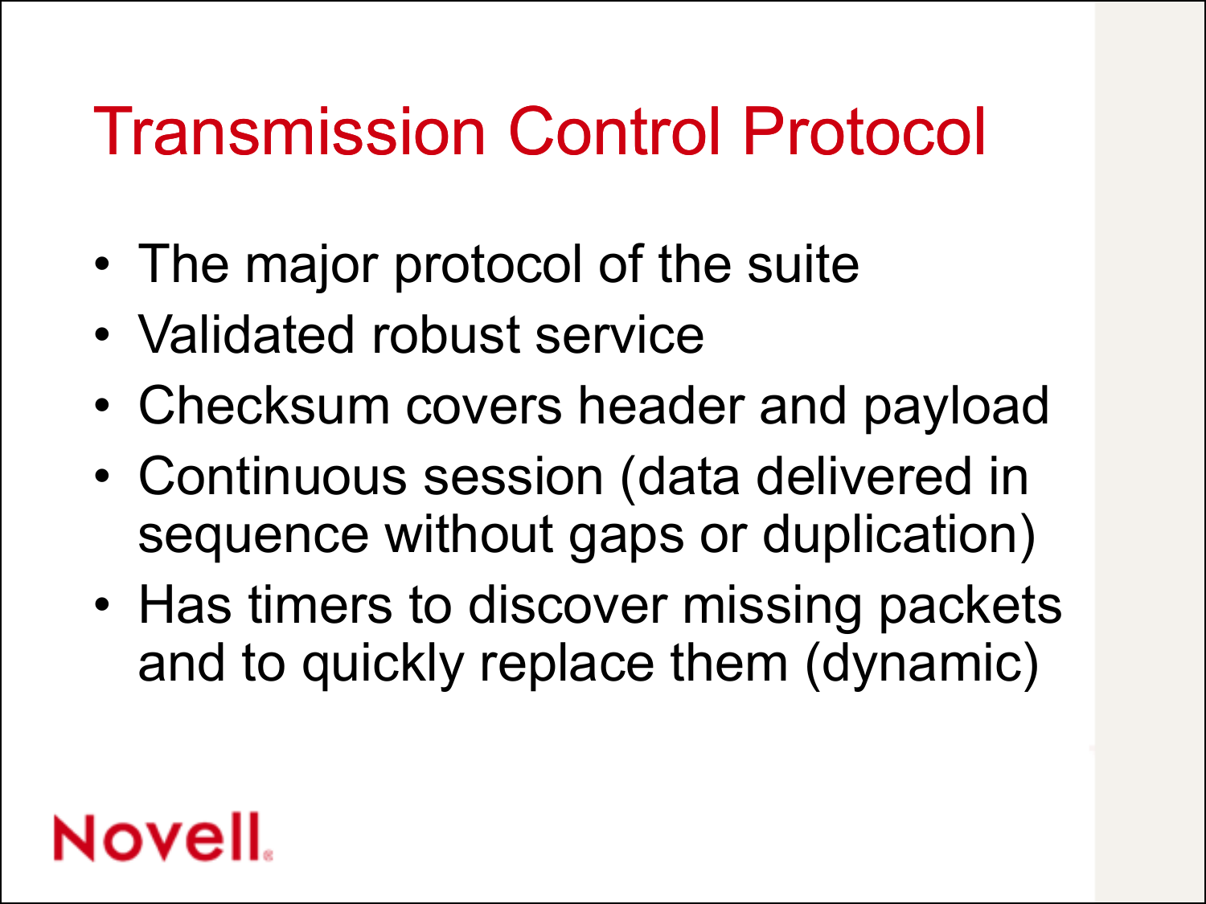# Transmission Control Protocol

- The major protocol of the suite
- Validated robust service
- Checksum covers header and payload
- Continuous session (data delivered in sequence without gaps or duplication)
- Has timers to discover missing packets and to quickly replace them (dynamic)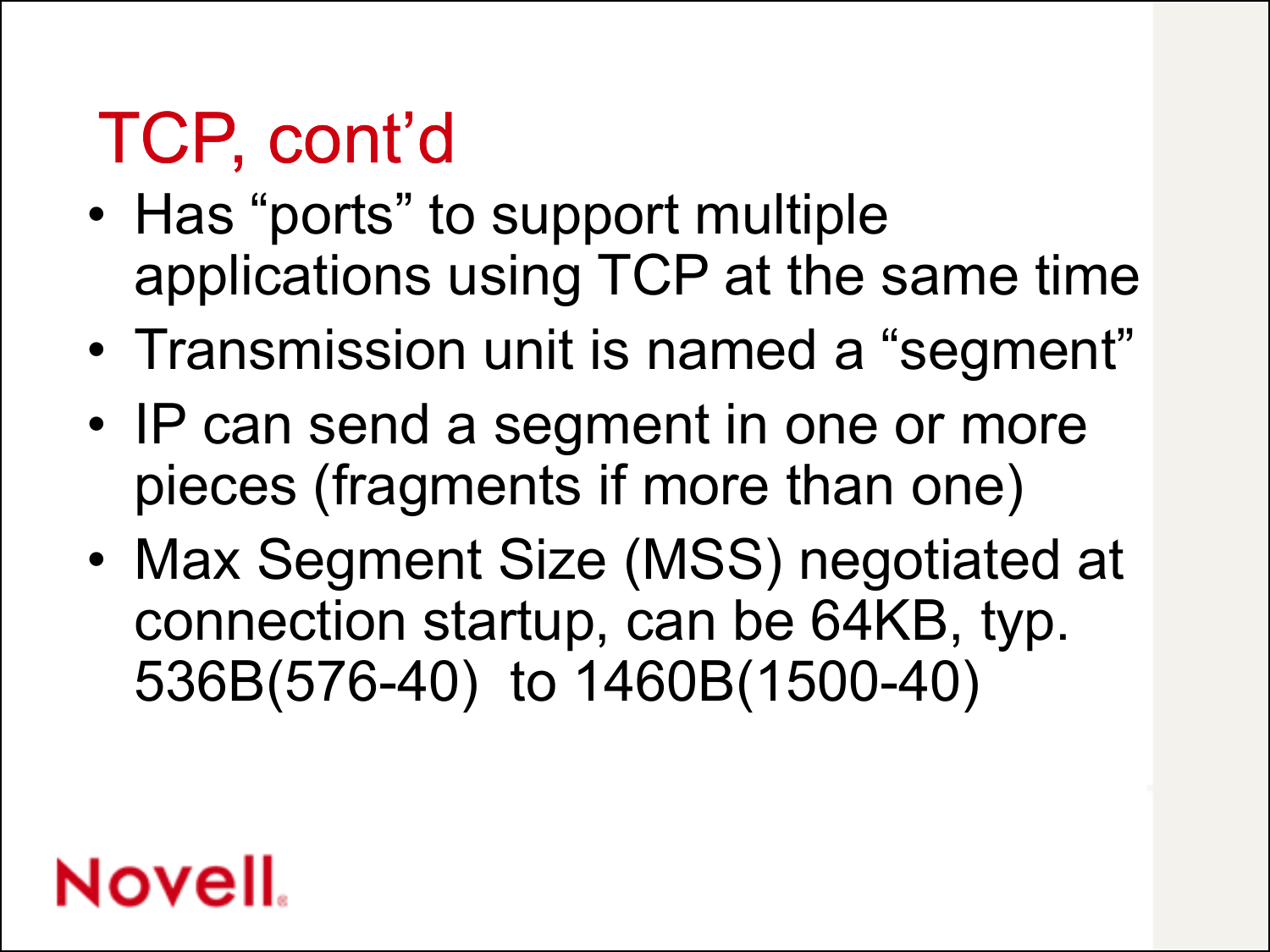# TCP, cont'd

- Has "ports" to support multiple applications using TCP at the same time
- Transmission unit is named a "segment"
- IP can send a segment in one or more pieces (fragments if more than one)
- Max Segment Size (MSS) negotiated at connection startup, can be 64KB, typ. 536B(576-40) to 1460B(1500-40)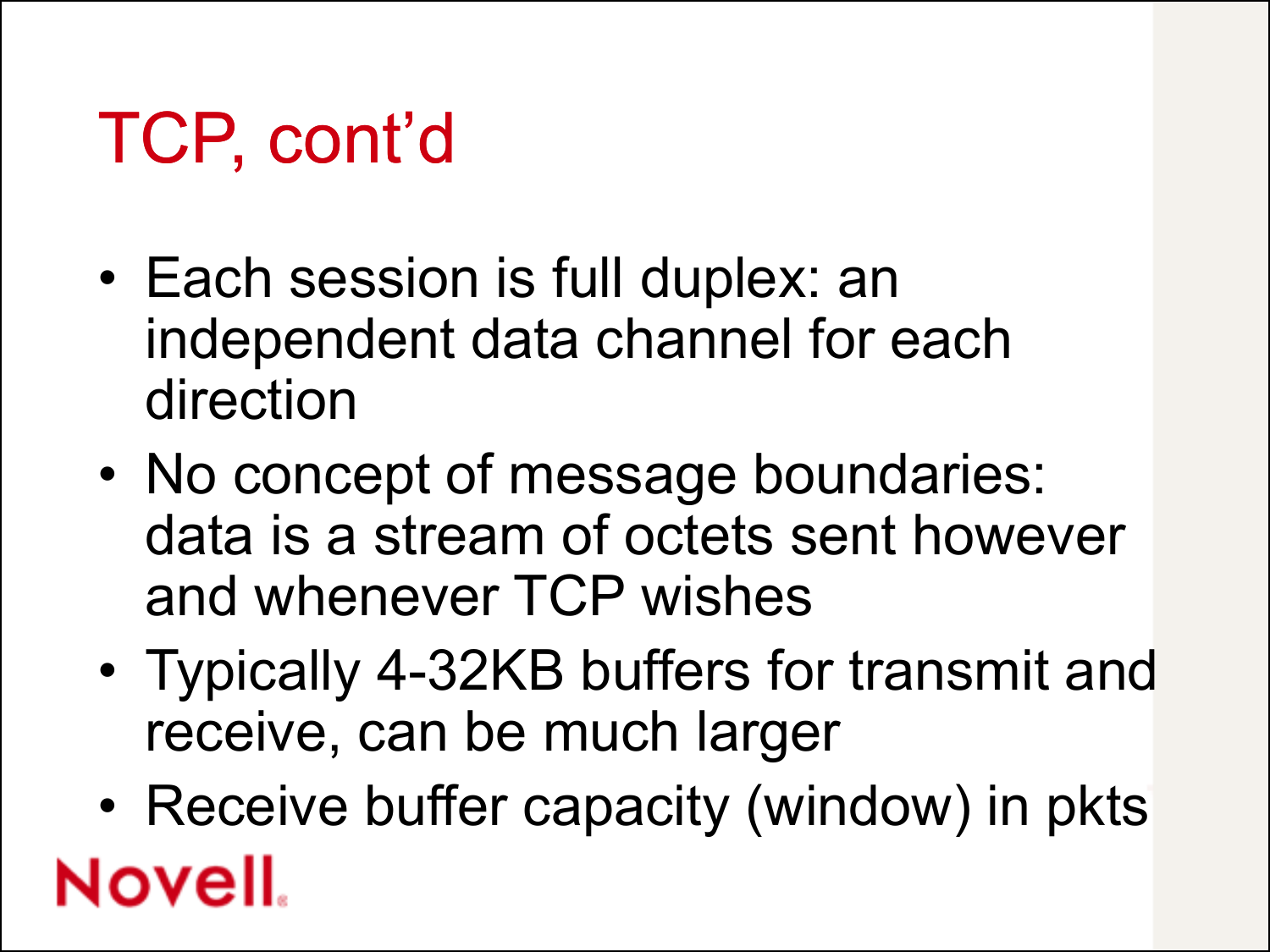# TCP, cont'd

- Each session is full duplex: an independent data channel for each direction
- No concept of message boundaries: data is a stream of octets sent however and whenever TCP wishes
- Typically 4-32KB buffers for transmit and receive, can be much larger
- Receive buffer capacity (window) in pkts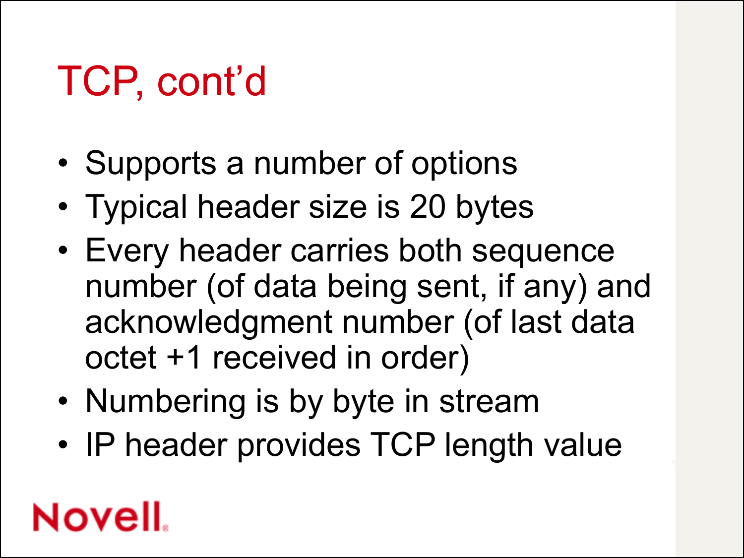# TCP, cont'd

- Supports a number of options
- Typical header size is 20 bytes
- Every header carries both sequence number (of data being sent, if any) and acknowledgment number (of last data octet +1 received in order)
- Numbering is by byte in stream
- IP header provides TCP length value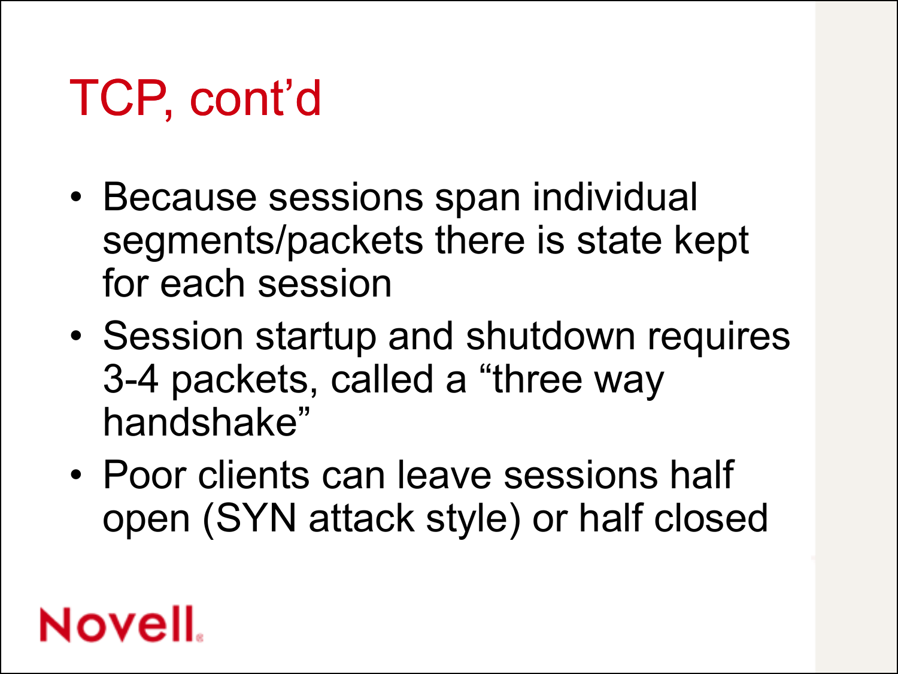# TCP, cont'd

- Because sessions span individual segments/packets there is state kept for each session
- Session startup and shutdown requires 3-4 packets, called a "three way handshake"
- Poor clients can leave sessions half open (SYN attack style) or half closed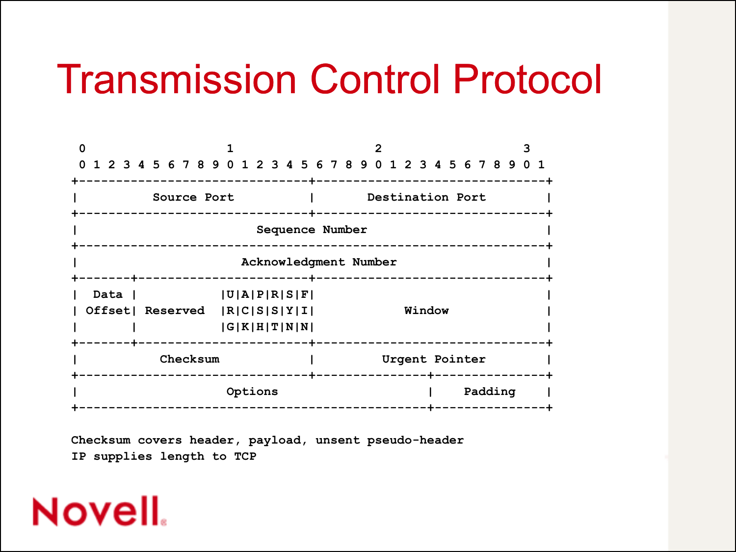# Transmission Control Protocol

```
 0                   1                   2                   3
 0 1 2 3 4 5 6 7 8 9 0 1 2 3 4 5 6 7 8 9 0 1 2 3 4 5 6 7 8 9 0 1
+-------------------------------+-------------------------------+
|          Source Port          |       Destination Port        |
+-------------------------------+-------------------------------+
|                        Sequence Number                        |
+---------------------------------------------------------------+
|                    Acknowledgment Number                      |
+-------+-----------------------+-------------------------------+
|  Data |           |U|A|P|R|S|F|                               |
| Offset| Reserved  |R|C|S|S|Y|I|            Window             |
|       |           |G|K|H|T|N|N|                               |
+-------+-----------------------+-------------------------------+
|           Checksum            |         Urgent Pointer        |
+-------------------------------+---------------+---------------+
|                    Options                    |    Padding    |
+-----------------------------------------------+---------------+
```

```
Checksum covers header, payload, unsent pseudo-header
IP supplies length to TCP
```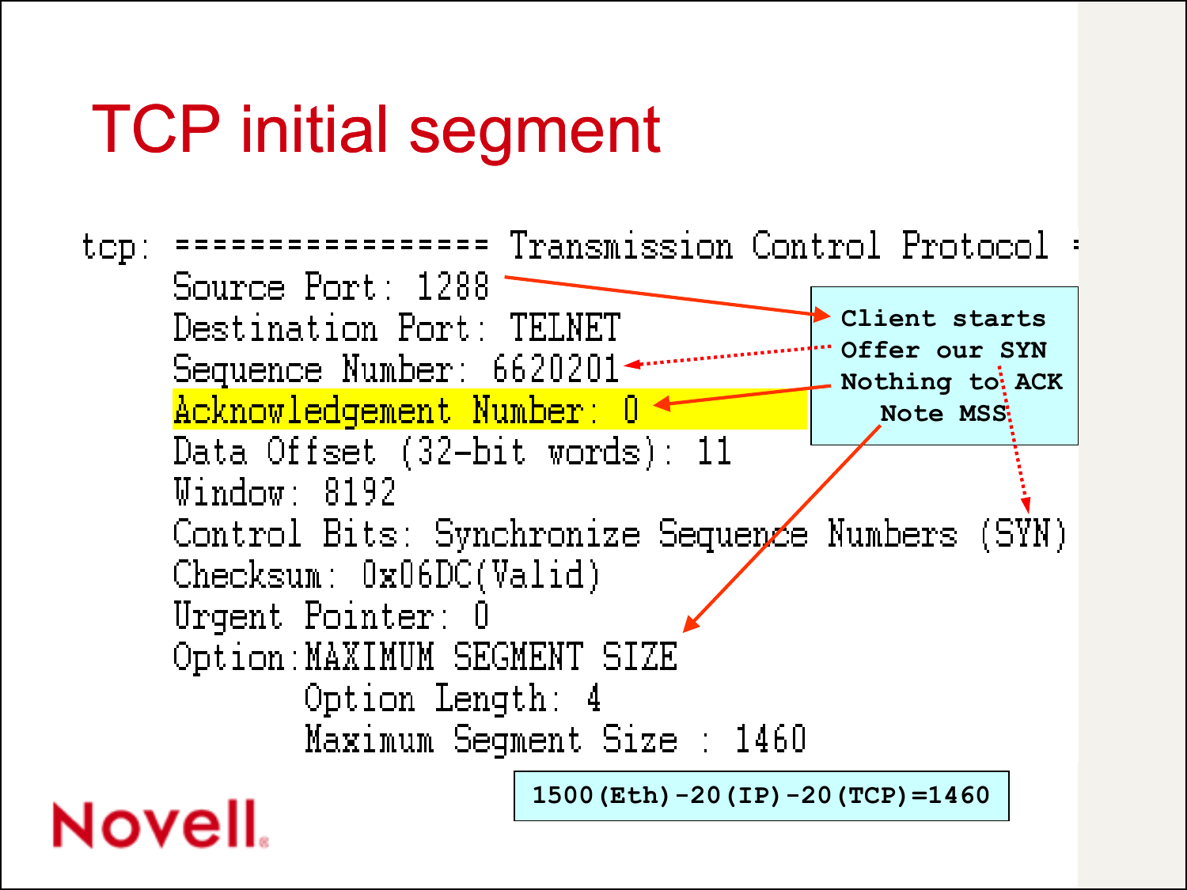# TCP initial segment

```
tcp: ================= Transmission Control Protocol =
     Source Port: 1288
     Destination Port: TELNET
     Sequence Number: 6620201
     Acknowledgement Number: 0
     Data Offset (32-bit words): 11
     Window: 8192
     Control Bits: Synchronize Sequence Numbers (SYN)
     Checksum: 0x06DC(Valid)
     Urgent Pointer: 0
     Option:MAXIMUM SEGMENT SIZE
            Option Length: 4
            Maximum Segment Size : 1460
```

Client starts
Offer our SYN
Nothing to ACK
Note MSS

1500(Eth)-20(IP)-20(TCP)=1460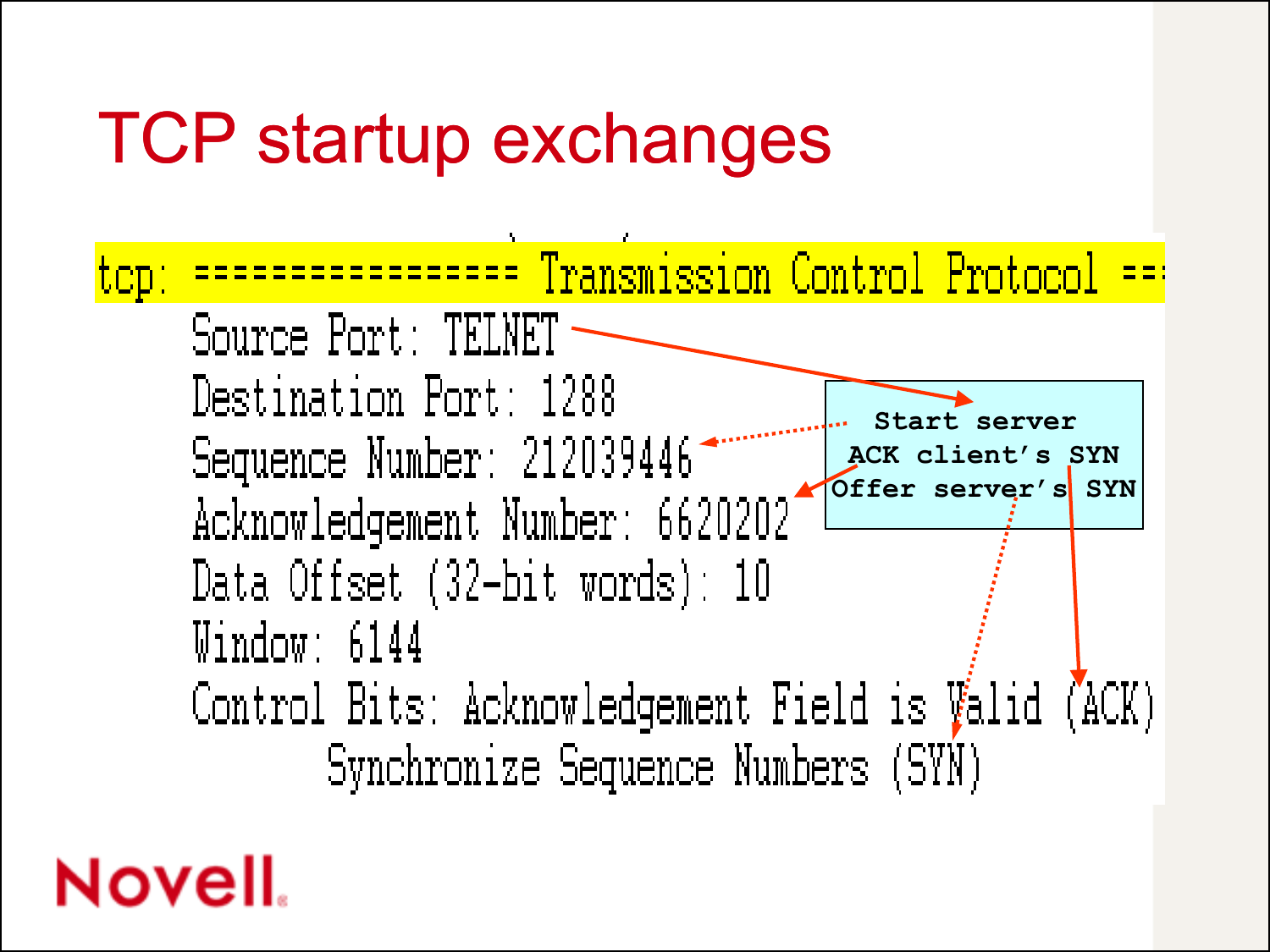# TCP startup exchanges

```
tcp: ================= Transmission Control Protocol ===
     Source Port: TELNET
     Destination Port: 1288
     Sequence Number: 212039446
     Acknowledgement Number: 6620202
     Data Offset (32-bit words): 10
     Window: 6144
     Control Bits: Acknowledgement Field is Valid (ACK)
           Synchronize Sequence Numbers (SYN)
```

Start server
ACK client's SYN
Offer server's SYN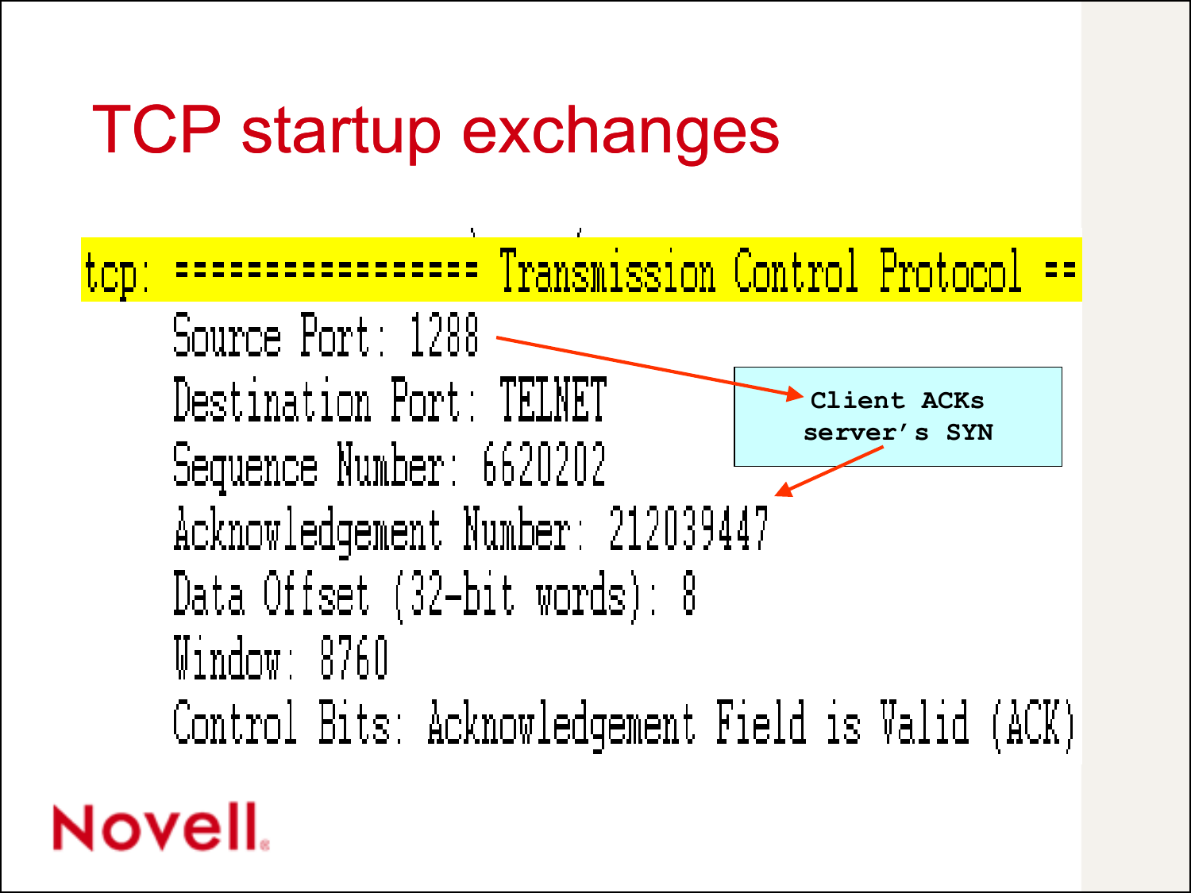# TCP startup exchanges

```
tcp: ================= Transmission Control Protocol ==
    Source Port: 1288
    Destination Port: TELNET
    Sequence Number: 6620202
    Acknowledgement Number: 212039447
    Data Offset (32-bit words): 8
    Window: 8760
    Control Bits: Acknowledgement Field is Valid (ACK)
```

Client ACKs server's SYN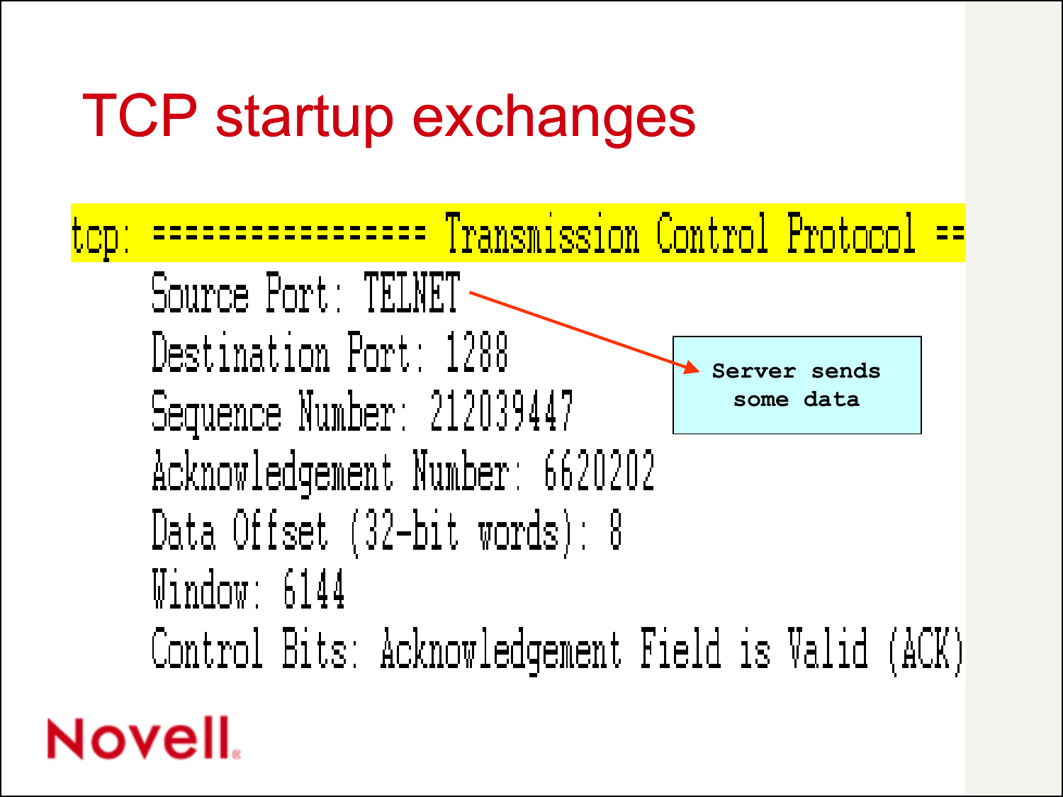# TCP startup exchanges

```
tcp: ================= Transmission Control Protocol ==
     Source Port: TELNET
     Destination Port: 1288
     Sequence Number: 212039447
     Acknowledgement Number: 6620202
     Data Offset (32-bit words): 8
     Window: 6144
     Control Bits: Acknowledgement Field is Valid (ACK)
```

Server sends some data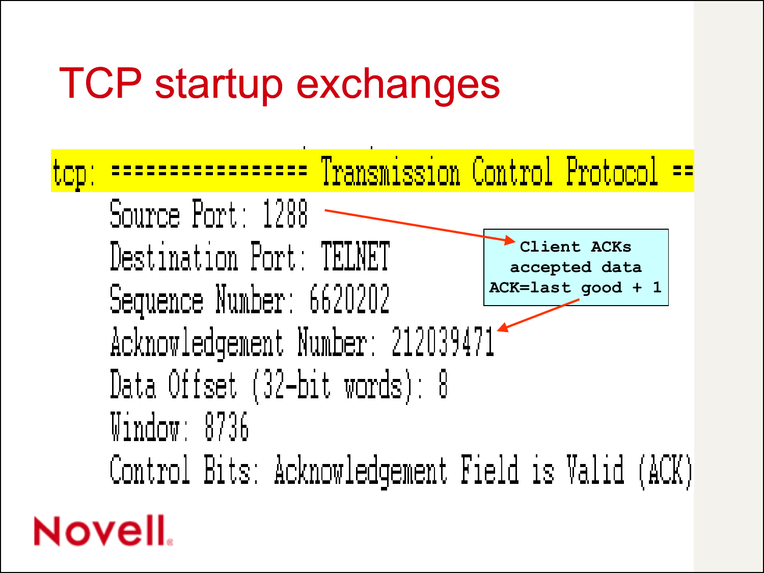# TCP startup exchanges

```
tcp: ================ Transmission Control Protocol ==
    Source Port: 1288
    Destination Port: TELNET
    Sequence Number: 6620202
    Acknowledgement Number: 212039471
    Data Offset (32-bit words): 8
    Window: 8736
    Control Bits: Acknowledgement Field is Valid (ACK)
```

Client ACKs accepted data
ACK=last good + 1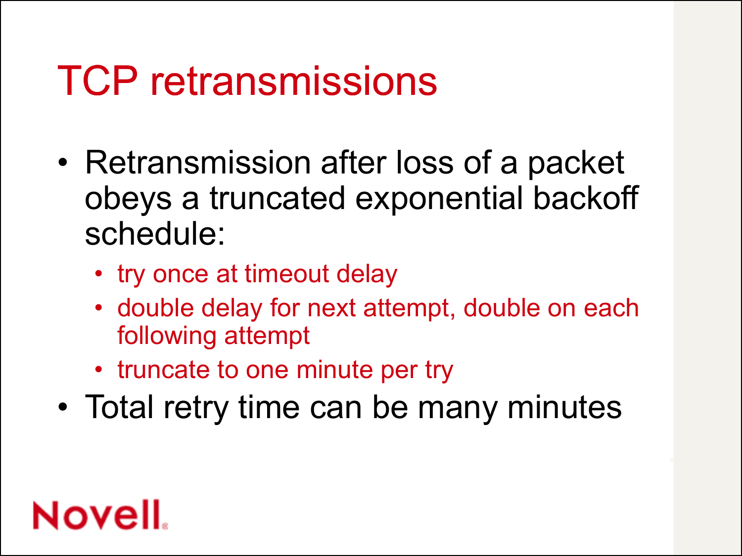# TCP retransmissions

- Retransmission after loss of a packet obeys a truncated exponential backoff schedule:
  - try once at timeout delay
  - double delay for next attempt, double on each following attempt
  - truncate to one minute per try
- Total retry time can be many minutes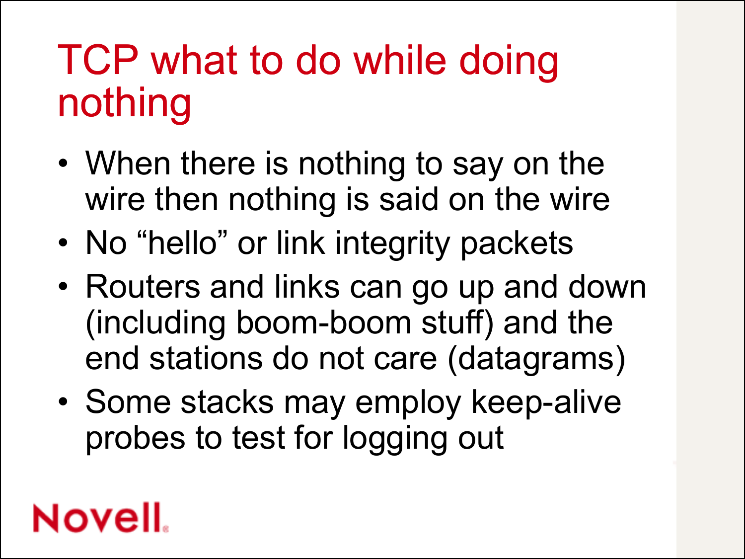# TCP what to do while doing nothing

- When there is nothing to say on the wire then nothing is said on the wire
- No “hello” or link integrity packets
- Routers and links can go up and down (including boom-boom stuff) and the end stations do not care (datagrams)
- Some stacks may employ keep-alive probes to test for logging out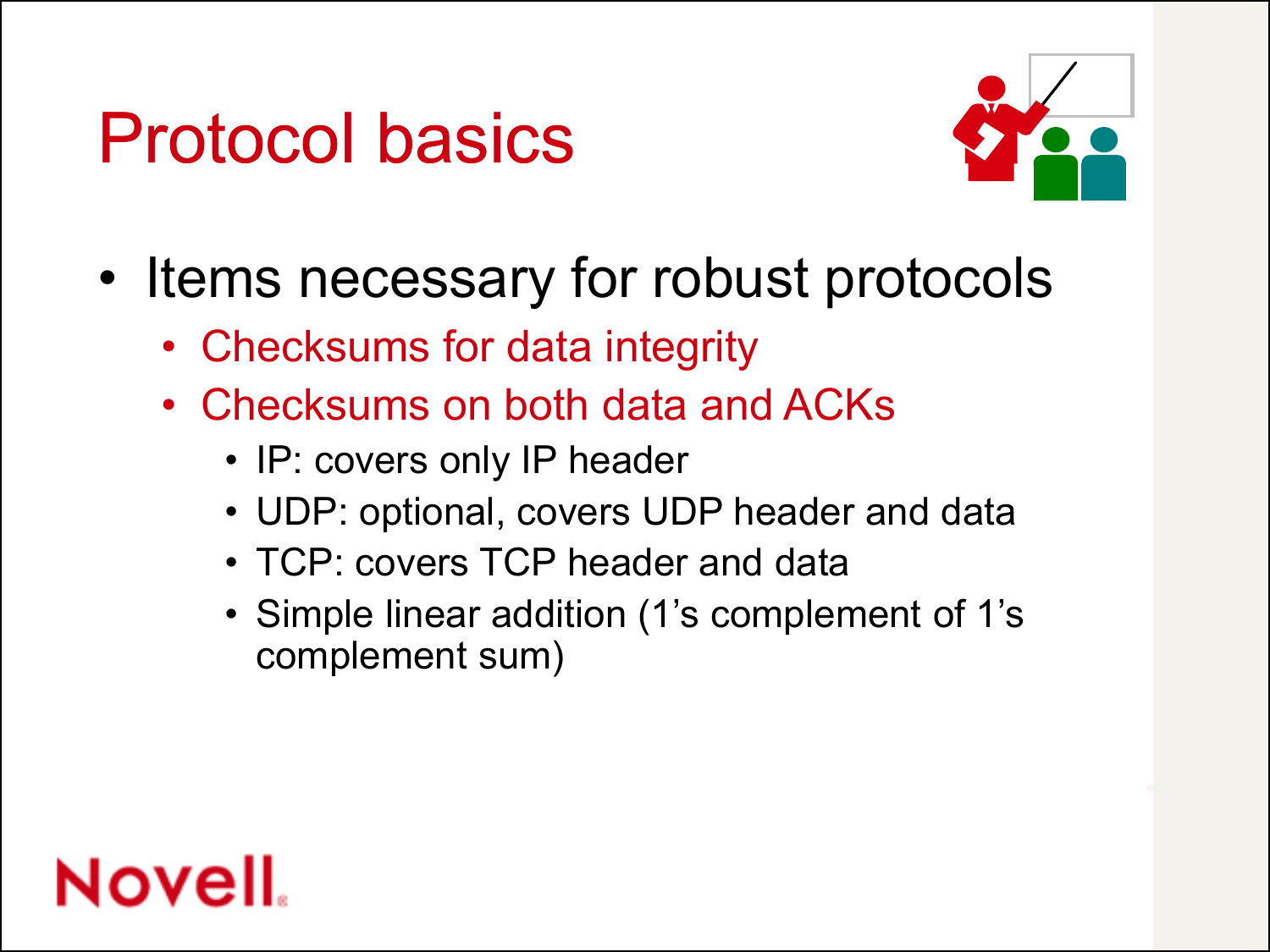# Protocol basics

- Items necessary for robust protocols
  - Checksums for data integrity
  - Checksums on both data and ACKs
    - IP: covers only IP header
    - UDP: optional, covers UDP header and data
    - TCP: covers TCP header and data
    - Simple linear addition (1's complement of 1's complement sum)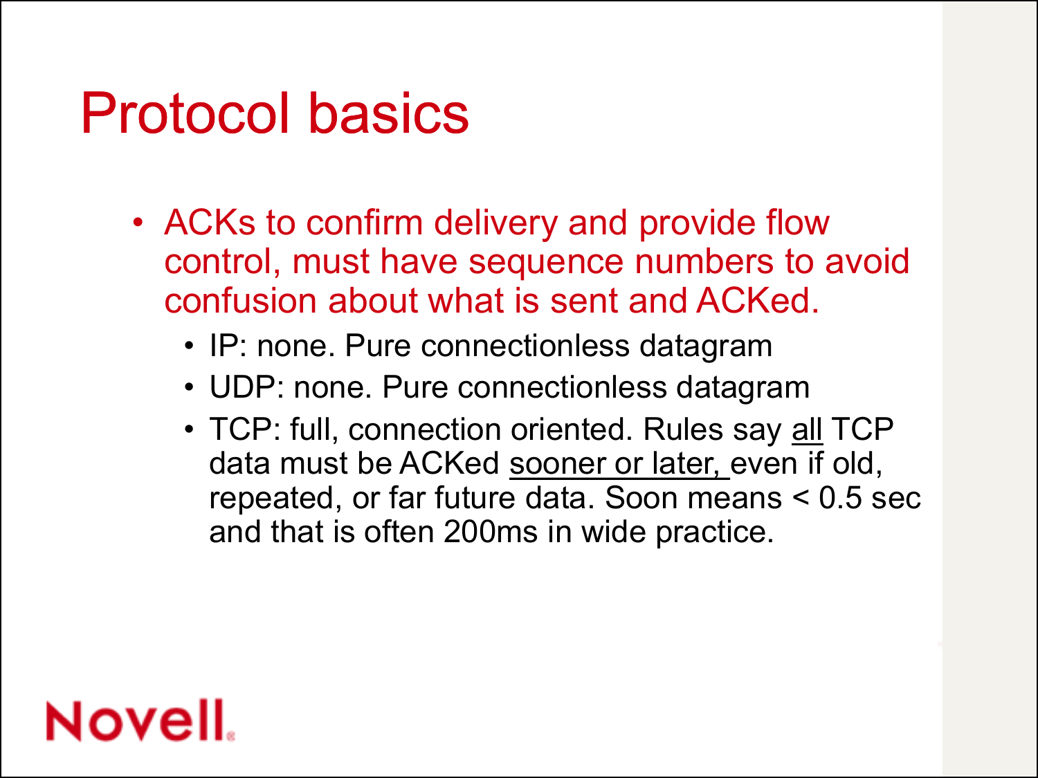# Protocol basics

- ACKs to confirm delivery and provide flow control, must have sequence numbers to avoid confusion about what is sent and ACKed.
  - IP: none. Pure connectionless datagram
  - UDP: none. Pure connectionless datagram
  - TCP: full, connection oriented. Rules say <u>all</u> TCP data must be ACKed <u>sooner or later,</u> even if old, repeated, or far future data. Soon means < 0.5 sec and that is often 200ms in wide practice.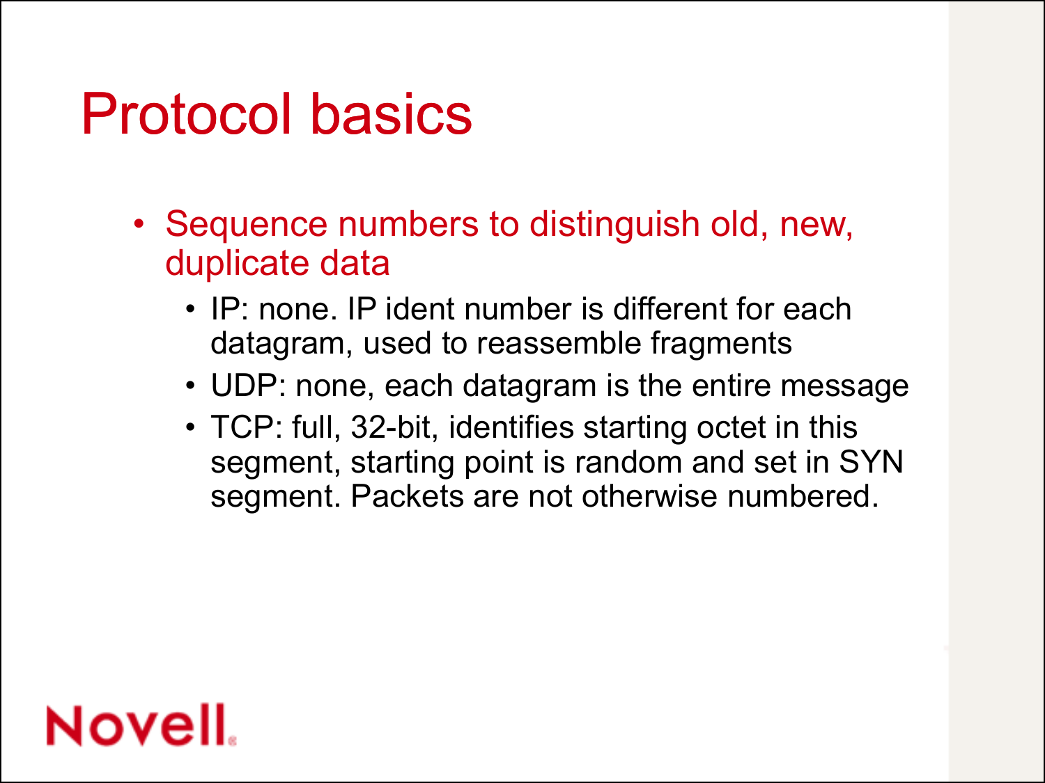# Protocol basics

- Sequence numbers to distinguish old, new, duplicate data
  - IP: none. IP ident number is different for each datagram, used to reassemble fragments
  - UDP: none, each datagram is the entire message
  - TCP: full, 32-bit, identifies starting octet in this segment, starting point is random and set in SYN segment. Packets are not otherwise numbered.

Novell.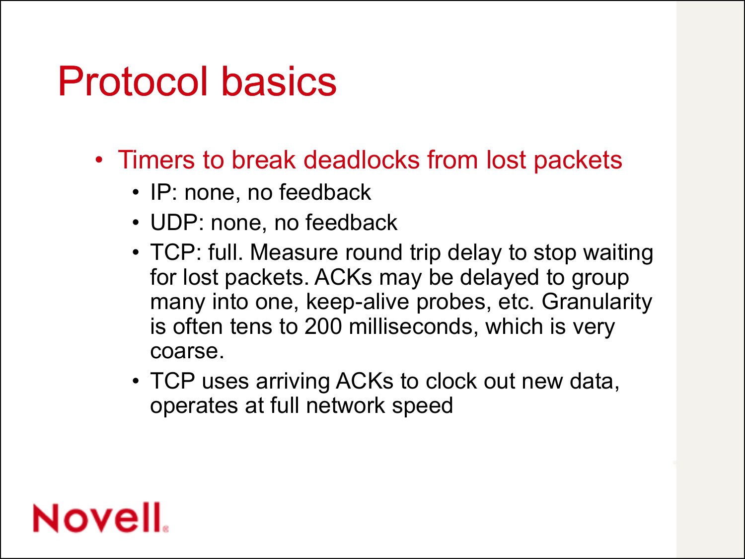# Protocol basics

- Timers to break deadlocks from lost packets
  - IP: none, no feedback
  - UDP: none, no feedback
  - TCP: full. Measure round trip delay to stop waiting for lost packets. ACKs may be delayed to group many into one, keep-alive probes, etc. Granularity is often tens to 200 milliseconds, which is very coarse.
  - TCP uses arriving ACKs to clock out new data, operates at full network speed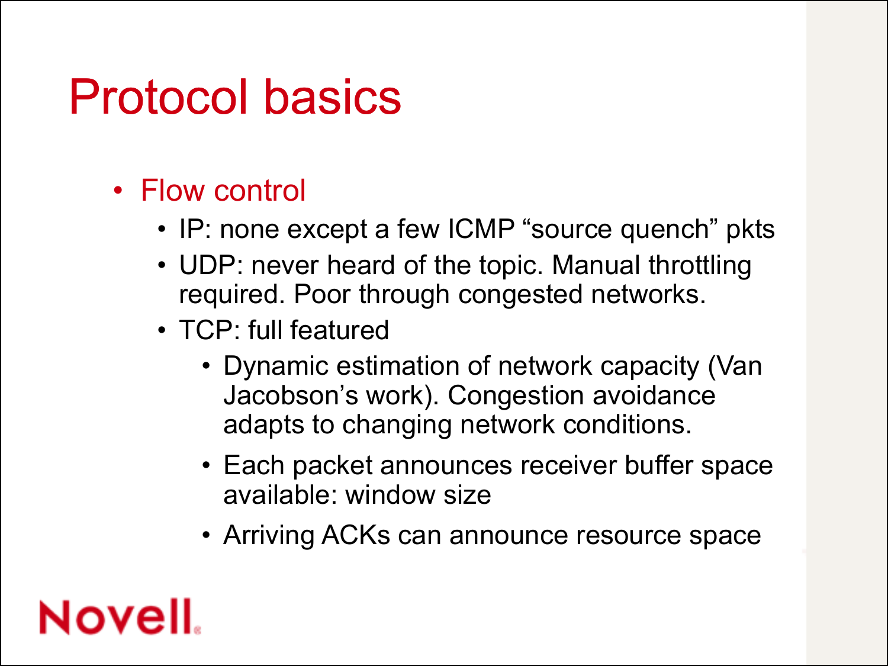# Protocol basics

- Flow control
  - IP: none except a few ICMP "source quench" pkts
  - UDP: never heard of the topic. Manual throttling required. Poor through congested networks.
  - TCP: full featured
    - Dynamic estimation of network capacity (Van Jacobson's work). Congestion avoidance adapts to changing network conditions.
    - Each packet announces receiver buffer space available: window size
    - Arriving ACKs can announce resource space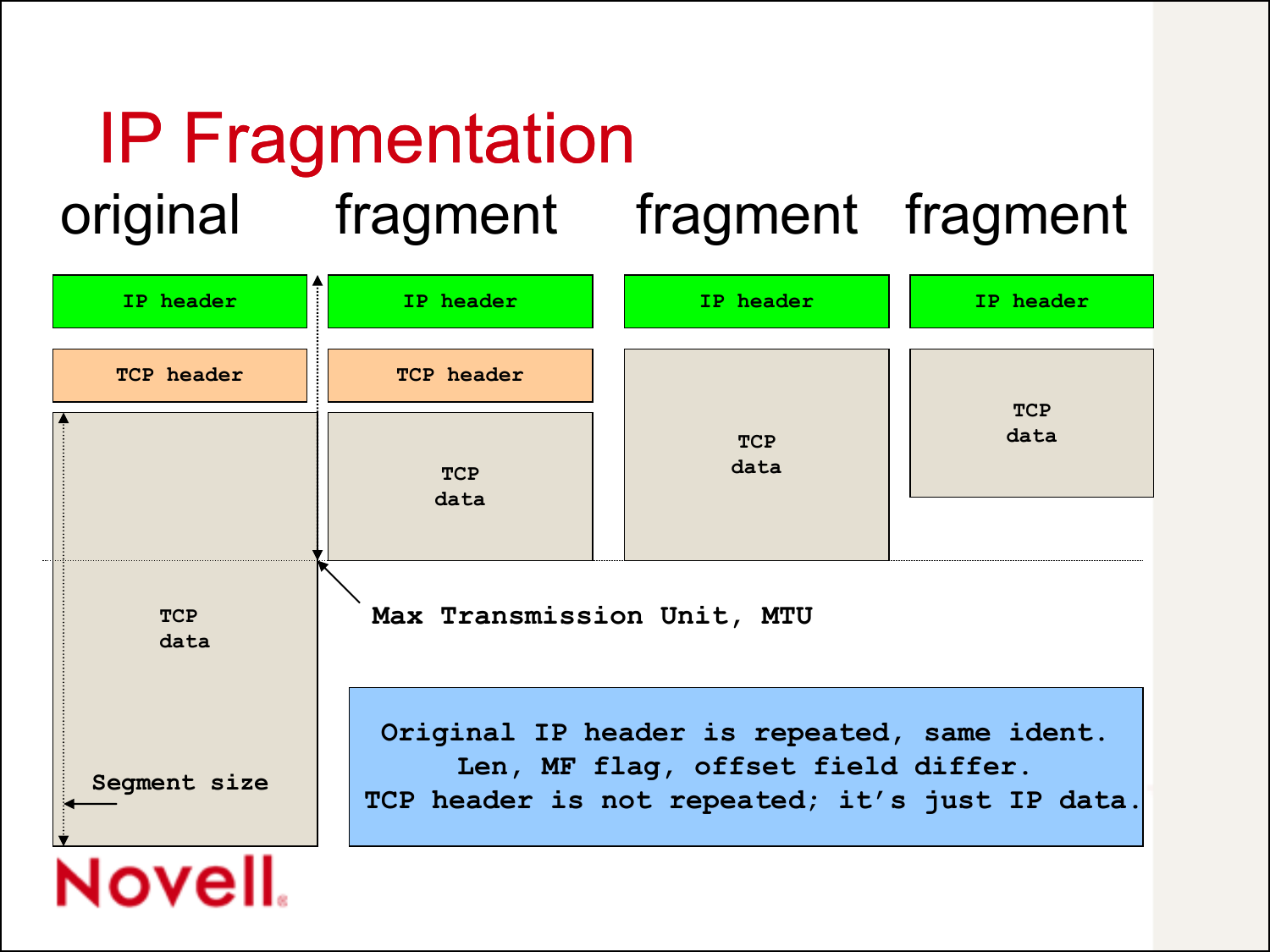# IP Fragmentation

| original | fragment | fragment | fragment |
| --- | --- | --- | --- |
| IP header | IP header | IP header | IP header |
| TCP header | TCP header | TCP data | TCP data |
| TCP data | TCP data | | |

Max Transmission Unit, MTU

Segment size

Original IP header is repeated, same ident.
Len, MF flag, offset field differ.
TCP header is not repeated; it's just IP data.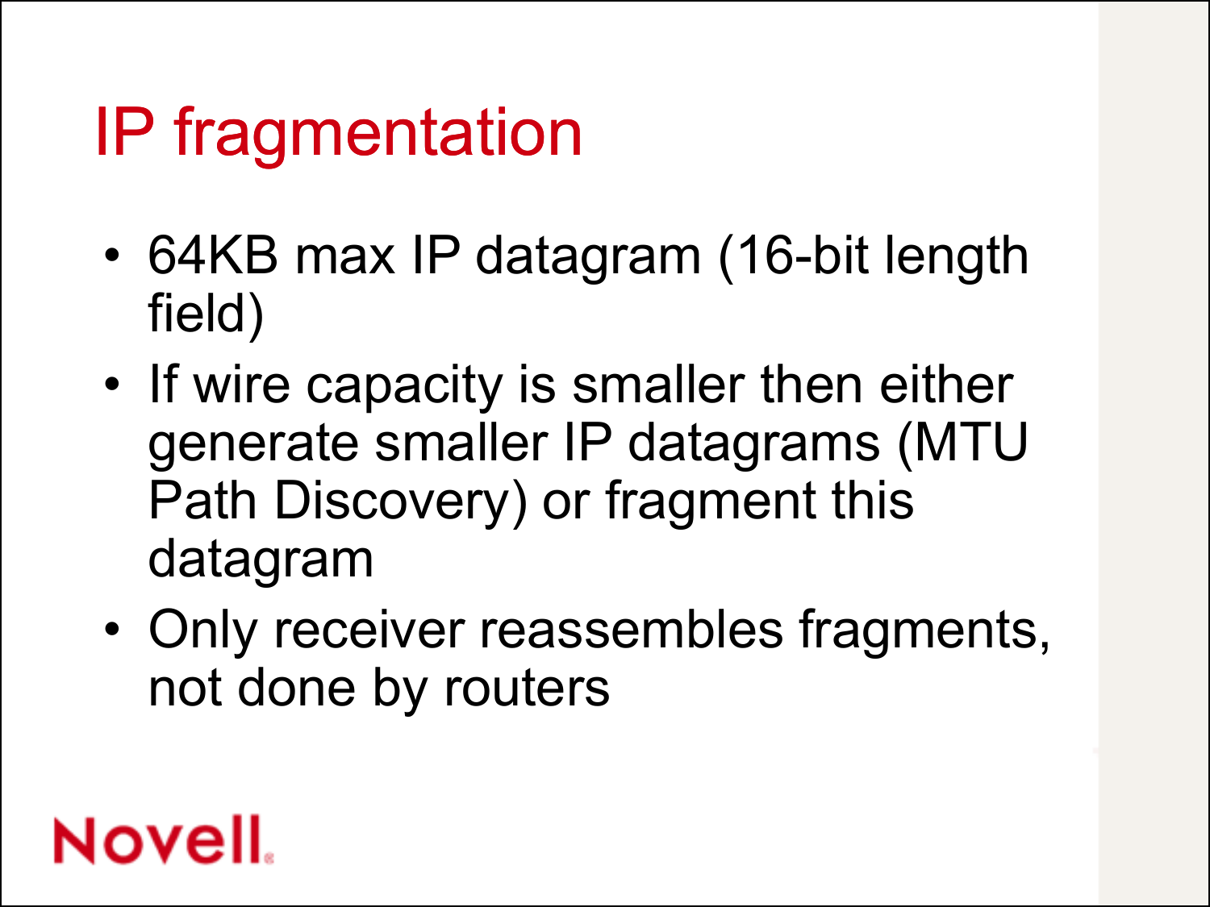# IP fragmentation

- 64KB max IP datagram (16-bit length field)
- If wire capacity is smaller then either generate smaller IP datagrams (MTU Path Discovery) or fragment this datagram
- Only receiver reassembles fragments, not done by routers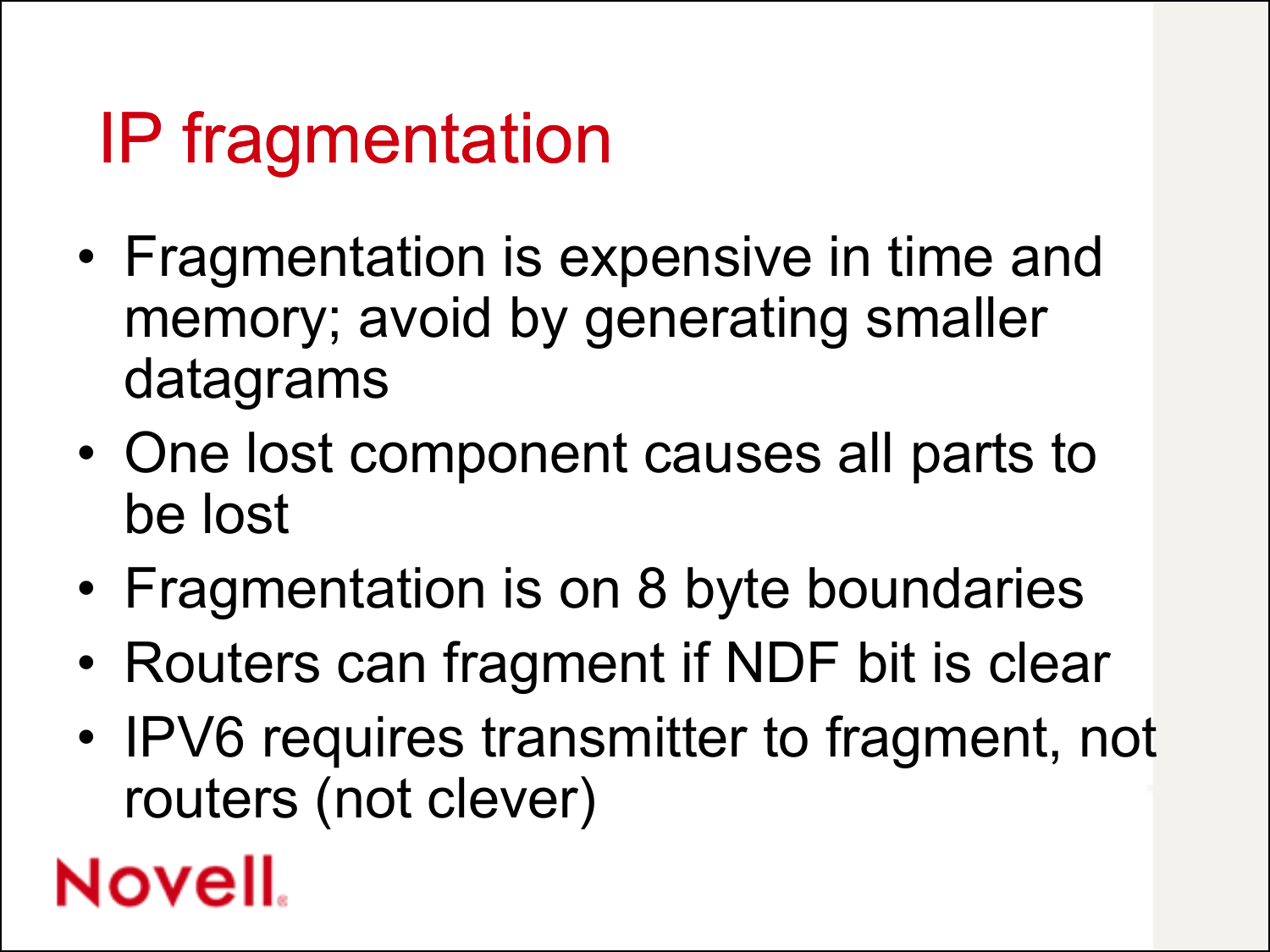# IP fragmentation

- Fragmentation is expensive in time and memory; avoid by generating smaller datagrams
- One lost component causes all parts to be lost
- Fragmentation is on 8 byte boundaries
- Routers can fragment if NDF bit is clear
- IPV6 requires transmitter to fragment, not routers (not clever)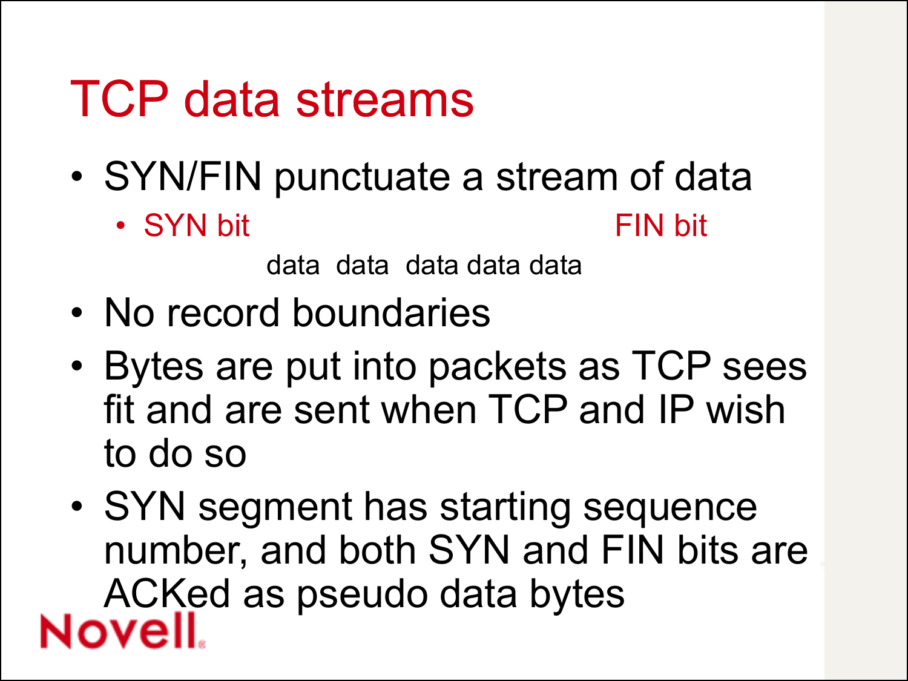# TCP data streams

- SYN/FIN punctuate a stream of data
  - SYN bit FIN bit

    data data data data data
- No record boundaries
- Bytes are put into packets as TCP sees fit and are sent when TCP and IP wish to do so
- SYN segment has starting sequence number, and both SYN and FIN bits are ACKed as pseudo data bytes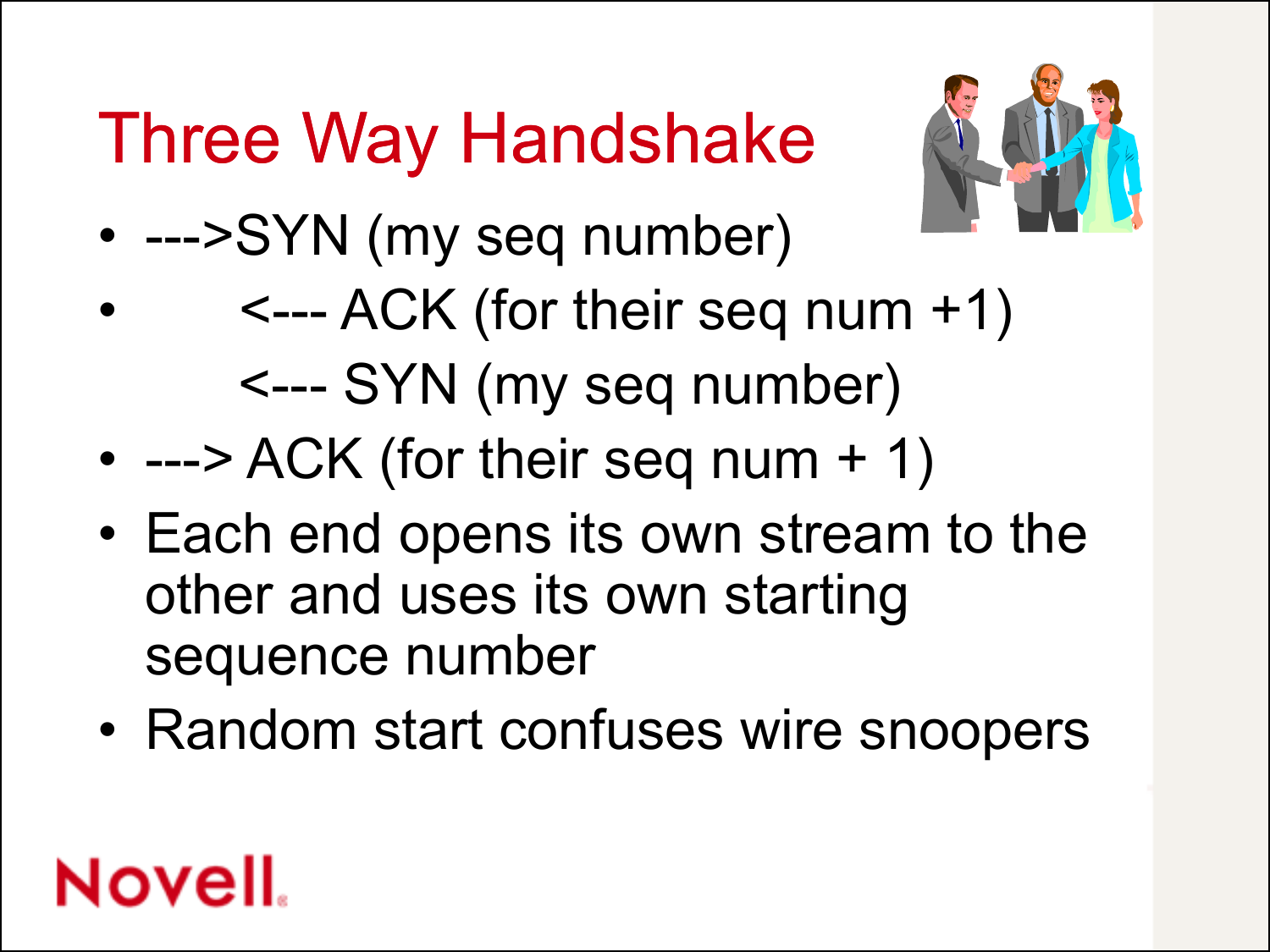# Three Way Handshake

- --->SYN (my seq number)
- <--- ACK (for their seq num +1)
  <--- SYN (my seq number)
- ---> ACK (for their seq num + 1)
- Each end opens its own stream to the other and uses its own starting sequence number
- Random start confuses wire snoopers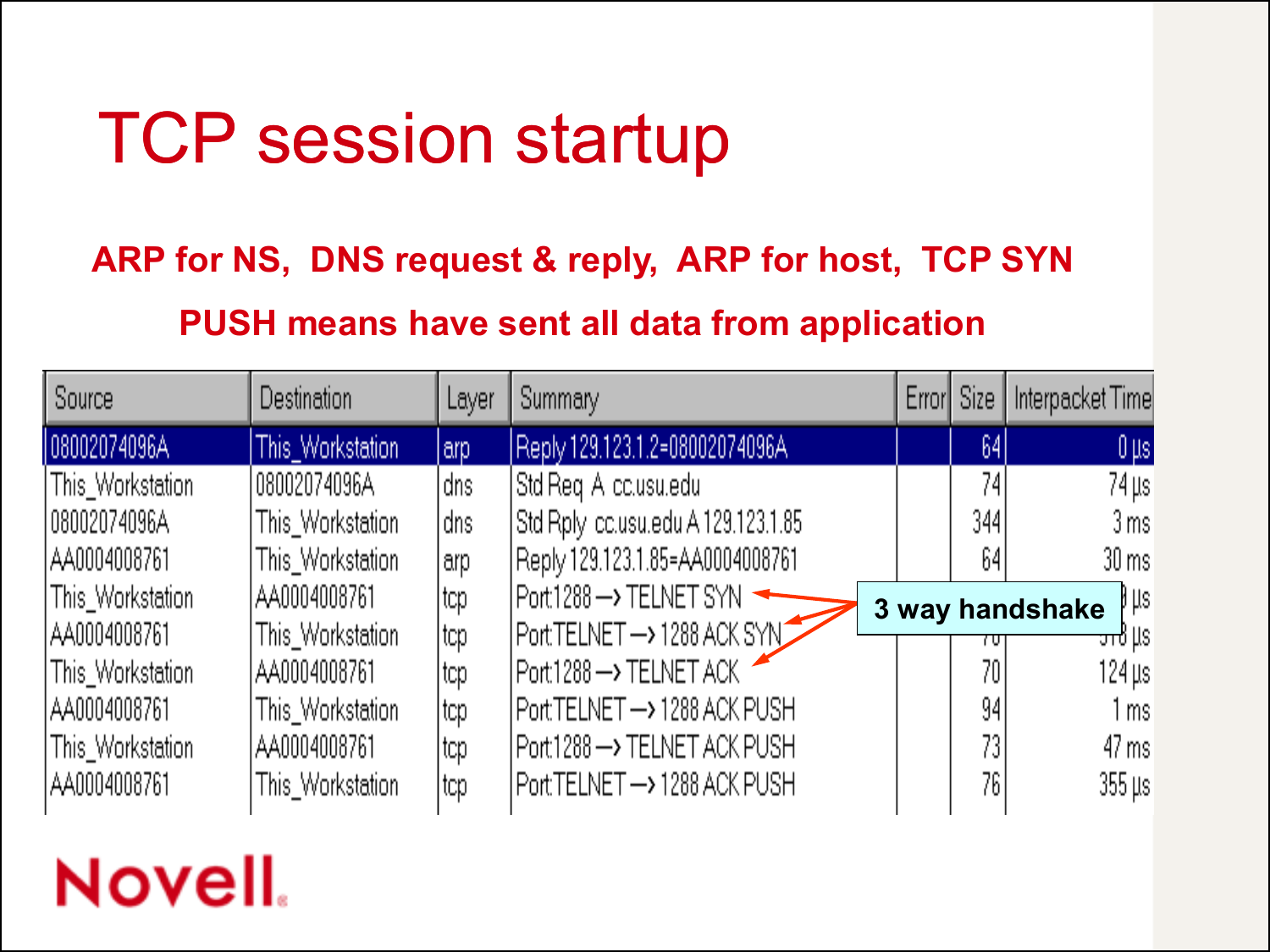# TCP session startup

**ARP for NS, DNS request & reply, ARP for host, TCP SYN**

**PUSH means have sent all data from application**

| Source | Destination | Layer | Summary | Error | Size | Interpacket Time |
|---|---|---|---|---|---|---|
| 08002074096A | This_Workstation | arp | Reply 129.123.1.2=08002074096A | | 64 | 0 µs |
| This_Workstation | 08002074096A | dns | Std Req A cc.usu.edu | | 74 | 74 µs |
| 08002074096A | This_Workstation | dns | Std Rply cc.usu.edu A 129.123.1.85 | | 344 | 3 ms |
| AA0004008761 | This_Workstation | arp | Reply 129.123.1.85=AA0004008761 | | 64 | 30 ms |
| This_Workstation | AA0004008761 | tcp | Port:1288 —> TELNET SYN | | | µs |
| AA0004008761 | This_Workstation | tcp | Port:TELNET —> 1288 ACK SYN | | 70 | 318 µs |
| This_Workstation | AA0004008761 | tcp | Port:1288 —> TELNET ACK | | 70 | 124 µs |
| AA0004008761 | This_Workstation | tcp | Port:TELNET —> 1288 ACK PUSH | | 94 | 1 ms |
| This_Workstation | AA0004008761 | tcp | Port:1288 —> TELNET ACK PUSH | | 73 | 47 ms |
| AA0004008761 | This_Workstation | tcp | Port:TELNET —> 1288 ACK PUSH | | 76 | 355 µs |

**3 way handshake**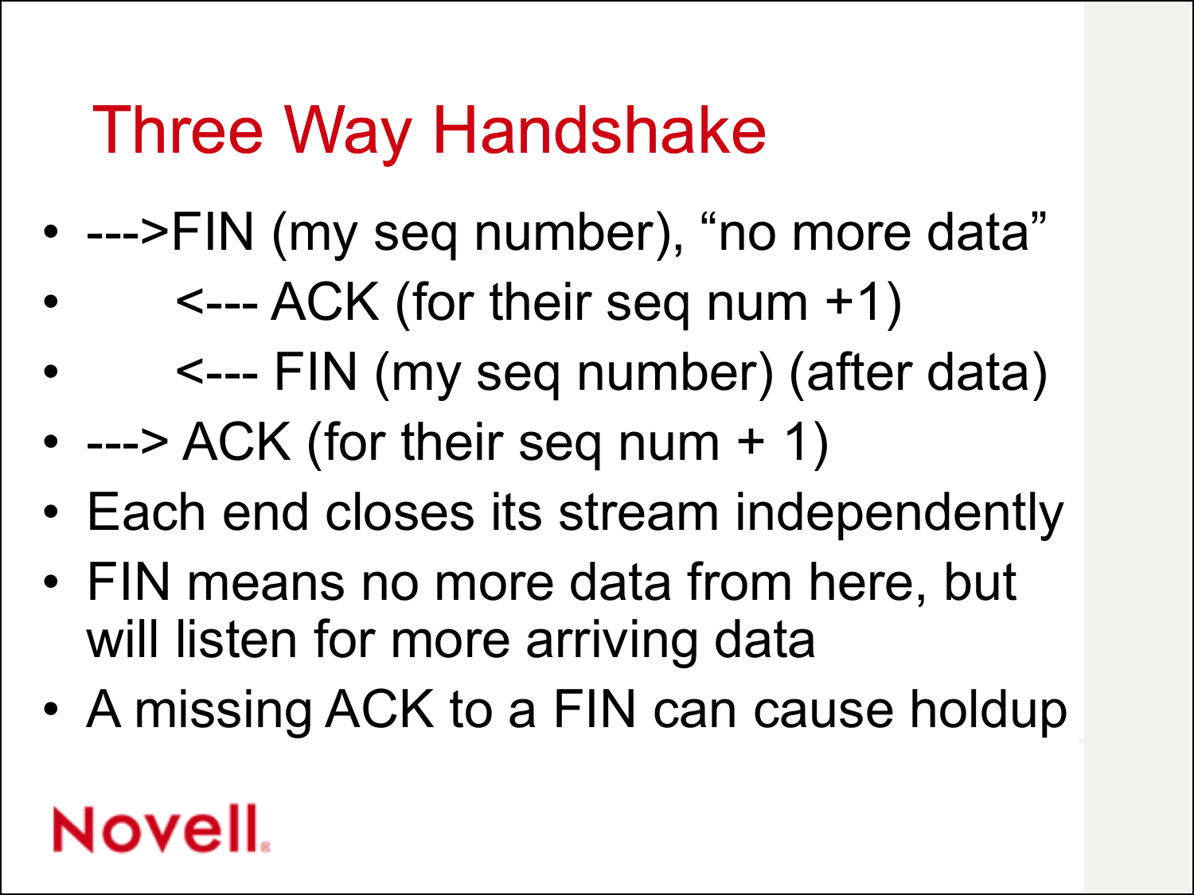# Three Way Handshake

- --->FIN (my seq number), “no more data”
-         <--- ACK (for their seq num +1)
-         <--- FIN (my seq number) (after data)
- ---> ACK (for their seq num + 1)
- Each end closes its stream independently
- FIN means no more data from here, but will listen for more arriving data
- A missing ACK to a FIN can cause holdup

Novell.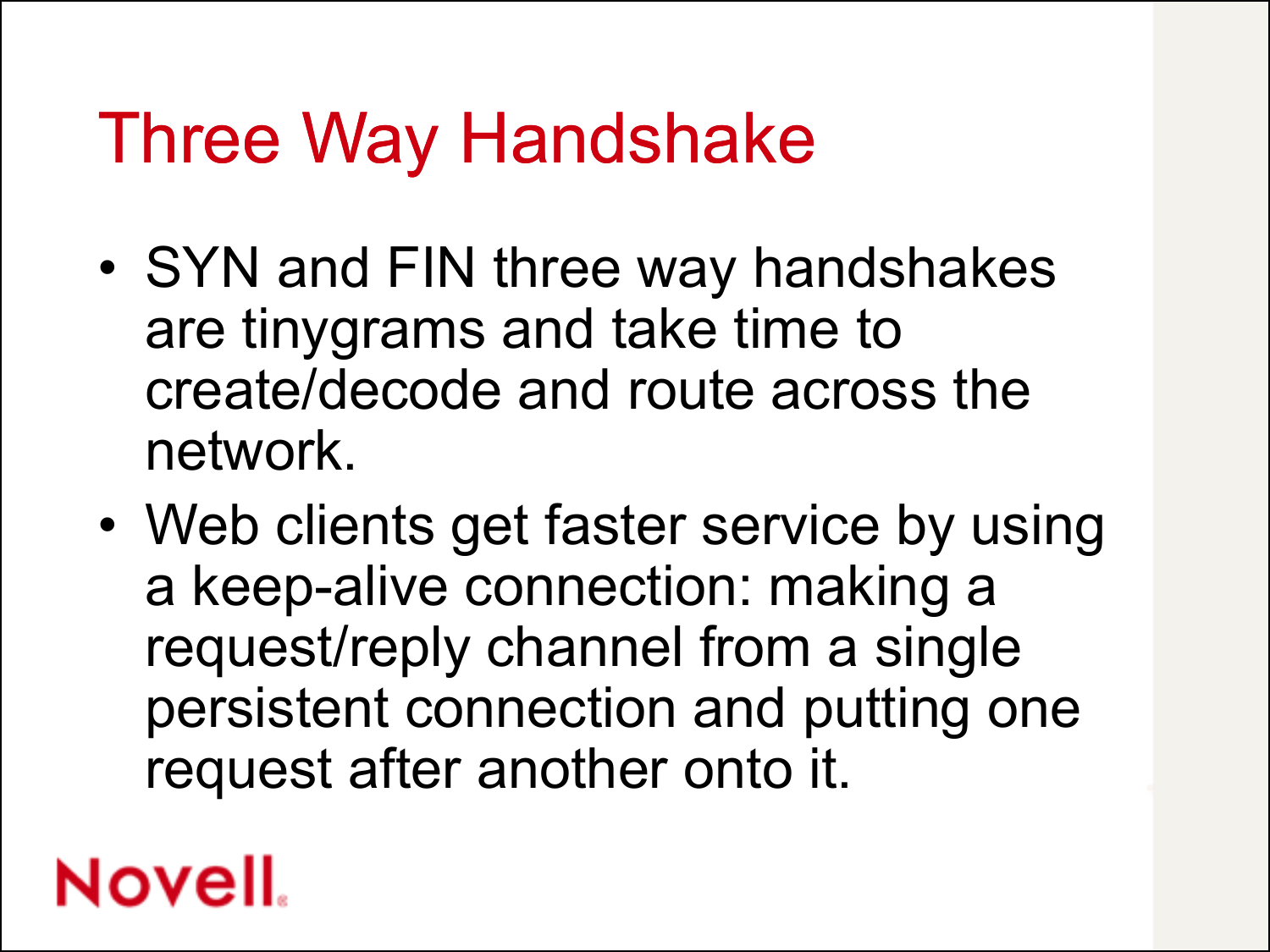# Three Way Handshake

- SYN and FIN three way handshakes are tinygrams and take time to create/decode and route across the network.
- Web clients get faster service by using a keep-alive connection: making a request/reply channel from a single persistent connection and putting one request after another onto it.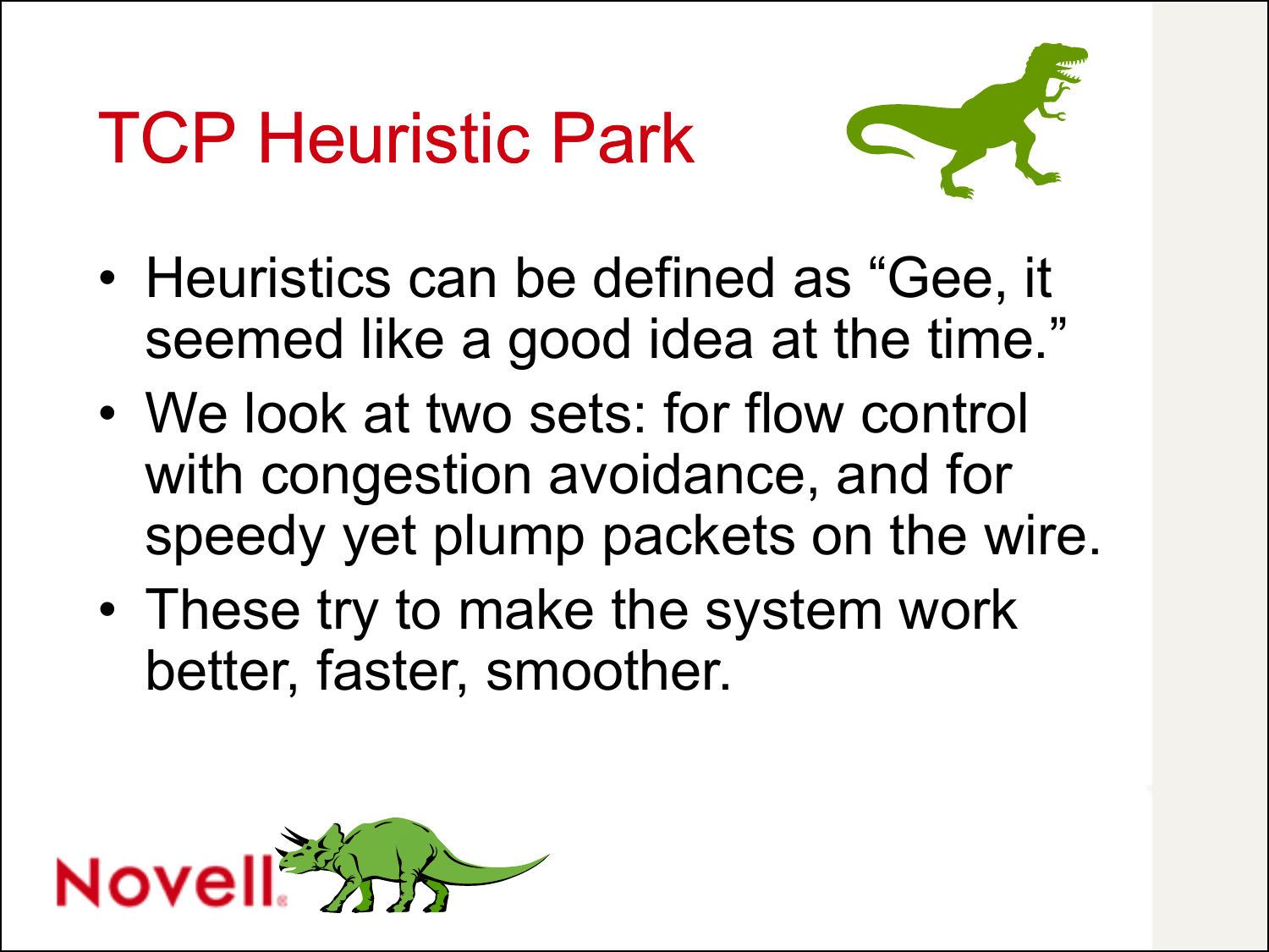# TCP Heuristic Park

- Heuristics can be defined as "Gee, it seemed like a good idea at the time."
- We look at two sets: for flow control with congestion avoidance, and for speedy yet plump packets on the wire.
- These try to make the system work better, faster, smoother.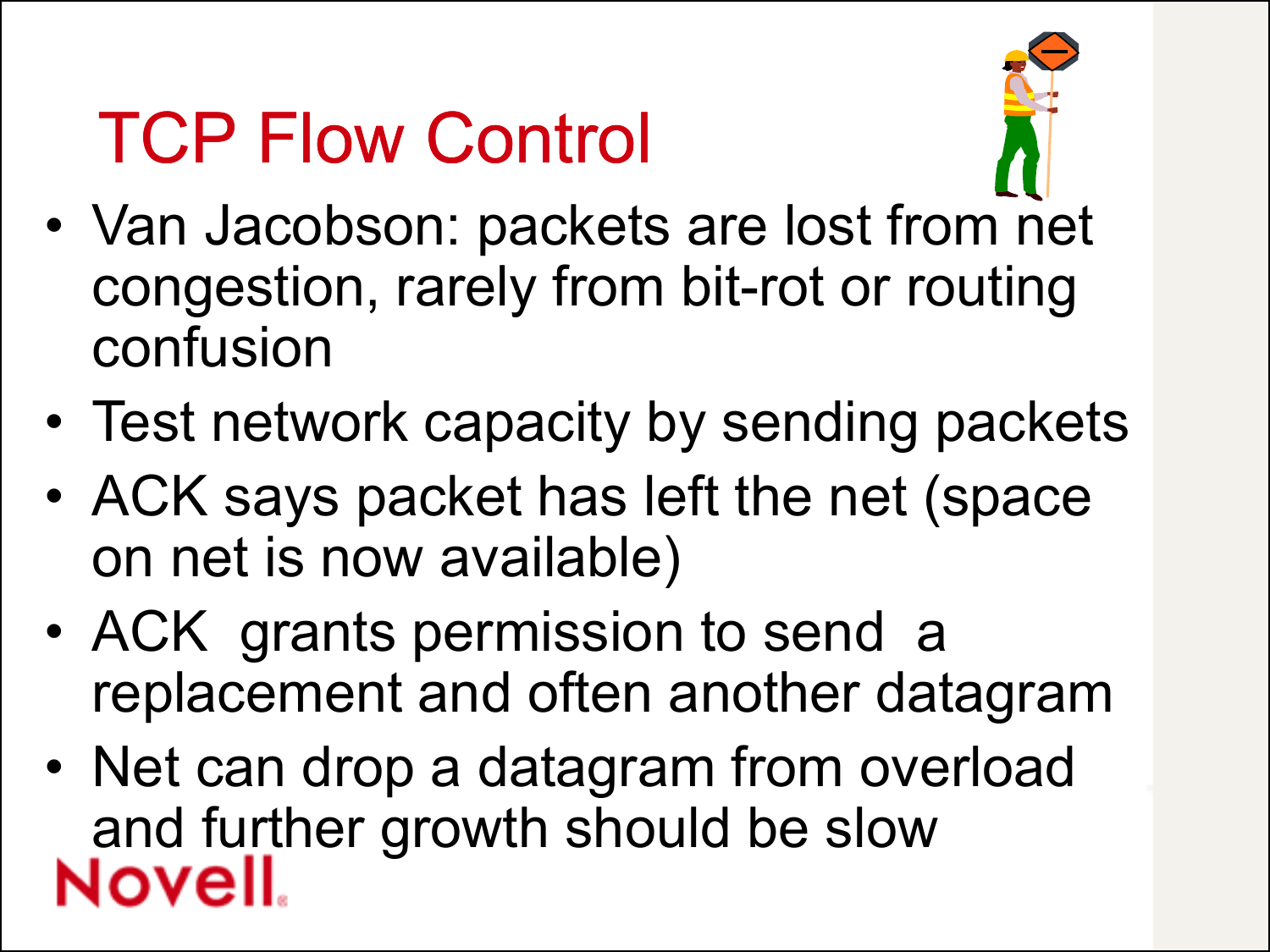# TCP Flow Control

- Van Jacobson: packets are lost from net congestion, rarely from bit-rot or routing confusion
- Test network capacity by sending packets
- ACK says packet has left the net (space on net is now available)
- ACK grants permission to send a replacement and often another datagram
- Net can drop a datagram from overload and further growth should be slow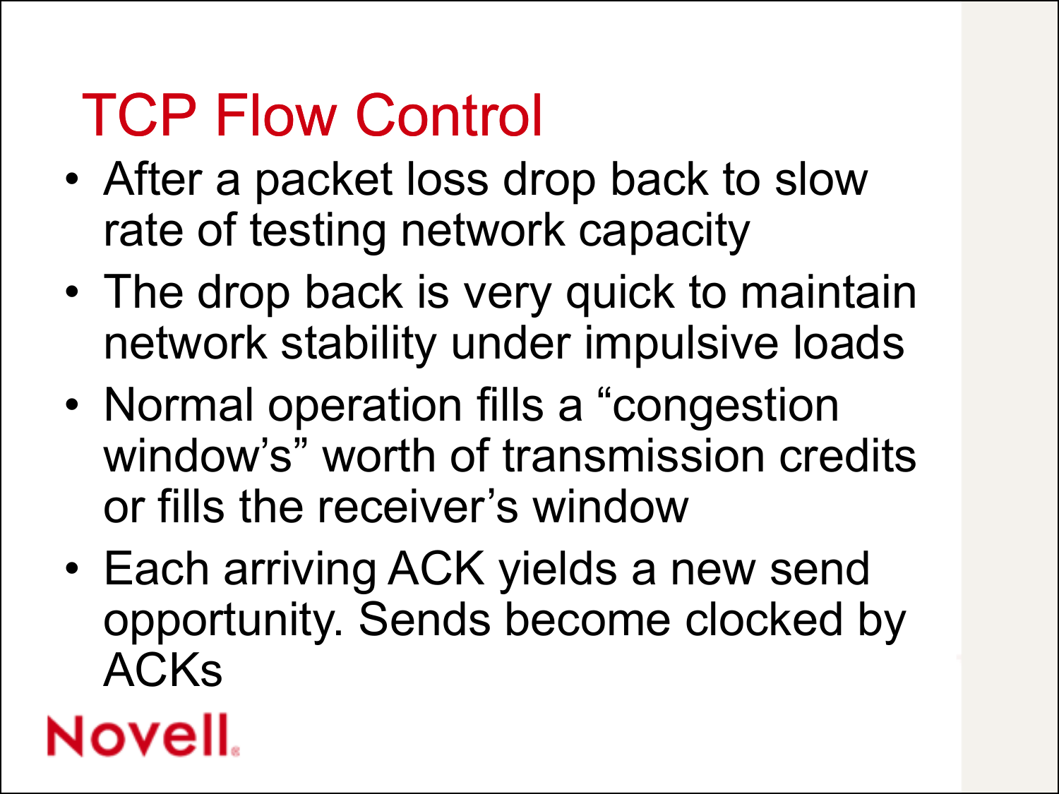# TCP Flow Control

- After a packet loss drop back to slow rate of testing network capacity
- The drop back is very quick to maintain network stability under impulsive loads
- Normal operation fills a “congestion window’s” worth of transmission credits or fills the receiver’s window
- Each arriving ACK yields a new send opportunity. Sends become clocked by ACKs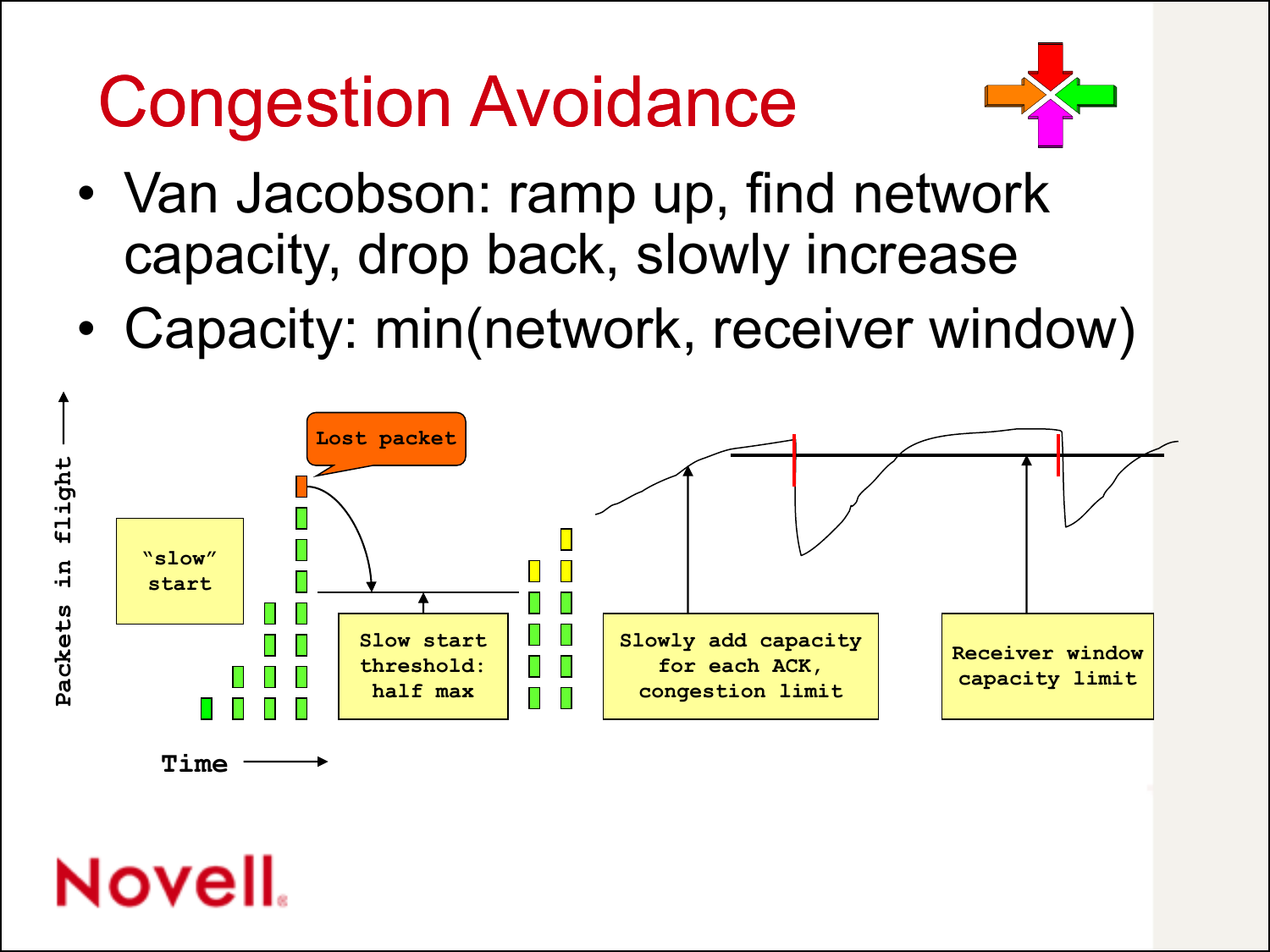# Congestion Avoidance

- Van Jacobson: ramp up, find network capacity, drop back, slowly increase
- Capacity: min(network, receiver window)

Packets in flight

"slow" start

Lost packet

Slow start threshold: half max

Slowly add capacity for each ACK, congestion limit

Receiver window capacity limit

Time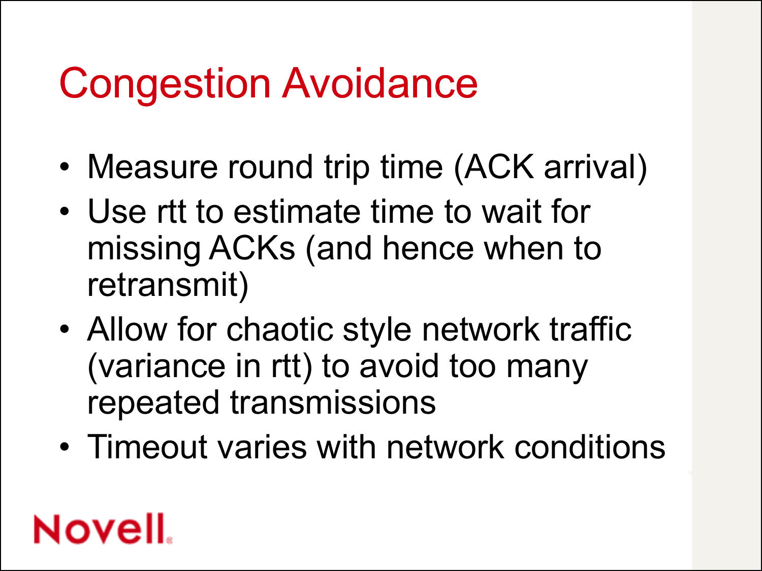# Congestion Avoidance

- Measure round trip time (ACK arrival)
- Use rtt to estimate time to wait for missing ACKs (and hence when to retransmit)
- Allow for chaotic style network traffic (variance in rtt) to avoid too many repeated transmissions
- Timeout varies with network conditions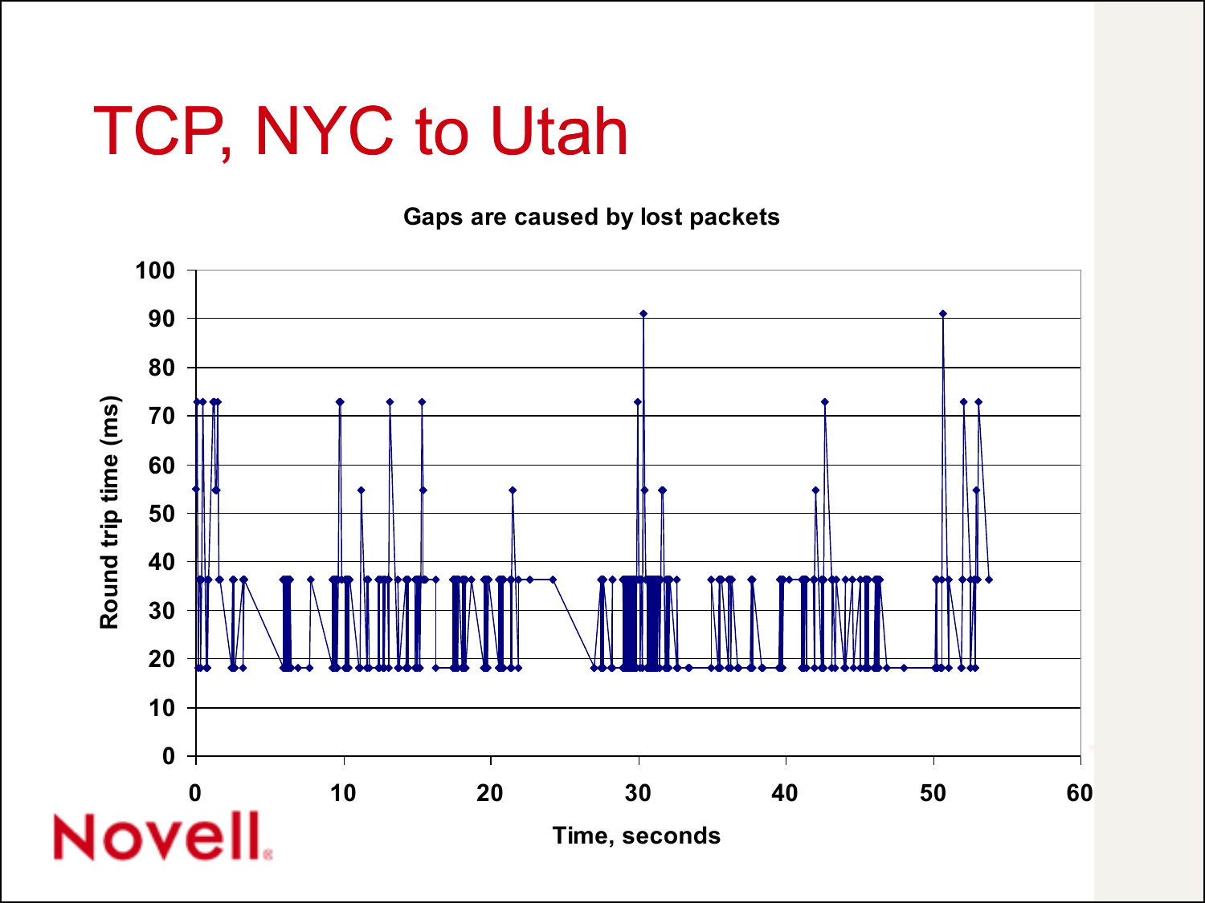# TCP, NYC to Utah

**Gaps are caused by lost packets**

Round trip time (ms)

Time, seconds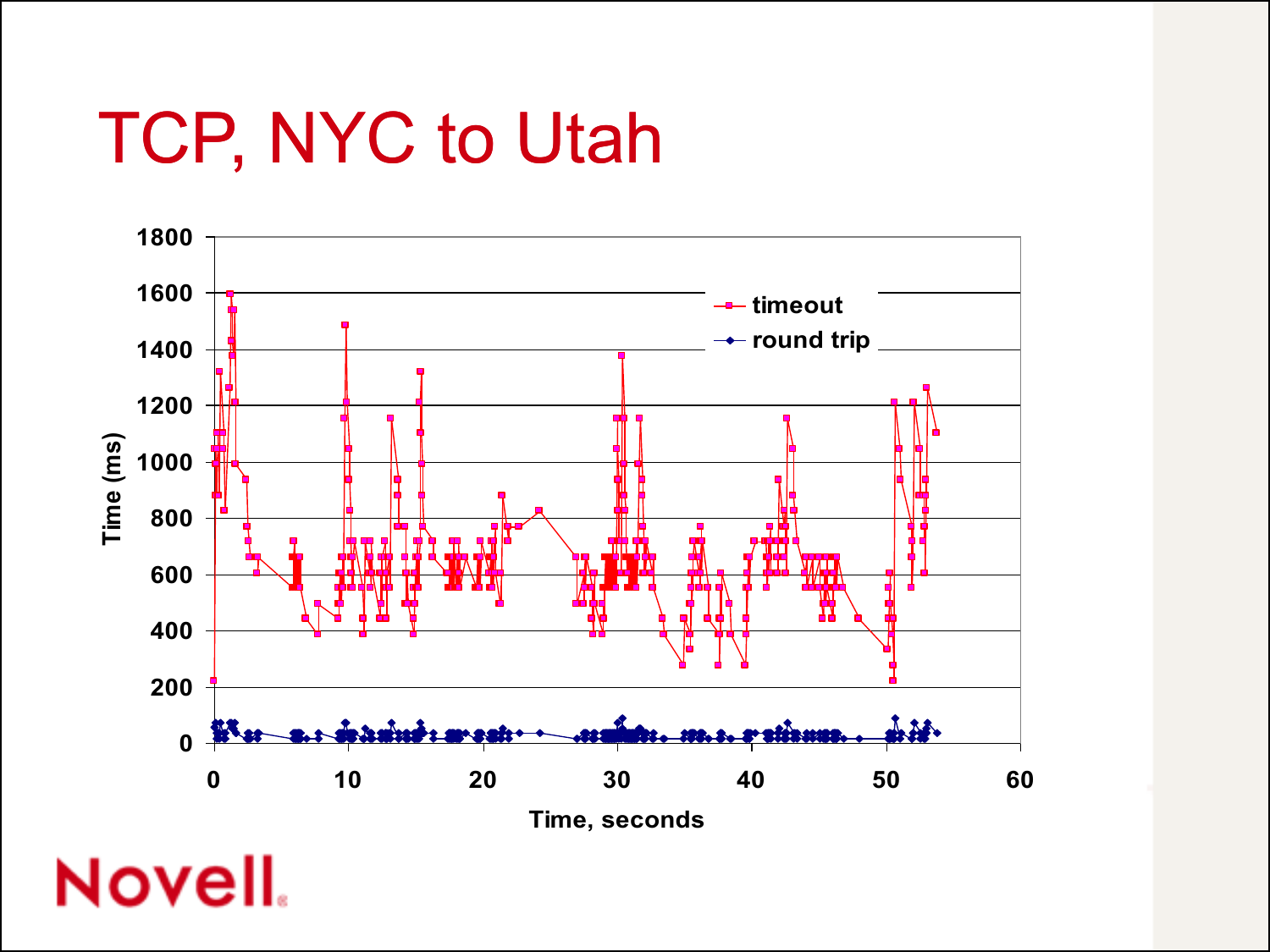# TCP, NYC to Utah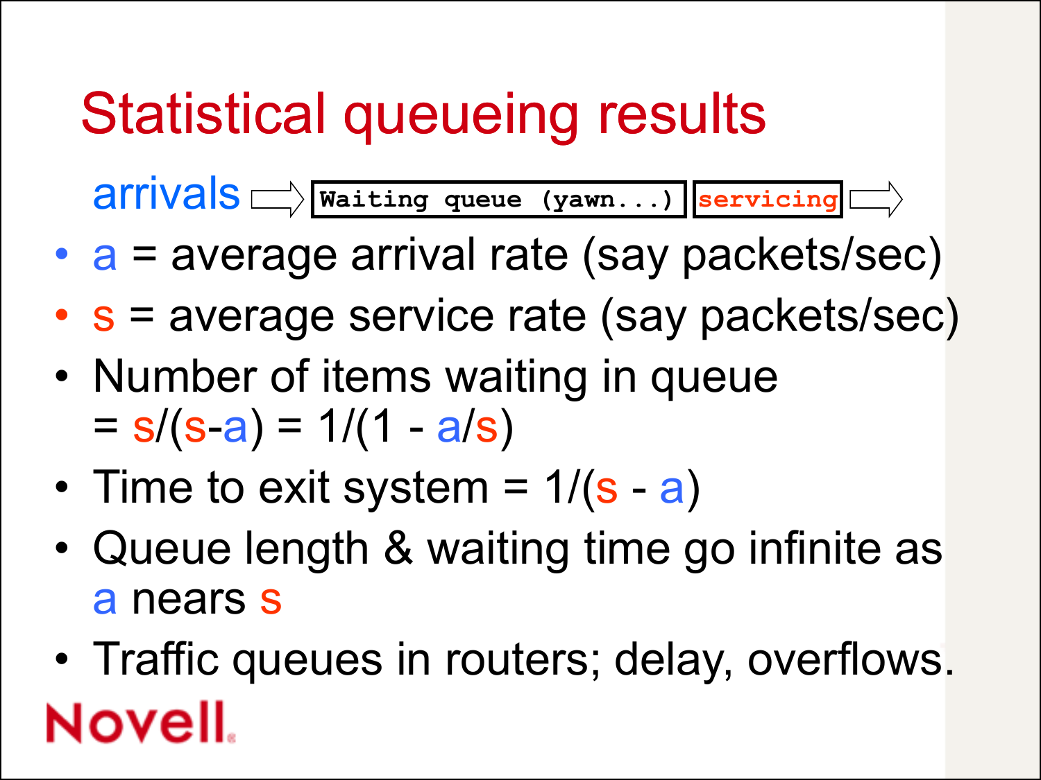# Statistical queueing results

arrivals ⇒ `Waiting queue (yawn...)` `servicing` ⇒

- $a$ = average arrival rate (say packets/sec)
- $s$ = average service rate (say packets/sec)
- Number of items waiting in queue $= s/(s-a) = 1/(1 - a/s)$
- Time to exit system $= 1/(s - a)$
- Queue length & waiting time go infinite as $a$ nears $s$
- Traffic queues in routers; delay, overflows.

Novell.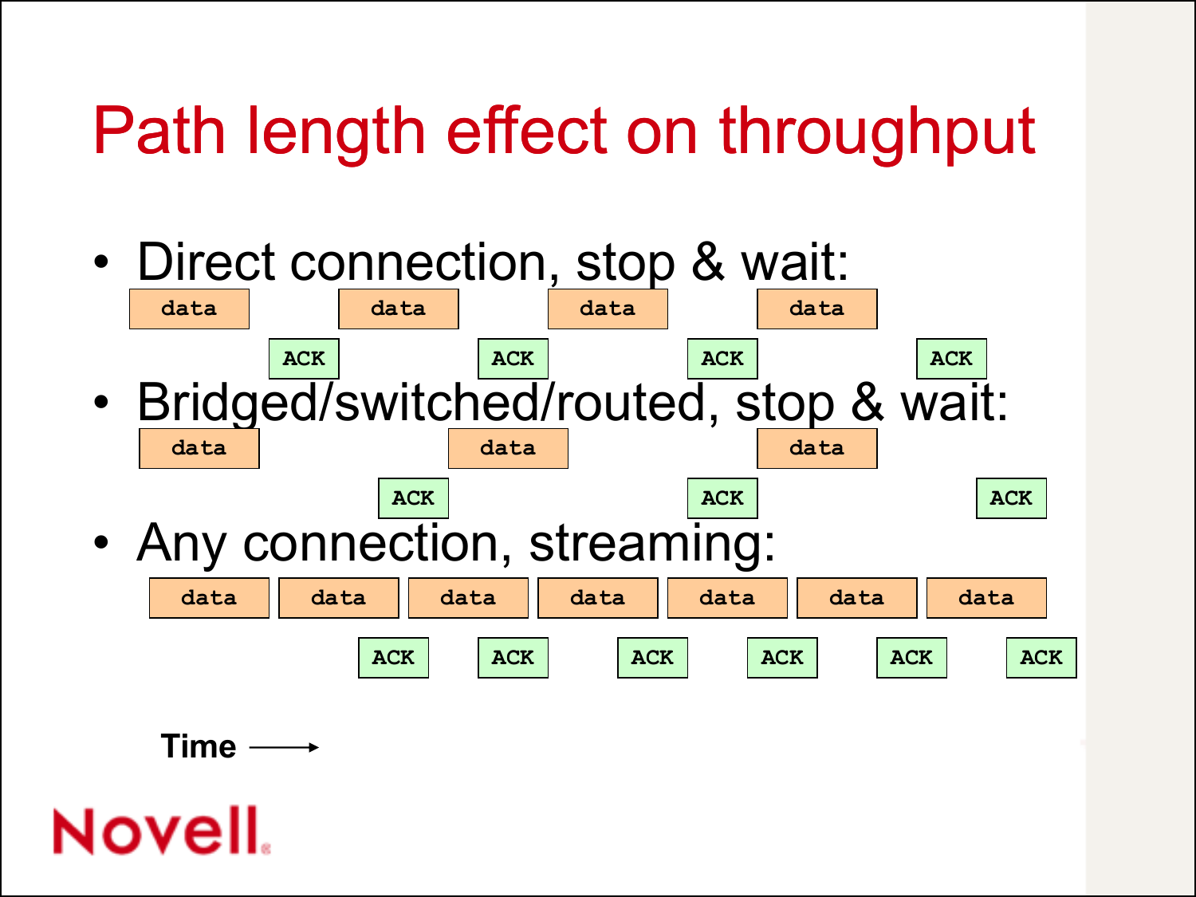# Path length effect on throughput

- Direct connection, stop & wait:

  data ACK data ACK data ACK data ACK

- Bridged/switched/routed, stop & wait:

  data ACK data ACK data ACK

- Any connection, streaming:

  data data data data data data data

  ACK ACK ACK ACK ACK ACK

Time →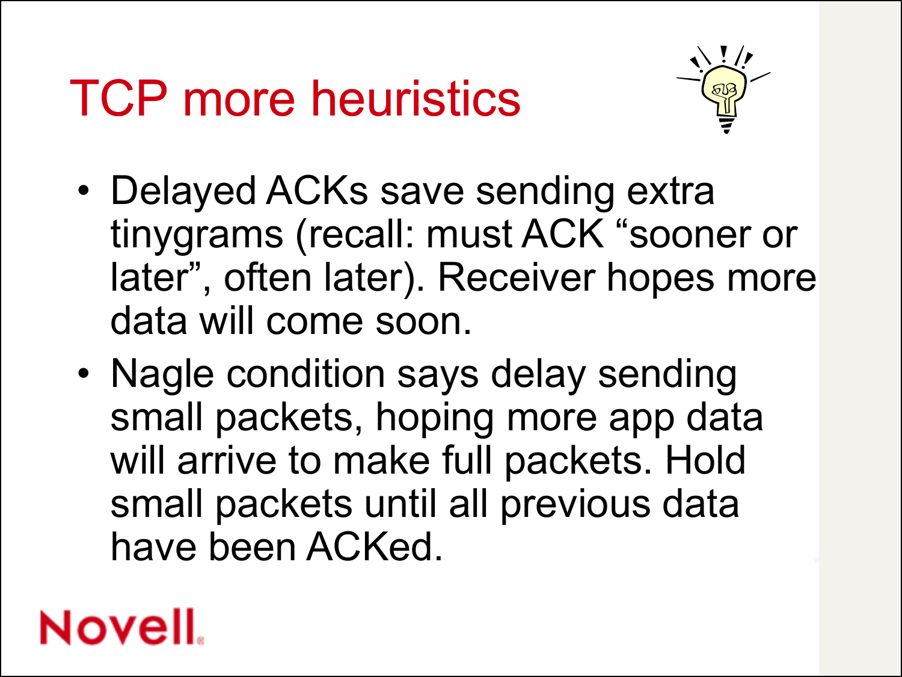# TCP more heuristics

- Delayed ACKs save sending extra tinygrams (recall: must ACK “sooner or later”, often later). Receiver hopes more data will come soon.
- Nagle condition says delay sending small packets, hoping more app data will arrive to make full packets. Hold small packets until all previous data have been ACKed.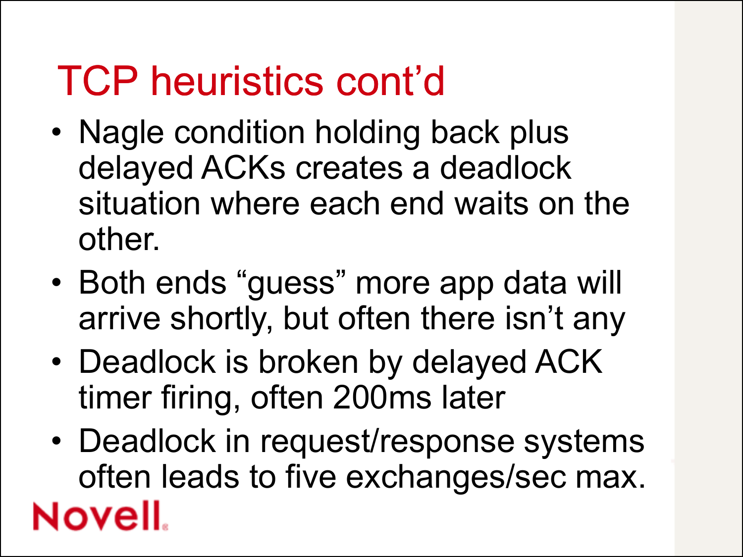# TCP heuristics cont'd

- Nagle condition holding back plus delayed ACKs creates a deadlock situation where each end waits on the other.
- Both ends "guess" more app data will arrive shortly, but often there isn't any
- Deadlock is broken by delayed ACK timer firing, often 200ms later
- Deadlock in request/response systems often leads to five exchanges/sec max.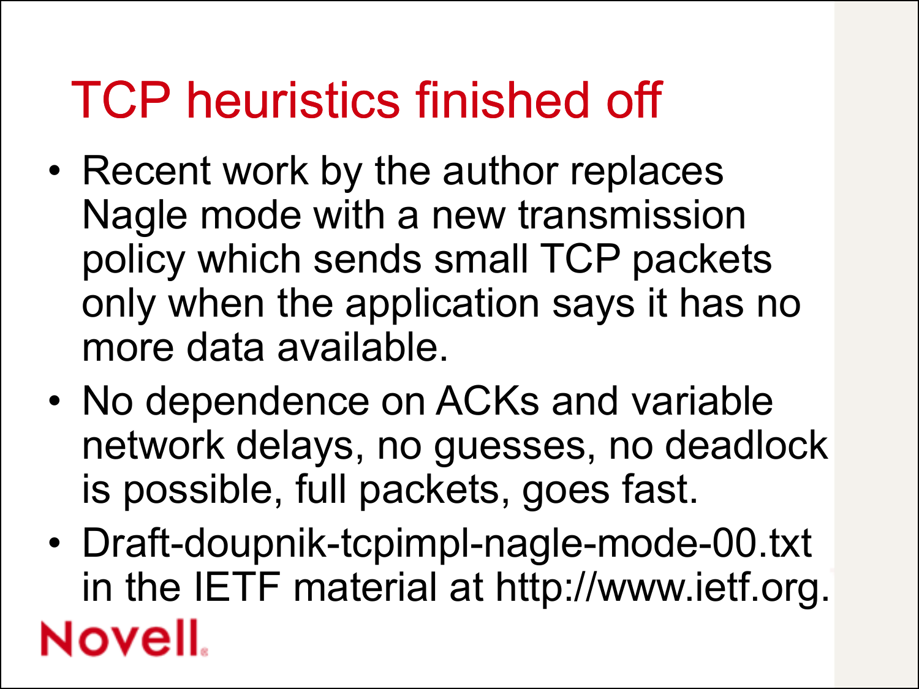# TCP heuristics finished off

- Recent work by the author replaces Nagle mode with a new transmission policy which sends small TCP packets only when the application says it has no more data available.
- No dependence on ACKs and variable network delays, no guesses, no deadlock is possible, full packets, goes fast.
- Draft-doupnik-tcpimpl-nagle-mode-00.txt in the IETF material at http://www.ietf.org.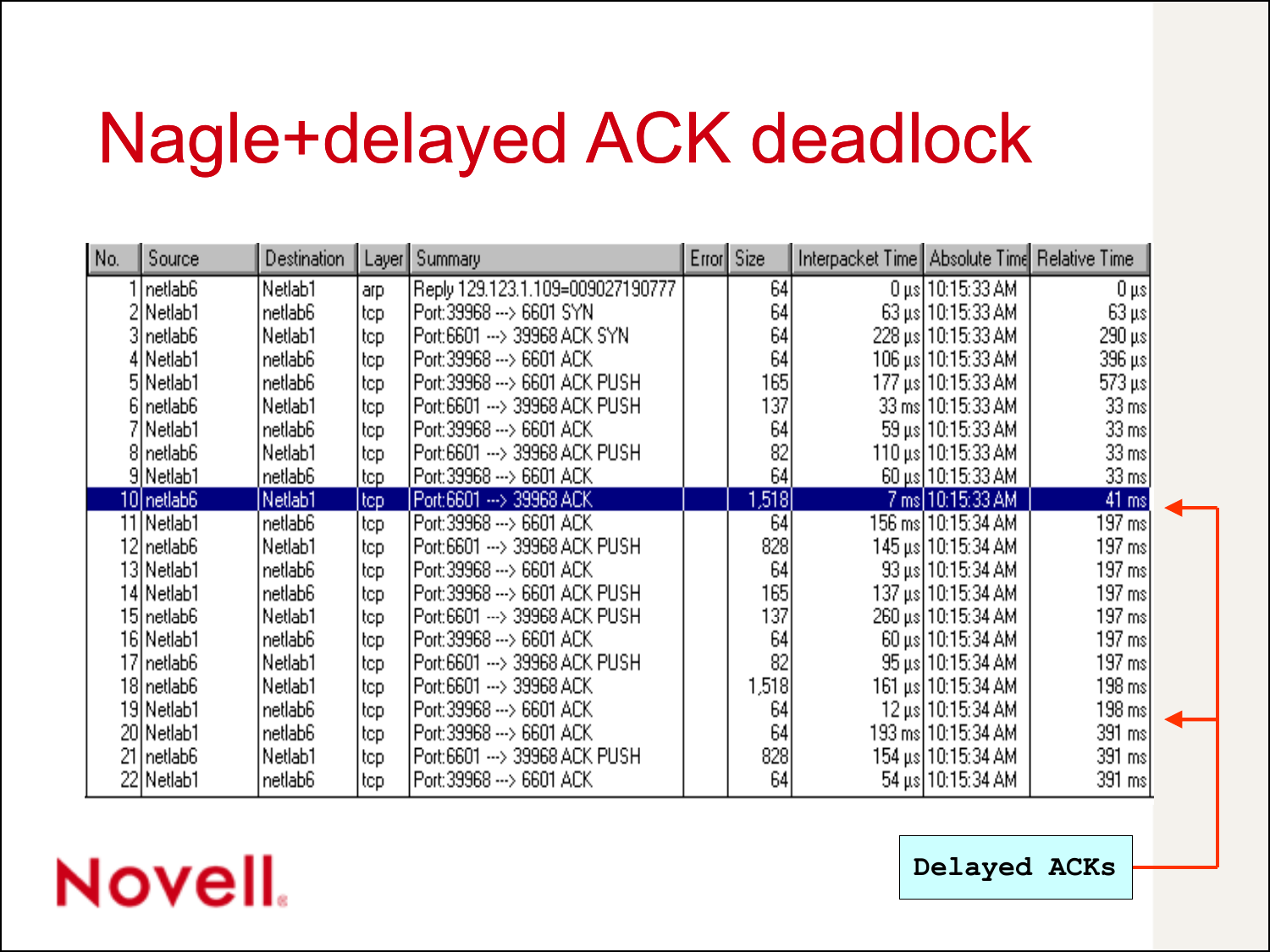# Nagle+delayed ACK deadlock

| No. | Source | Destination | Layer | Summary | Error | Size | Interpacket Time | Absolute Time | Relative Time |
|---|---|---|---|---|---|---|---|---|---|
| 1 | netlab6 | Netlab1 | arp | Reply 129.123.1.109=009027190777 | | 64 | 0 µs | 10:15:33 AM | 0 µs |
| 2 | Netlab1 | netlab6 | tcp | Port:39968 ---> 6601 SYN | | 64 | 63 µs | 10:15:33 AM | 63 µs |
| 3 | netlab6 | Netlab1 | tcp | Port:6601 ---> 39968 ACK SYN | | 64 | 228 µs | 10:15:33 AM | 290 µs |
| 4 | Netlab1 | netlab6 | tcp | Port:39968 ---> 6601 ACK | | 64 | 106 µs | 10:15:33 AM | 396 µs |
| 5 | Netlab1 | netlab6 | tcp | Port:39968 ---> 6601 ACK PUSH | | 165 | 177 µs | 10:15:33 AM | 573 µs |
| 6 | netlab6 | Netlab1 | tcp | Port:6601 ---> 39968 ACK PUSH | | 137 | 33 ms | 10:15:33 AM | 33 ms |
| 7 | Netlab1 | netlab6 | tcp | Port:39968 ---> 6601 ACK | | 64 | 59 µs | 10:15:33 AM | 33 ms |
| 8 | netlab6 | Netlab1 | tcp | Port:6601 ---> 39968 ACK PUSH | | 82 | 110 µs | 10:15:33 AM | 33 ms |
| 9 | Netlab1 | netlab6 | tcp | Port:39968 ---> 6601 ACK | | 64 | 60 µs | 10:15:33 AM | 33 ms |
| 10 | netlab6 | Netlab1 | tcp | Port:6601 ---> 39968 ACK | | 1,518 | 7 ms | 10:15:33 AM | 41 ms |
| 11 | Netlab1 | netlab6 | tcp | Port:39968 ---> 6601 ACK | | 64 | 156 ms | 10:15:34 AM | 197 ms |
| 12 | netlab6 | Netlab1 | tcp | Port:6601 ---> 39968 ACK PUSH | | 828 | 145 µs | 10:15:34 AM | 197 ms |
| 13 | Netlab1 | netlab6 | tcp | Port:39968 ---> 6601 ACK | | 64 | 93 µs | 10:15:34 AM | 197 ms |
| 14 | Netlab1 | netlab6 | tcp | Port:39968 ---> 6601 ACK PUSH | | 165 | 137 µs | 10:15:34 AM | 197 ms |
| 15 | netlab6 | Netlab1 | tcp | Port:6601 ---> 39968 ACK PUSH | | 137 | 260 µs | 10:15:34 AM | 197 ms |
| 16 | Netlab1 | netlab6 | tcp | Port:39968 ---> 6601 ACK | | 64 | 60 µs | 10:15:34 AM | 197 ms |
| 17 | netlab6 | Netlab1 | tcp | Port:6601 ---> 39968 ACK PUSH | | 82 | 95 µs | 10:15:34 AM | 197 ms |
| 18 | netlab6 | Netlab1 | tcp | Port:6601 ---> 39968 ACK | | 1,518 | 161 µs | 10:15:34 AM | 198 ms |
| 19 | Netlab1 | netlab6 | tcp | Port:39968 ---> 6601 ACK | | 64 | 12 µs | 10:15:34 AM | 198 ms |
| 20 | Netlab1 | netlab6 | tcp | Port:39968 ---> 6601 ACK | | 64 | 193 ms | 10:15:34 AM | 391 ms |
| 21 | netlab6 | Netlab1 | tcp | Port:6601 ---> 39968 ACK PUSH | | 828 | 154 µs | 10:15:34 AM | 391 ms |
| 22 | Netlab1 | netlab6 | tcp | Port:39968 ---> 6601 ACK | | 64 | 54 µs | 10:15:34 AM | 391 ms |

Delayed ACKs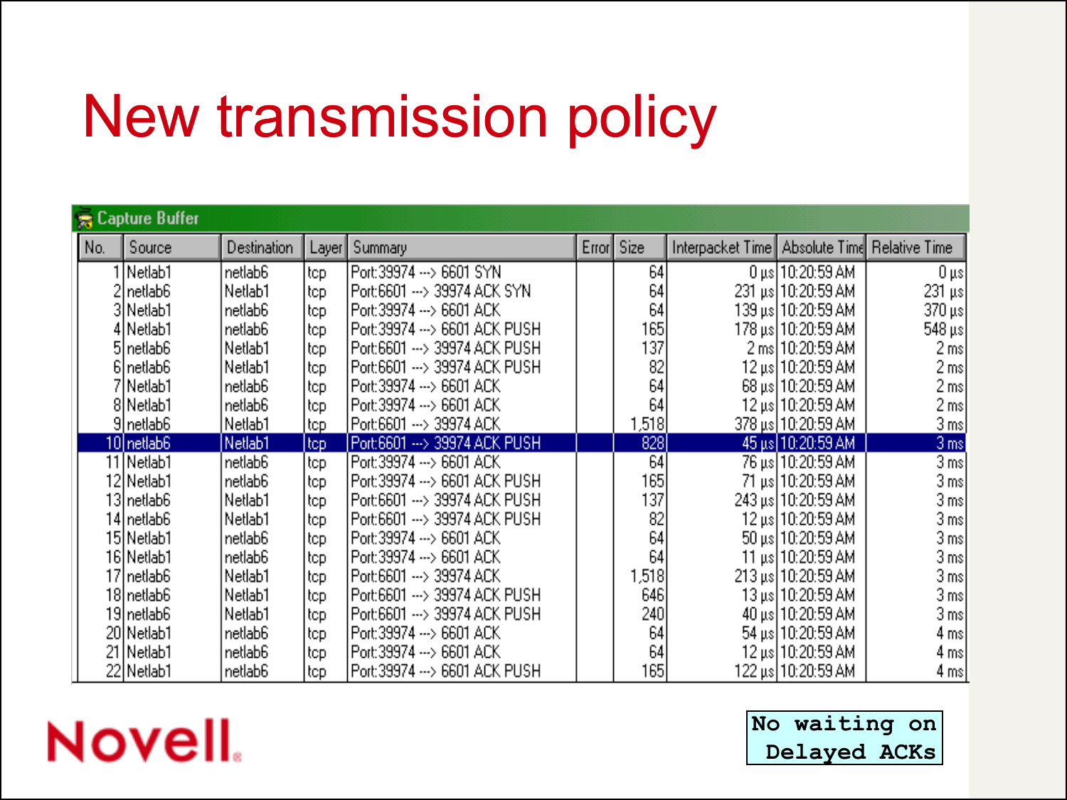# New transmission policy

**Capture Buffer**

| No. | Source | Destination | Layer | Summary | Error | Size | Interpacket Time | Absolute Time | Relative Time |
|---|---|---|---|---|---|---|---|---|---|
| 1 | Netlab1 | netlab6 | tcp | Port:39974 ---> 6601 SYN | | 64 | 0 µs | 10:20:59 AM | 0 µs |
| 2 | netlab6 | Netlab1 | tcp | Port:6601 ---> 39974 ACK SYN | | 64 | 231 µs | 10:20:59 AM | 231 µs |
| 3 | Netlab1 | netlab6 | tcp | Port:39974 ---> 6601 ACK | | 64 | 139 µs | 10:20:59 AM | 370 µs |
| 4 | Netlab1 | netlab6 | tcp | Port:39974 ---> 6601 ACK PUSH | | 165 | 178 µs | 10:20:59 AM | 548 µs |
| 5 | netlab6 | Netlab1 | tcp | Port:6601 ---> 39974 ACK PUSH | | 137 | 2 ms | 10:20:59 AM | 2 ms |
| 6 | netlab6 | Netlab1 | tcp | Port:6601 ---> 39974 ACK PUSH | | 82 | 12 µs | 10:20:59 AM | 2 ms |
| 7 | Netlab1 | netlab6 | tcp | Port:39974 ---> 6601 ACK | | 64 | 68 µs | 10:20:59 AM | 2 ms |
| 8 | Netlab1 | netlab6 | tcp | Port:39974 ---> 6601 ACK | | 64 | 12 µs | 10:20:59 AM | 2 ms |
| 9 | netlab6 | Netlab1 | tcp | Port:6601 ---> 39974 ACK | | 1,518 | 378 µs | 10:20:59 AM | 3 ms |
| 10 | netlab6 | Netlab1 | tcp | Port:6601 ---> 39974 ACK PUSH | | 828 | 45 µs | 10:20:59 AM | 3 ms |
| 11 | Netlab1 | netlab6 | tcp | Port:39974 ---> 6601 ACK | | 64 | 76 µs | 10:20:59 AM | 3 ms |
| 12 | Netlab1 | netlab6 | tcp | Port:39974 ---> 6601 ACK PUSH | | 165 | 71 µs | 10:20:59 AM | 3 ms |
| 13 | netlab6 | Netlab1 | tcp | Port:6601 ---> 39974 ACK PUSH | | 137 | 243 µs | 10:20:59 AM | 3 ms |
| 14 | netlab6 | Netlab1 | tcp | Port:6601 ---> 39974 ACK PUSH | | 82 | 12 µs | 10:20:59 AM | 3 ms |
| 15 | Netlab1 | netlab6 | tcp | Port:39974 ---> 6601 ACK | | 64 | 50 µs | 10:20:59 AM | 3 ms |
| 16 | Netlab1 | netlab6 | tcp | Port:39974 ---> 6601 ACK | | 64 | 11 µs | 10:20:59 AM | 3 ms |
| 17 | netlab6 | Netlab1 | tcp | Port:6601 ---> 39974 ACK | | 1,518 | 213 µs | 10:20:59 AM | 3 ms |
| 18 | netlab6 | Netlab1 | tcp | Port:6601 ---> 39974 ACK PUSH | | 646 | 13 µs | 10:20:59 AM | 3 ms |
| 19 | netlab6 | Netlab1 | tcp | Port:6601 ---> 39974 ACK PUSH | | 240 | 40 µs | 10:20:59 AM | 3 ms |
| 20 | Netlab1 | netlab6 | tcp | Port:39974 ---> 6601 ACK | | 64 | 54 µs | 10:20:59 AM | 4 ms |
| 21 | Netlab1 | netlab6 | tcp | Port:39974 ---> 6601 ACK | | 64 | 12 µs | 10:20:59 AM | 4 ms |
| 22 | Netlab1 | netlab6 | tcp | Port:39974 ---> 6601 ACK PUSH | | 165 | 122 µs | 10:20:59 AM | 4 ms |

No waiting on Delayed ACKs

Novell.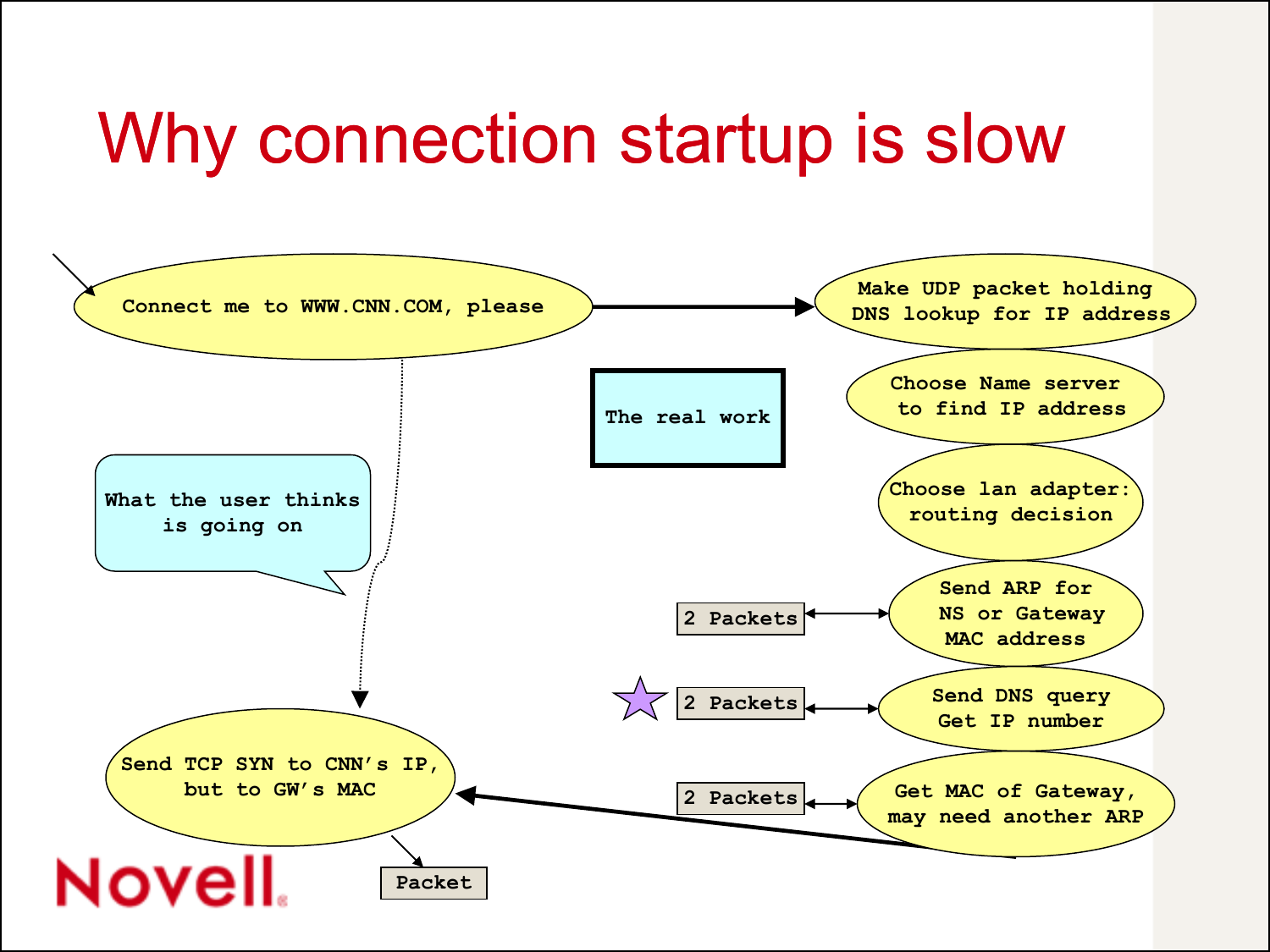# Why connection startup is slow

Connect me to WWW.CNN.COM, please

What the user thinks is going on

The real work

Make UDP packet holding DNS lookup for IP address

Choose Name server to find IP address

Choose lan adapter: routing decision

Send ARP for NS or Gateway MAC address — 2 Packets

Send DNS query Get IP number — 2 Packets

Get MAC of Gateway, may need another ARP — 2 Packets

Send TCP SYN to CNN's IP, but to GW's MAC — Packet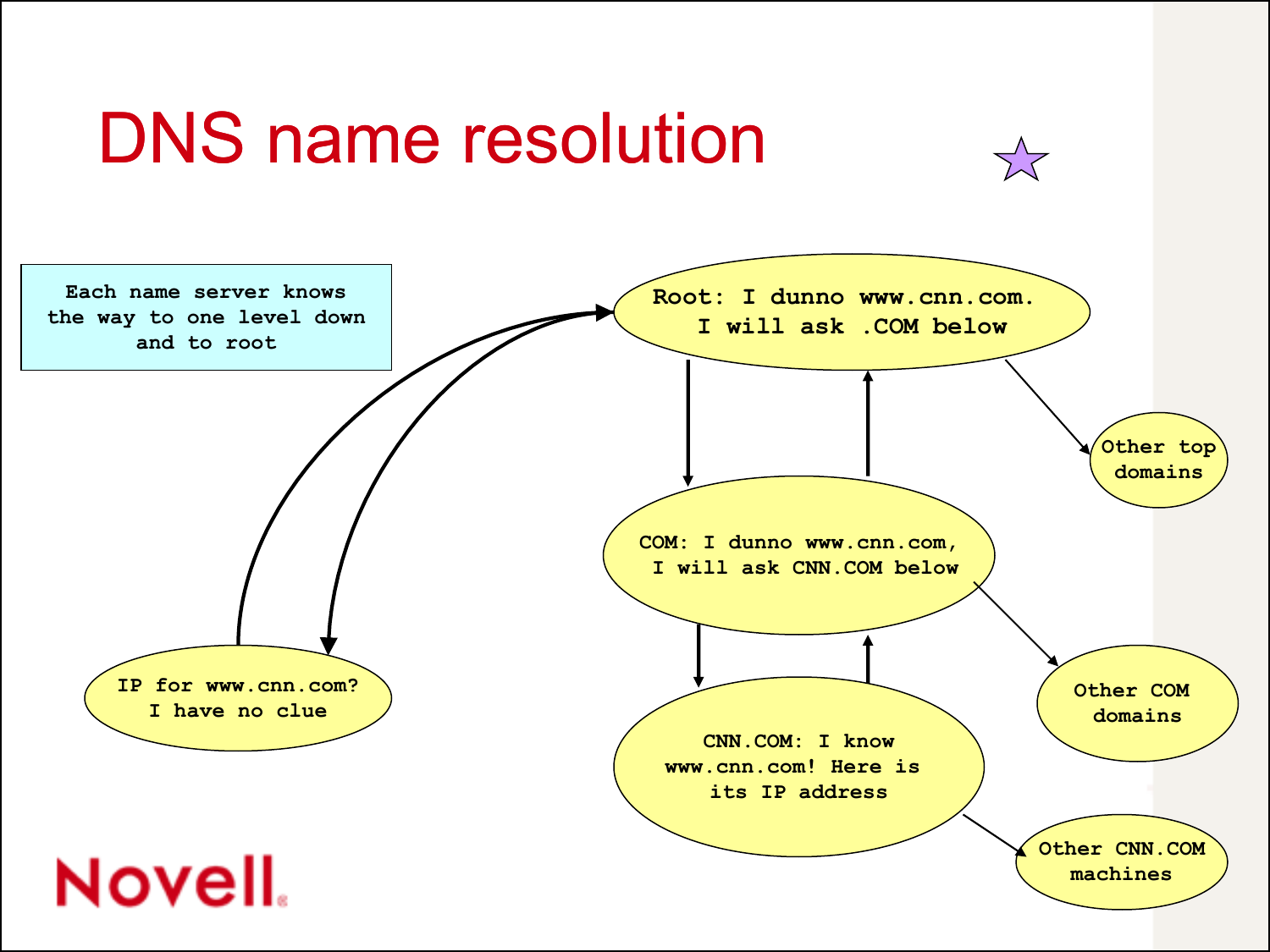# DNS name resolution

Each name server knows the way to one level down and to root

IP for www.cnn.com? I have no clue

Root: I dunno www.cnn.com. I will ask .COM below

COM: I dunno www.cnn.com, I will ask CNN.COM below

CNN.COM: I know www.cnn.com! Here is its IP address

Other top domains

Other COM domains

Other CNN.COM machines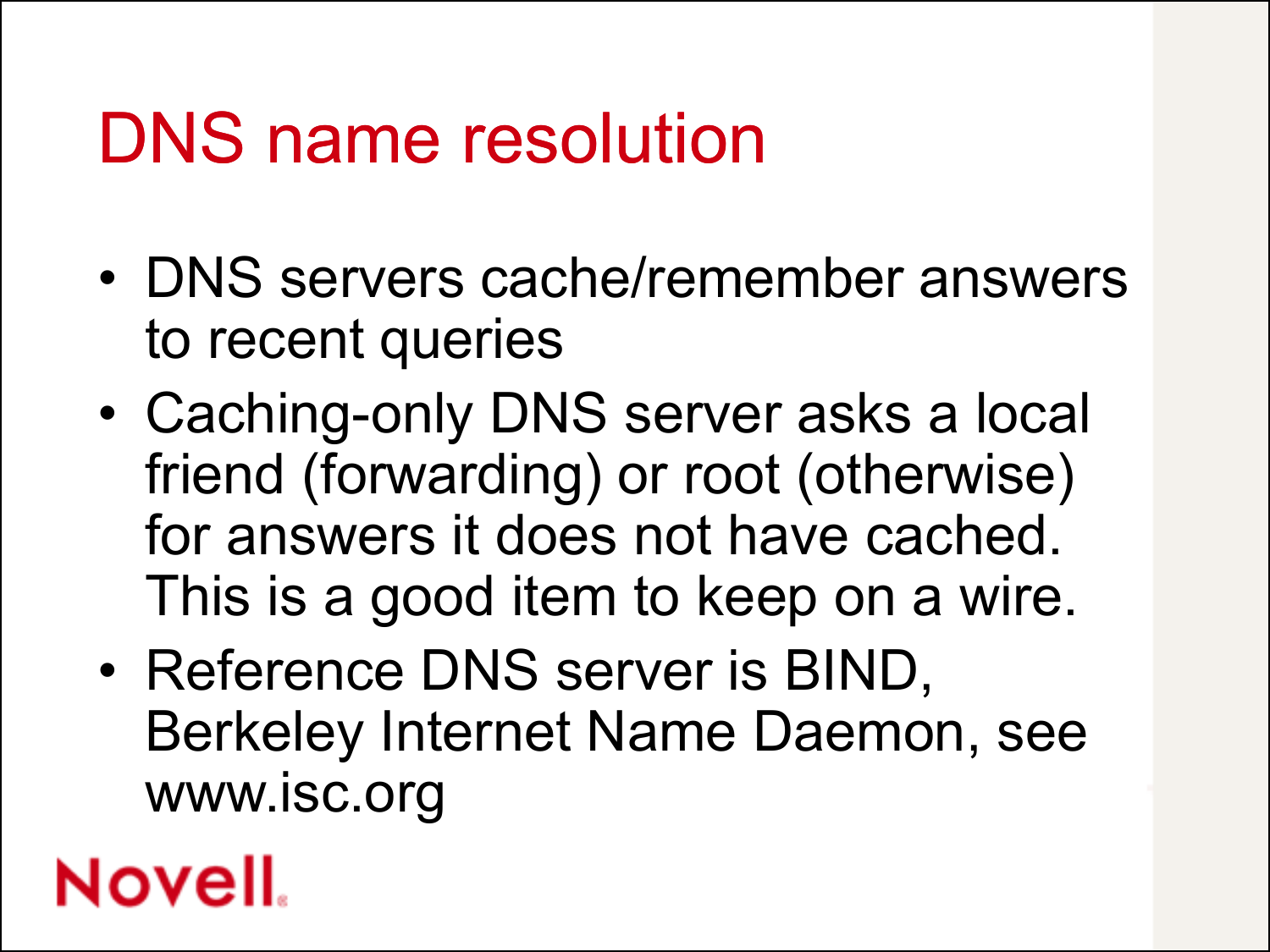# DNS name resolution

- DNS servers cache/remember answers to recent queries
- Caching-only DNS server asks a local friend (forwarding) or root (otherwise) for answers it does not have cached. This is a good item to keep on a wire.
- Reference DNS server is BIND, Berkeley Internet Name Daemon, see www.isc.org

Novell.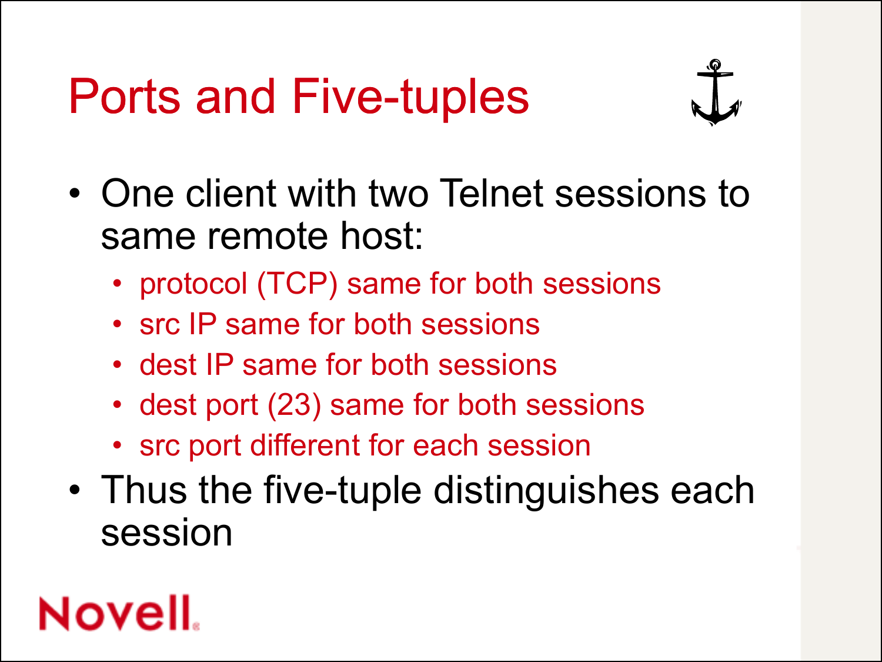# Ports and Five-tuples

- One client with two Telnet sessions to same remote host:
  - protocol (TCP) same for both sessions
  - src IP same for both sessions
  - dest IP same for both sessions
  - dest port (23) same for both sessions
  - src port different for each session
- Thus the five-tuple distinguishes each session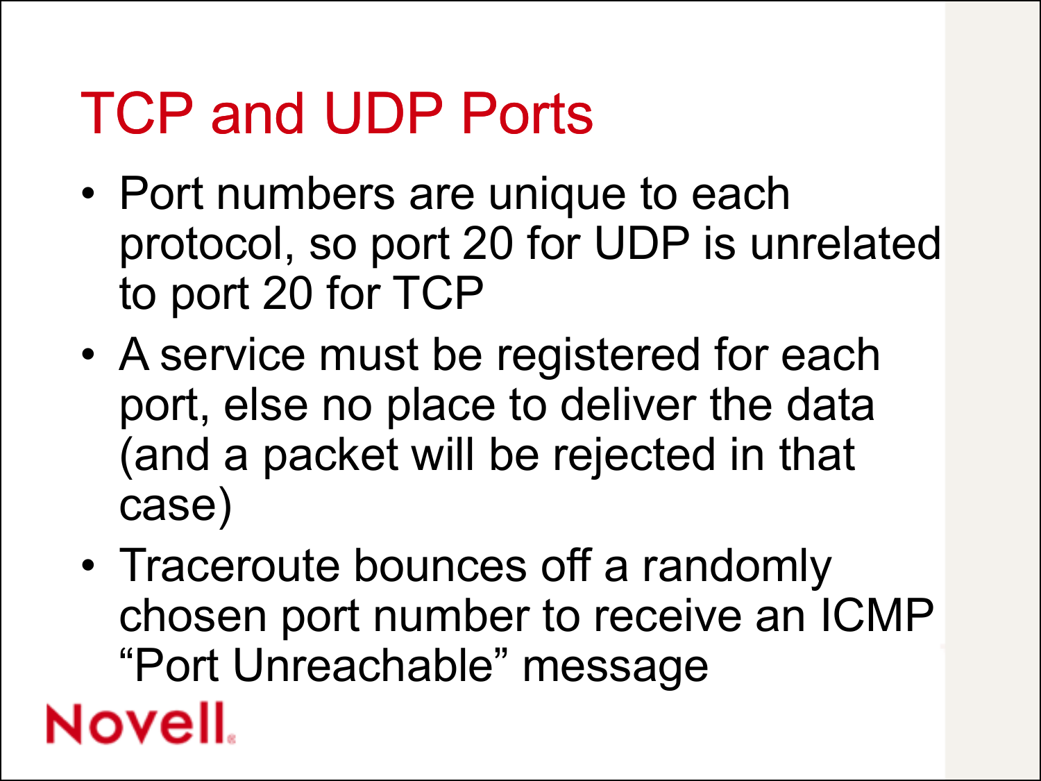# TCP and UDP Ports

- Port numbers are unique to each protocol, so port 20 for UDP is unrelated to port 20 for TCP
- A service must be registered for each port, else no place to deliver the data (and a packet will be rejected in that case)
- Traceroute bounces off a randomly chosen port number to receive an ICMP “Port Unreachable” message

Novell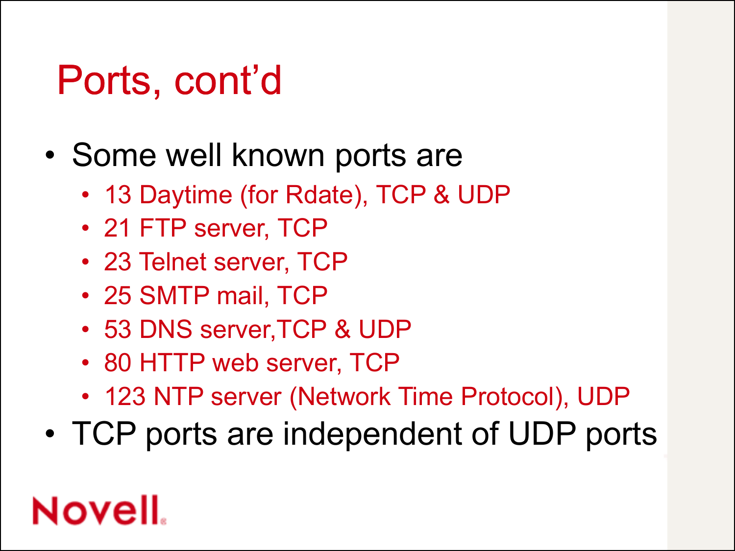# Ports, cont'd

- Some well known ports are
  - 13 Daytime (for Rdate), TCP & UDP
  - 21 FTP server, TCP
  - 23 Telnet server, TCP
  - 25 SMTP mail, TCP
  - 53 DNS server,TCP & UDP
  - 80 HTTP web server, TCP
  - 123 NTP server (Network Time Protocol), UDP
- TCP ports are independent of UDP ports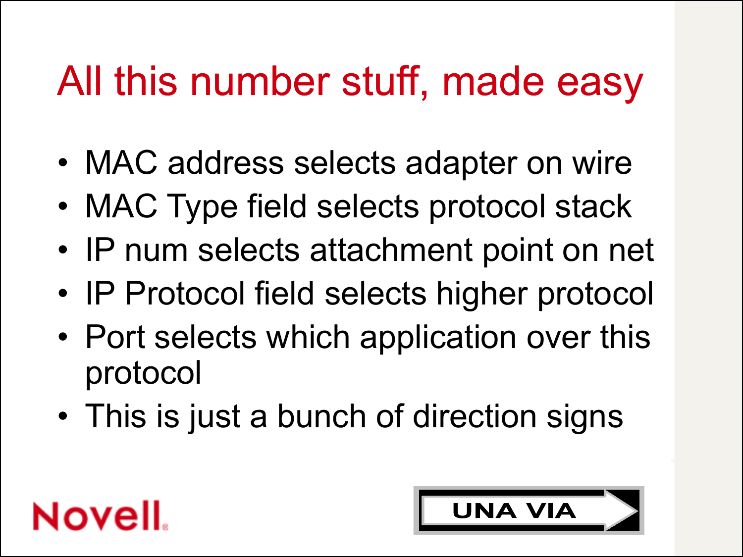# All this number stuff, made easy

- MAC address selects adapter on wire
- MAC Type field selects protocol stack
- IP num selects attachment point on net
- IP Protocol field selects higher protocol
- Port selects which application over this protocol
- This is just a bunch of direction signs

UNA VIA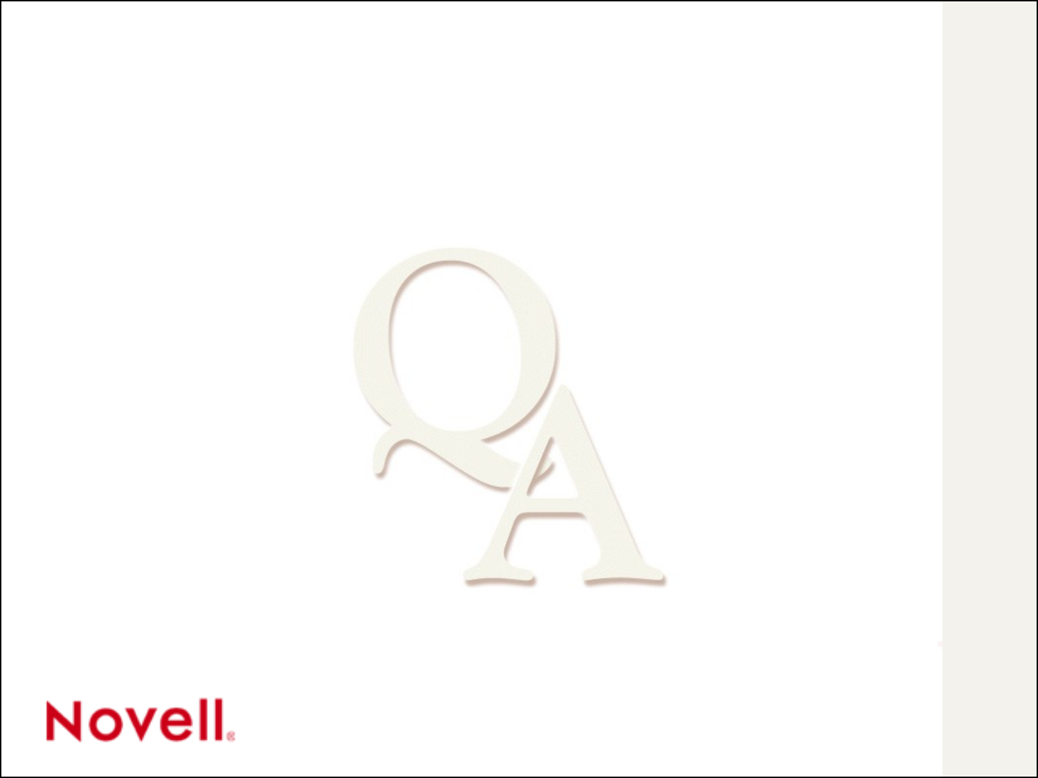Q A

Novell